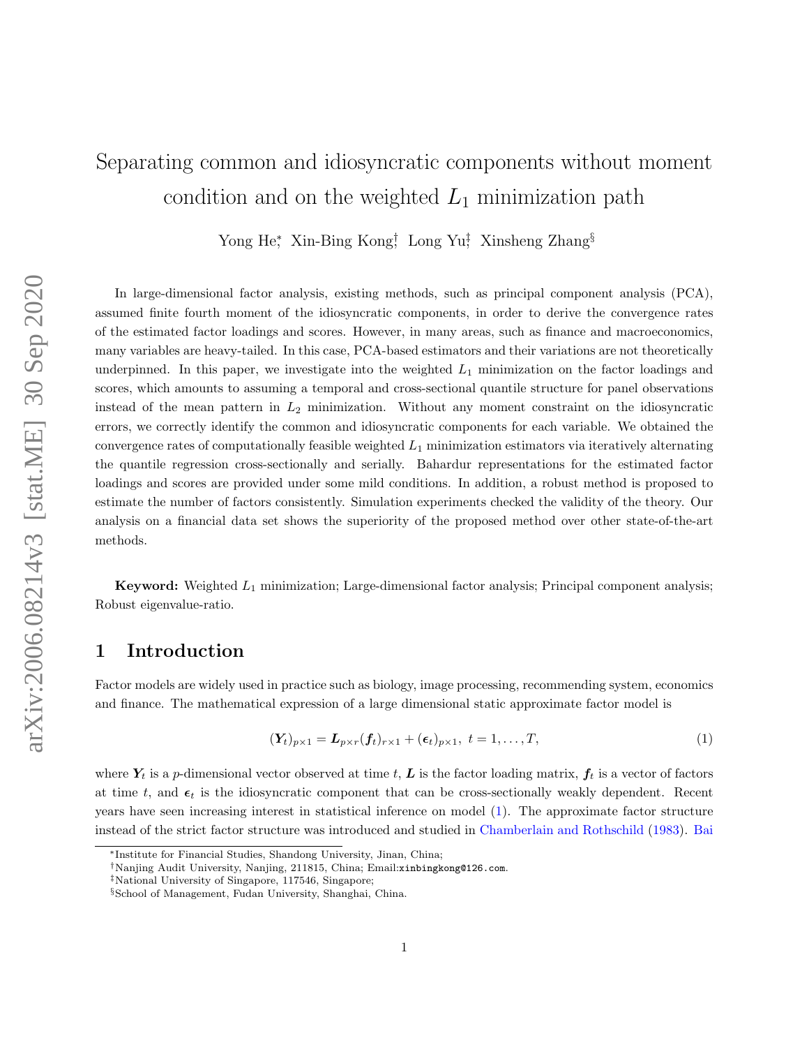# Separating common and idiosyncratic components without moment condition and on the weighted $L_1$ minimization path

Yong He[*], Xin-Bing Kong[†], Long Yu[‡], Xinsheng Zhang[§]

In large-dimensional factor analysis, existing methods, such as principal component analysis (PCA), assumed finite fourth moment of the idiosyncratic components, in order to derive the convergence rates of the estimated factor loadings and scores. However, in many areas, such as finance and macroeconomics, many variables are heavy-tailed. In this case, PCA-based estimators and their variations are not theoretically underpinned. In this paper, we investigate into the weighted $L_1$ minimization on the factor loadings and scores, which amounts to assuming a temporal and cross-sectional quantile structure for panel observations instead of the mean pattern in $L_2$ minimization. Without any moment constraint on the idiosyncratic errors, we correctly identify the common and idiosyncratic components for each variable. We obtained the convergence rates of computationally feasible weighted $L_1$ minimization estimators via iteratively alternating the quantile regression cross-sectionally and serially. Bahardur representations for the estimated factor loadings and scores are provided under some mild conditions. In addition, a robust method is proposed to estimate the number of factors consistently. Simulation experiments checked the validity of the theory. Our analysis on a financial data set shows the superiority of the proposed method over other state-of-the-art methods.

**Keyword:** Weighted $L_1$ minimization; Large-dimensional factor analysis; Principal component analysis; Robust eigenvalue-ratio.

## 1 Introduction

Factor models are widely used in practice such as biology, image processing, recommending system, economics and finance. The mathematical expression of a large dimensional static approximate factor model is

$$(\boldsymbol{Y}_t)_{p\times 1} = \boldsymbol{L}_{p\times r}(\boldsymbol{f}_t)_{r\times 1} + (\boldsymbol{\epsilon}_t)_{p\times 1},\ t = 1,\dots,T, \tag{1}$$

where $\boldsymbol{Y}_t$ is a $p$-dimensional vector observed at time $t$, $\boldsymbol{L}$ is the factor loading matrix, $\boldsymbol{f}_t$ is a vector of factors at time $t$, and $\boldsymbol{\epsilon}_t$ is the idiosyncratic component that can be cross-sectionally weakly dependent. Recent years have seen increasing interest in statistical inference on model (1). The approximate factor structure instead of the strict factor structure was introduced and studied in Chamberlain and Rothschild (1983). Bai

[*] Institute for Financial Studies, Shandong University, Jinan, China;

[†] Nanjing Audit University, Nanjing, 211815, China; Email: xinbingkong@126.com.

[‡] National University of Singapore, 117546, Singapore;

[§] School of Management, Fudan University, Shanghai, China.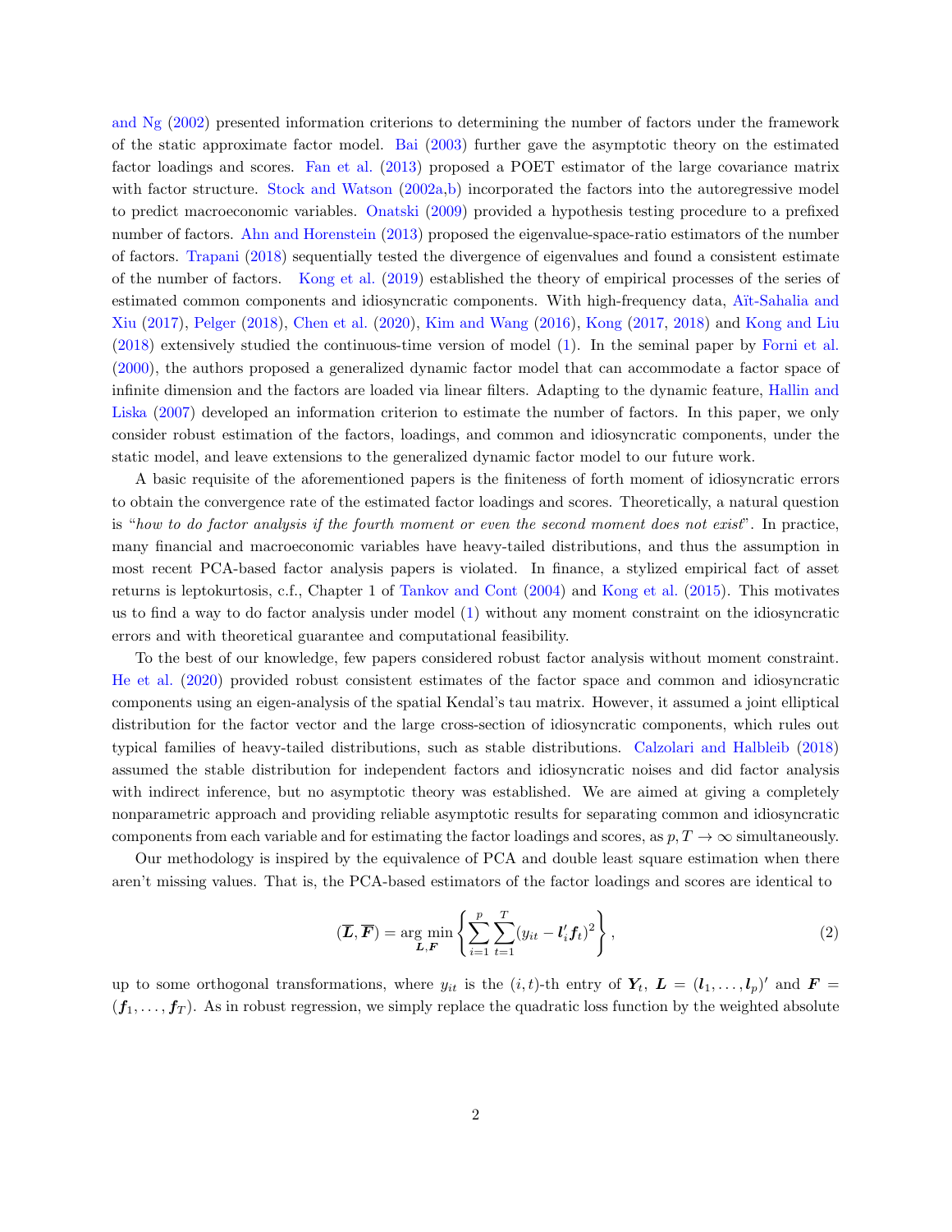and Ng (2002) presented information criterions to determining the number of factors under the framework of the static approximate factor model. Bai (2003) further gave the asymptotic theory on the estimated factor loadings and scores. Fan et al. (2013) proposed a POET estimator of the large covariance matrix with factor structure. Stock and Watson (2002a,b) incorporated the factors into the autoregressive model to predict macroeconomic variables. Onatski (2009) provided a hypothesis testing procedure to a prefixed number of factors. Ahn and Horenstein (2013) proposed the eigenvalue-space-ratio estimators of the number of factors. Trapani (2018) sequentially tested the divergence of eigenvalues and found a consistent estimate of the number of factors. Kong et al. (2019) established the theory of empirical processes of the series of estimated common components and idiosyncratic components. With high-frequency data, Aït-Sahalia and Xiu (2017), Pelger (2018), Chen et al. (2020), Kim and Wang (2016), Kong (2017, 2018) and Kong and Liu (2018) extensively studied the continuous-time version of model (1). In the seminal paper by Forni et al. (2000), the authors proposed a generalized dynamic factor model that can accommodate a factor space of infinite dimension and the factors are loaded via linear filters. Adapting to the dynamic feature, Hallin and Liska (2007) developed an information criterion to estimate the number of factors. In this paper, we only consider robust estimation of the factors, loadings, and common and idiosyncratic components, under the static model, and leave extensions to the generalized dynamic factor model to our future work.

A basic requisite of the aforementioned papers is the finiteness of forth moment of idiosyncratic errors to obtain the convergence rate of the estimated factor loadings and scores. Theoretically, a natural question is "*how to do factor analysis if the fourth moment or even the second moment does not exist*". In practice, many financial and macroeconomic variables have heavy-tailed distributions, and thus the assumption in most recent PCA-based factor analysis papers is violated. In finance, a stylized empirical fact of asset returns is leptokurtosis, c.f., Chapter 1 of Tankov and Cont (2004) and Kong et al. (2015). This motivates us to find a way to do factor analysis under model (1) without any moment constraint on the idiosyncratic errors and with theoretical guarantee and computational feasibility.

To the best of our knowledge, few papers considered robust factor analysis without moment constraint. He et al. (2020) provided robust consistent estimates of the factor space and common and idiosyncratic components using an eigen-analysis of the spatial Kendal's tau matrix. However, it assumed a joint elliptical distribution for the factor vector and the large cross-section of idiosyncratic components, which rules out typical families of heavy-tailed distributions, such as stable distributions. Calzolari and Halbleib (2018) assumed the stable distribution for independent factors and idiosyncratic noises and did factor analysis with indirect inference, but no asymptotic theory was established. We are aimed at giving a completely nonparametric approach and providing reliable asymptotic results for separating common and idiosyncratic components from each variable and for estimating the factor loadings and scores, as $p, T \to \infty$ simultaneously.

Our methodology is inspired by the equivalence of PCA and double least square estimation when there aren't missing values. That is, the PCA-based estimators of the factor loadings and scores are identical to

$$(\overline{\boldsymbol{L}}, \overline{\boldsymbol{F}}) = \arg\min_{\boldsymbol{L}, \boldsymbol{F}} \left\{ \sum_{i=1}^{p} \sum_{t=1}^{T} (y_{it} - \boldsymbol{l}_i' \boldsymbol{f}_t)^2 \right\}, \tag{2}$$

up to some orthogonal transformations, where $y_{it}$ is the $(i,t)$-th entry of $\boldsymbol{Y}_t$, $\boldsymbol{L} = (\boldsymbol{l}_1, \ldots, \boldsymbol{l}_p)'$ and $\boldsymbol{F} = (\boldsymbol{f}_1, \ldots, \boldsymbol{f}_T)$. As in robust regression, we simply replace the quadratic loss function by the weighted absolute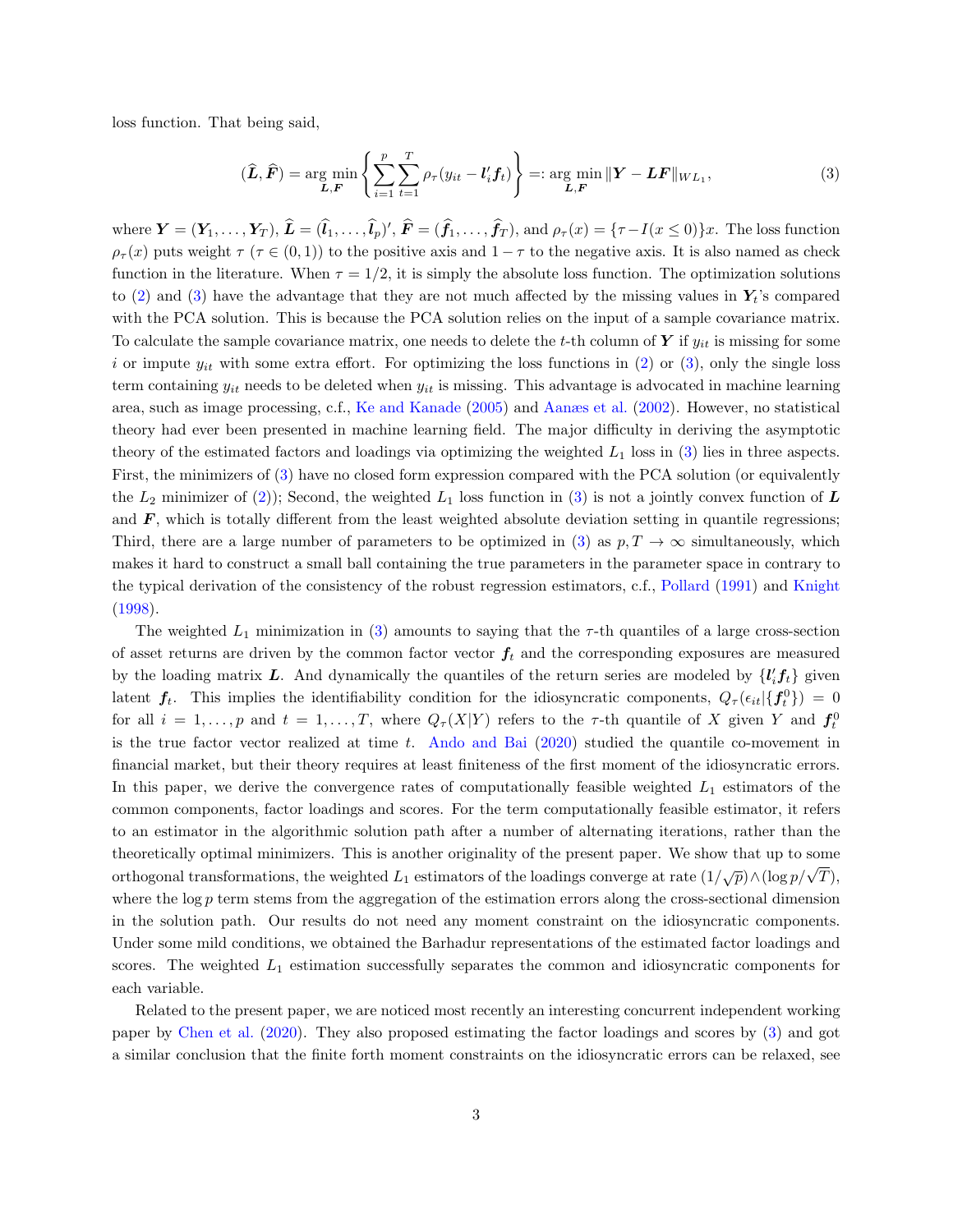loss function. That being said,

$$
(\widehat{\boldsymbol{L}}, \widehat{\boldsymbol{F}}) = \underset{\boldsymbol{L},\boldsymbol{F}}{\arg\min} \left\{ \sum_{i=1}^{p} \sum_{t=1}^{T} \rho_\tau(y_{it} - \boldsymbol{l}_i' \boldsymbol{f}_t) \right\} =: \underset{\boldsymbol{L},\boldsymbol{F}}{\arg\min} \|\boldsymbol{Y} - \boldsymbol{L}\boldsymbol{F}\|_{WL_1}, \tag{3}
$$

where $\boldsymbol{Y} = (\boldsymbol{Y}_1, \ldots, \boldsymbol{Y}_T)$, $\widehat{\boldsymbol{L}} = (\widehat{\boldsymbol{l}}_1, \ldots, \widehat{\boldsymbol{l}}_p)'$, $\widehat{\boldsymbol{F}} = (\widehat{\boldsymbol{f}}_1, \ldots, \widehat{\boldsymbol{f}}_T)$, and $\rho_\tau(x) = \{\tau - I(x \leq 0)\}x$. The loss function $\rho_\tau(x)$ puts weight $\tau$ ($\tau \in (0,1)$) to the positive axis and $1-\tau$ to the negative axis. It is also named as check function in the literature. When $\tau = 1/2$, it is simply the absolute loss function. The optimization solutions to (2) and (3) have the advantage that they are not much affected by the missing values in $\boldsymbol{Y}_t$'s compared with the PCA solution. This is because the PCA solution relies on the input of a sample covariance matrix. To calculate the sample covariance matrix, one needs to delete the $t$-th column of $\boldsymbol{Y}$ if $y_{it}$ is missing for some $i$ or impute $y_{it}$ with some extra effort. For optimizing the loss functions in (2) or (3), only the single loss term containing $y_{it}$ needs to be deleted when $y_{it}$ is missing. This advantage is advocated in machine learning area, such as image processing, c.f., Ke and Kanade (2005) and Aanæs et al. (2002). However, no statistical theory had ever been presented in machine learning field. The major difficulty in deriving the asymptotic theory of the estimated factors and loadings via optimizing the weighted $L_1$ loss in (3) lies in three aspects. First, the minimizers of (3) have no closed form expression compared with the PCA solution (or equivalently the $L_2$ minimizer of (2)); Second, the weighted $L_1$ loss function in (3) is not a jointly convex function of $\boldsymbol{L}$ and $\boldsymbol{F}$, which is totally different from the least weighted absolute deviation setting in quantile regressions; Third, there are a large number of parameters to be optimized in (3) as $p, T \to \infty$ simultaneously, which makes it hard to construct a small ball containing the true parameters in the parameter space in contrary to the typical derivation of the consistency of the robust regression estimators, c.f., Pollard (1991) and Knight (1998).

The weighted $L_1$ minimization in (3) amounts to saying that the $\tau$-th quantiles of a large cross-section of asset returns are driven by the common factor vector $\boldsymbol{f}_t$ and the corresponding exposures are measured by the loading matrix $\boldsymbol{L}$. And dynamically the quantiles of the return series are modeled by $\{\boldsymbol{l}_i' \boldsymbol{f}_t\}$ given latent $\boldsymbol{f}_t$. This implies the identifiability condition for the idiosyncratic components, $Q_\tau(\epsilon_{it} | \{\boldsymbol{f}_t^0\}) = 0$ for all $i = 1, \ldots, p$ and $t = 1, \ldots, T$, where $Q_\tau(X|Y)$ refers to the $\tau$-th quantile of $X$ given $Y$ and $\boldsymbol{f}_t^0$ is the true factor vector realized at time $t$. Ando and Bai (2020) studied the quantile co-movement in financial market, but their theory requires at least finiteness of the first moment of the idiosyncratic errors. In this paper, we derive the convergence rates of computationally feasible weighted $L_1$ estimators of the common components, factor loadings and scores. For the term computationally feasible estimator, it refers to an estimator in the algorithmic solution path after a number of alternating iterations, rather than the theoretically optimal minimizers. This is another originality of the present paper. We show that up to some orthogonal transformations, the weighted $L_1$ estimators of the loadings converge at rate $(1/\sqrt{p}) \wedge (\log p/\sqrt{T})$, where the $\log p$ term stems from the aggregation of the estimation errors along the cross-sectional dimension in the solution path. Our results do not need any moment constraint on the idiosyncratic components. Under some mild conditions, we obtained the Barhadur representations of the estimated factor loadings and scores. The weighted $L_1$ estimation successfully separates the common and idiosyncratic components for each variable.

Related to the present paper, we are noticed most recently an interesting concurrent independent working paper by Chen et al. (2020). They also proposed estimating the factor loadings and scores by (3) and got a similar conclusion that the finite forth moment constraints on the idiosyncratic errors can be relaxed, see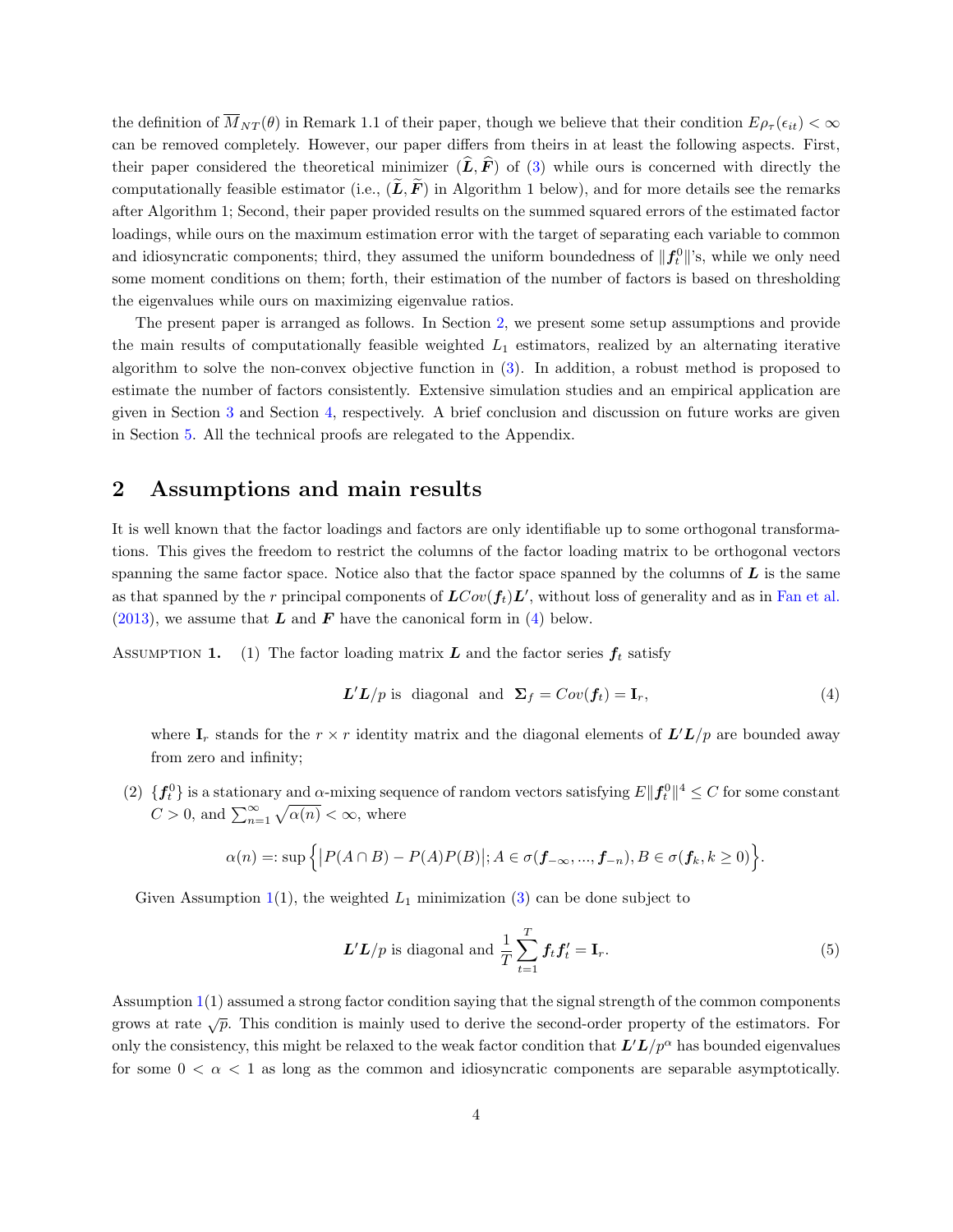the definition of $\overline{M}_{NT}(\theta)$ in Remark 1.1 of their paper, though we believe that their condition $E\rho_\tau(\epsilon_{it}) < \infty$ can be removed completely. However, our paper differs from theirs in at least the following aspects. First, their paper considered the theoretical minimizer $(\widehat{\boldsymbol{L}}, \widehat{\boldsymbol{F}})$ of (3) while ours is concerned with directly the computationally feasible estimator (i.e., $(\widetilde{\boldsymbol{L}}, \widetilde{\boldsymbol{F}})$ in Algorithm 1 below), and for more details see the remarks after Algorithm 1; Second, their paper provided results on the summed squared errors of the estimated factor loadings, while ours on the maximum estimation error with the target of separating each variable to common and idiosyncratic components; third, they assumed the uniform boundedness of $\|\boldsymbol{f}_t^0\|$'s, while we only need some moment conditions on them; forth, their estimation of the number of factors is based on thresholding the eigenvalues while ours on maximizing eigenvalue ratios.

The present paper is arranged as follows. In Section 2, we present some setup assumptions and provide the main results of computationally feasible weighted $L_1$ estimators, realized by an alternating iterative algorithm to solve the non-convex objective function in (3). In addition, a robust method is proposed to estimate the number of factors consistently. Extensive simulation studies and an empirical application are given in Section 3 and Section 4, respectively. A brief conclusion and discussion on future works are given in Section 5. All the technical proofs are relegated to the Appendix.

## 2 Assumptions and main results

It is well known that the factor loadings and factors are only identifiable up to some orthogonal transformations. This gives the freedom to restrict the columns of the factor loading matrix to be orthogonal vectors spanning the same factor space. Notice also that the factor space spanned by the columns of $\boldsymbol{L}$ is the same as that spanned by the $r$ principal components of $\boldsymbol{L}Cov(\boldsymbol{f}_t)\boldsymbol{L}'$, without loss of generality and as in Fan et al. (2013), we assume that $\boldsymbol{L}$ and $\boldsymbol{F}$ have the canonical form in (4) below.

Assumption 1. (1) The factor loading matrix $\boldsymbol{L}$ and the factor series $\boldsymbol{f}_t$ satisfy

$$\boldsymbol{L}'\boldsymbol{L}/p \text{ is diagonal and } \boldsymbol{\Sigma}_f = Cov(\boldsymbol{f}_t) = \mathbf{I}_r, \tag{4}$$

where $\mathbf{I}_r$ stands for the $r \times r$ identity matrix and the diagonal elements of $\boldsymbol{L}'\boldsymbol{L}/p$ are bounded away from zero and infinity;

(2) $\{\boldsymbol{f}_t^0\}$ is a stationary and $\alpha$-mixing sequence of random vectors satisfying $E\|\boldsymbol{f}_t^0\|^4 \le C$ for some constant $C > 0$, and $\sum_{n=1}^{\infty}\sqrt{\alpha(n)} < \infty$, where

$$\alpha(n) =: \sup\Big\{\big|P(A \cap B) - P(A)P(B)\big|; A \in \sigma(\boldsymbol{f}_{-\infty}, ..., \boldsymbol{f}_{-n}), B \in \sigma(\boldsymbol{f}_k, k \ge 0)\Big\}.$$

Given Assumption 1(1), the weighted $L_1$ minimization (3) can be done subject to

$$\boldsymbol{L}'\boldsymbol{L}/p \text{ is diagonal and } \frac{1}{T}\sum_{t=1}^{T}\boldsymbol{f}_t\boldsymbol{f}_t' = \mathbf{I}_r. \tag{5}$$

Assumption 1(1) assumed a strong factor condition saying that the signal strength of the common components grows at rate $\sqrt{p}$. This condition is mainly used to derive the second-order property of the estimators. For only the consistency, this might be relaxed to the weak factor condition that $\boldsymbol{L}'\boldsymbol{L}/p^{\alpha}$ has bounded eigenvalues for some $0 < \alpha < 1$ as long as the common and idiosyncratic components are separable asymptotically.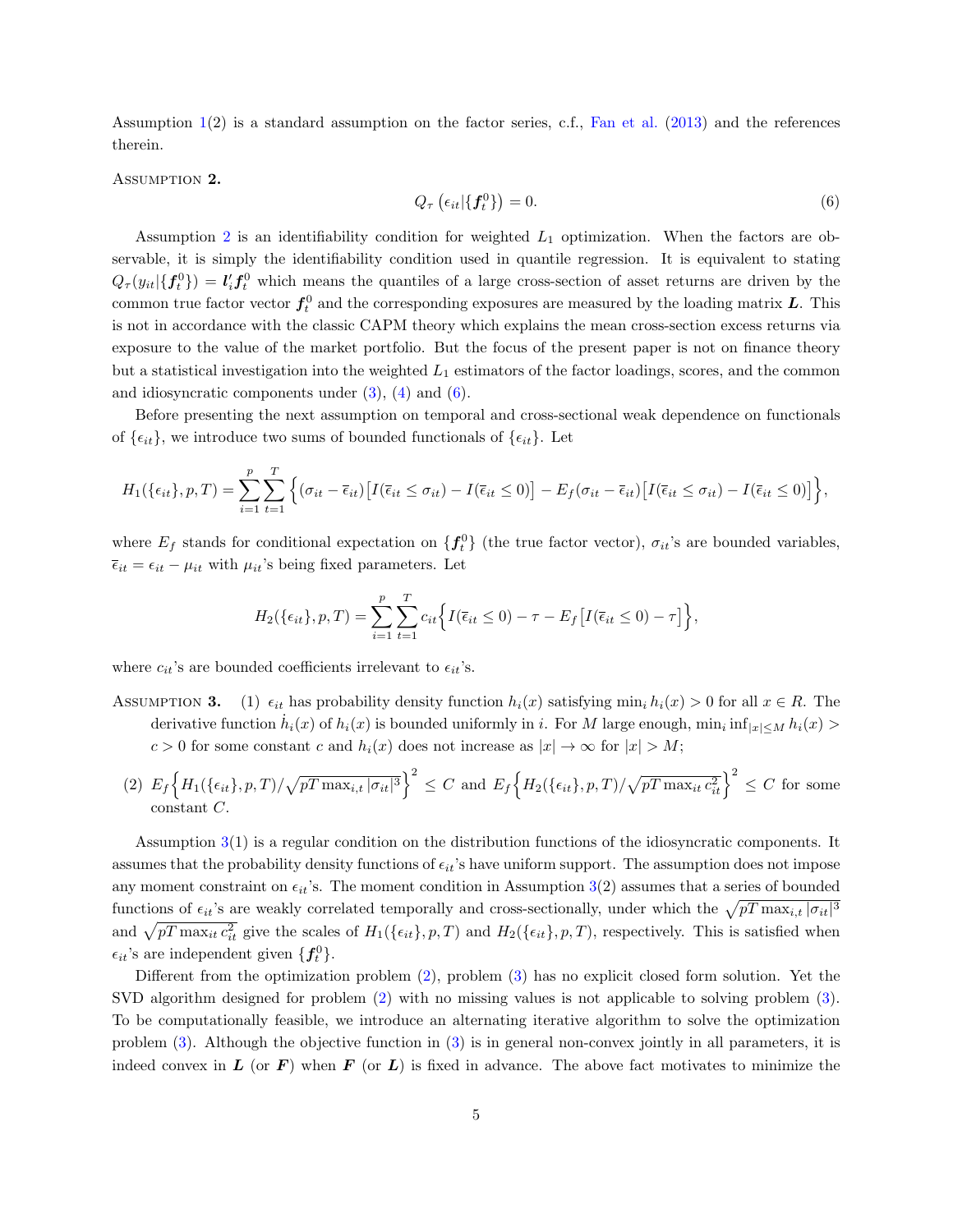Assumption 1(2) is a standard assumption on the factor series, c.f., Fan et al. (2013) and the references therein.

Assumption **2.**

$$Q_\tau\left(\epsilon_{it}|\{\boldsymbol{f}_t^0\}\right) = 0. \tag{6}$$

Assumption 2 is an identifiability condition for weighted $L_1$ optimization. When the factors are observable, it is simply the identifiability condition used in quantile regression. It is equivalent to stating $Q_\tau(y_{it}|\{\boldsymbol{f}_t^0\}) = \boldsymbol{l}_i'\boldsymbol{f}_t^0$ which means the quantiles of a large cross-section of asset returns are driven by the common true factor vector $\boldsymbol{f}_t^0$ and the corresponding exposures are measured by the loading matrix $\boldsymbol{L}$. This is not in accordance with the classic CAPM theory which explains the mean cross-section excess returns via exposure to the value of the market portfolio. But the focus of the present paper is not on finance theory but a statistical investigation into the weighted $L_1$ estimators of the factor loadings, scores, and the common and idiosyncratic components under (3), (4) and (6).

Before presenting the next assumption on temporal and cross-sectional weak dependence on functionals of $\{\epsilon_{it}\}$, we introduce two sums of bounded functionals of $\{\epsilon_{it}\}$. Let

$$H_1(\{\epsilon_{it}\}, p, T) = \sum_{i=1}^{p}\sum_{t=1}^{T}\Big\{(\sigma_{it} - \overline{\epsilon}_{it})\big[I(\overline{\epsilon}_{it} \le \sigma_{it}) - I(\overline{\epsilon}_{it} \le 0)\big] - E_f(\sigma_{it} - \overline{\epsilon}_{it})\big[I(\overline{\epsilon}_{it} \le \sigma_{it}) - I(\overline{\epsilon}_{it} \le 0)\big]\Big\},$$

where $E_f$ stands for conditional expectation on $\{\boldsymbol{f}_t^0\}$ (the true factor vector), $\sigma_{it}$'s are bounded variables, $\overline{\epsilon}_{it} = \epsilon_{it} - \mu_{it}$ with $\mu_{it}$'s being fixed parameters. Let

$$H_2(\{\epsilon_{it}\}, p, T) = \sum_{i=1}^{p}\sum_{t=1}^{T} c_{it}\Big\{I(\overline{\epsilon}_{it} \le 0) - \tau - E_f\big[I(\overline{\epsilon}_{it} \le 0) - \tau\big]\Big\},$$

where $c_{it}$'s are bounded coefficients irrelevant to $\epsilon_{it}$'s.

Assumption **3.** (1) $\epsilon_{it}$ has probability density function $h_i(x)$ satisfying $\min_i h_i(x) > 0$ for all $x \in R$. The derivative function $\dot{h}_i(x)$ of $h_i(x)$ is bounded uniformly in $i$. For $M$ large enough, $\min_i \inf_{|x|\le M} h_i(x) > c > 0$ for some constant $c$ and $h_i(x)$ does not increase as $|x| \to \infty$ for $|x| > M$;

(2) $E_f\Big\{H_1(\{\epsilon_{it}\}, p, T)/\sqrt{pT\max_{i,t}|\sigma_{it}|^3}\Big\}^2 \le C$ and $E_f\Big\{H_2(\{\epsilon_{it}\}, p, T)/\sqrt{pT\max_{it} c_{it}^2}\Big\}^2 \le C$ for some constant $C$.

Assumption 3(1) is a regular condition on the distribution functions of the idiosyncratic components. It assumes that the probability density functions of $\epsilon_{it}$'s have uniform support. The assumption does not impose any moment constraint on $\epsilon_{it}$'s. The moment condition in Assumption 3(2) assumes that a series of bounded functions of $\epsilon_{it}$'s are weakly correlated temporally and cross-sectionally, under which the $\sqrt{pT\max_{i,t}|\sigma_{it}|^3}$ and $\sqrt{pT\max_{it} c_{it}^2}$ give the scales of $H_1(\{\epsilon_{it}\}, p, T)$ and $H_2(\{\epsilon_{it}\}, p, T)$, respectively. This is satisfied when $\epsilon_{it}$'s are independent given $\{\boldsymbol{f}_t^0\}$.

Different from the optimization problem (2), problem (3) has no explicit closed form solution. Yet the SVD algorithm designed for problem (2) with no missing values is not applicable to solving problem (3). To be computationally feasible, we introduce an alternating iterative algorithm to solve the optimization problem (3). Although the objective function in (3) is in general non-convex jointly in all parameters, it is indeed convex in $\boldsymbol{L}$ (or $\boldsymbol{F}$) when $\boldsymbol{F}$ (or $\boldsymbol{L}$) is fixed in advance. The above fact motivates to minimize the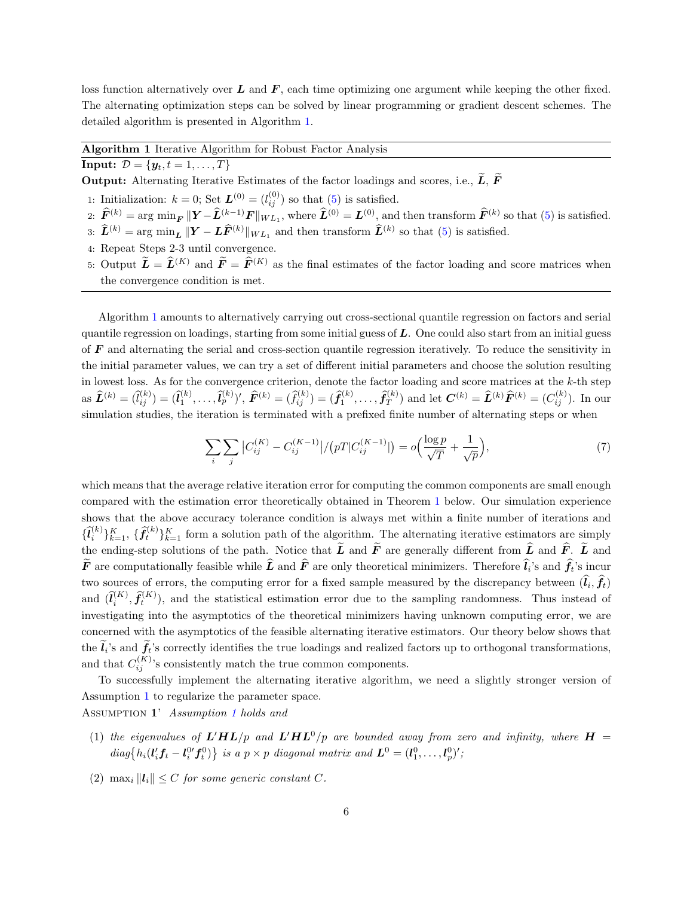loss function alternatively over $\boldsymbol{L}$ and $\boldsymbol{F}$, each time optimizing one argument while keeping the other fixed. The alternating optimization steps can be solved by linear programming or gradient descent schemes. The detailed algorithm is presented in Algorithm 1.

---

**Algorithm 1** Iterative Algorithm for Robust Factor Analysis

---

**Input:** $\mathcal{D} = \{\boldsymbol{y}_t, t = 1, \ldots, T\}$

**Output:** Alternating Iterative Estimates of the factor loadings and scores, i.e., $\widetilde{\boldsymbol{L}}$, $\widetilde{\boldsymbol{F}}$

1: Initialization: $k = 0$; Set $\boldsymbol{L}^{(0)} = (l_{ij}^{(0)})$ so that (5) is satisfied.

2: $\widehat{\boldsymbol{F}}^{(k)} = \arg\min_{\boldsymbol{F}} \|\boldsymbol{Y} - \widehat{\boldsymbol{L}}^{(k-1)}\boldsymbol{F}\|_{WL_1}$, where $\widehat{\boldsymbol{L}}^{(0)} = \boldsymbol{L}^{(0)}$, and then transform $\widehat{\boldsymbol{F}}^{(k)}$ so that (5) is satisfied.

3: $\widehat{\boldsymbol{L}}^{(k)} = \arg\min_{\boldsymbol{L}} \|\boldsymbol{Y} - \boldsymbol{L}\widehat{\boldsymbol{F}}^{(k)}\|_{WL_1}$ and then transform $\widehat{\boldsymbol{L}}^{(k)}$ so that (5) is satisfied.

4: Repeat Steps 2-3 until convergence.

5: Output $\widetilde{\boldsymbol{L}} = \widehat{\boldsymbol{L}}^{(K)}$ and $\widetilde{\boldsymbol{F}} = \widehat{\boldsymbol{F}}^{(K)}$ as the final estimates of the factor loading and score matrices when the convergence condition is met.

---

Algorithm 1 amounts to alternatively carrying out cross-sectional quantile regression on factors and serial quantile regression on loadings, starting from some initial guess of $\boldsymbol{L}$. One could also start from an initial guess of $\boldsymbol{F}$ and alternating the serial and cross-section quantile regression iteratively. To reduce the sensitivity in the initial parameter values, we can try a set of different initial parameters and choose the solution resulting in lowest loss. As for the convergence criterion, denote the factor loading and score matrices at the $k$-th step as $\widehat{\boldsymbol{L}}^{(k)} = (\widehat{l}_{ij}^{(k)}) = (\widehat{\boldsymbol{l}}_1^{(k)}, \ldots, \widehat{\boldsymbol{l}}_p^{(k)})'$, $\widehat{\boldsymbol{F}}^{(k)} = (\widehat{f}_{ij}^{(k)}) = (\widehat{\boldsymbol{f}}_1^{(k)}, \ldots, \widehat{\boldsymbol{f}}_T^{(k)})$ and let $\boldsymbol{C}^{(k)} = \widehat{\boldsymbol{L}}^{(k)}\widehat{\boldsymbol{F}}^{(k)} = (C_{ij}^{(k)})$. In our simulation studies, the iteration is terminated with a prefixed finite number of alternating steps or when

$$\sum_i \sum_j |C_{ij}^{(K)} - C_{ij}^{(K-1)}| / \big(pT|C_{ij}^{(K-1)}|\big) = o\Big(\frac{\log p}{\sqrt{T}} + \frac{1}{\sqrt{p}}\Big), \tag{7}$$

which means that the average relative iteration error for computing the common components are small enough compared with the estimation error theoretically obtained in Theorem 1 below. Our simulation experience shows that the above accuracy tolerance condition is always met within a finite number of iterations and $\{\widehat{\boldsymbol{l}}_i^{(k)}\}_{k=1}^K$, $\{\widehat{\boldsymbol{f}}_t^{(k)}\}_{k=1}^K$ form a solution path of the algorithm. The alternating iterative estimators are simply the ending-step solutions of the path. Notice that $\widetilde{\boldsymbol{L}}$ and $\widetilde{\boldsymbol{F}}$ are generally different from $\widehat{\boldsymbol{L}}$ and $\widehat{\boldsymbol{F}}$. $\widetilde{\boldsymbol{L}}$ and $\widetilde{\boldsymbol{F}}$ are computationally feasible while $\widehat{\boldsymbol{L}}$ and $\widehat{\boldsymbol{F}}$ are only theoretical minimizers. Therefore $\widehat{\boldsymbol{l}}_i$'s and $\widehat{\boldsymbol{f}}_t$'s incur two sources of errors, the computing error for a fixed sample measured by the discrepancy between $(\widehat{\boldsymbol{l}}_i, \widehat{\boldsymbol{f}}_t)$ and $(\widehat{\boldsymbol{l}}_i^{(K)}, \widehat{\boldsymbol{f}}_t^{(K)})$, and the statistical estimation error due to the sampling randomness. Thus instead of investigating into the asymptotics of the theoretical minimizers having unknown computing error, we are concerned with the asymptotics of the feasible alternating iterative estimators. Our theory below shows that the $\widetilde{\boldsymbol{l}}_i$'s and $\widetilde{\boldsymbol{f}}_t$'s correctly identifies the true loadings and realized factors up to orthogonal transformations, and that $C_{ij}^{(K)}$'s consistently match the true common components.

To successfully implement the alternating iterative algorithm, we need a slightly stronger version of Assumption 1 to regularize the parameter space.

Assumption 1' *Assumption 1 holds and*

(1) *the eigenvalues of $\boldsymbol{L}'\boldsymbol{H}\boldsymbol{L}/p$ and $\boldsymbol{L}'\boldsymbol{H}\boldsymbol{L}^0/p$ are bounded away from zero and infinity, where $\boldsymbol{H} = diag\{h_i(\boldsymbol{l}_i'\boldsymbol{f}_t - \boldsymbol{l}_i^{0\prime}\boldsymbol{f}_t^0)\}$ is a $p \times p$ diagonal matrix and $\boldsymbol{L}^0 = (\boldsymbol{l}_1^0, \ldots, \boldsymbol{l}_p^0)'$;*

(2) $\max_i \|\boldsymbol{l}_i\| \le C$ *for some generic constant $C$.*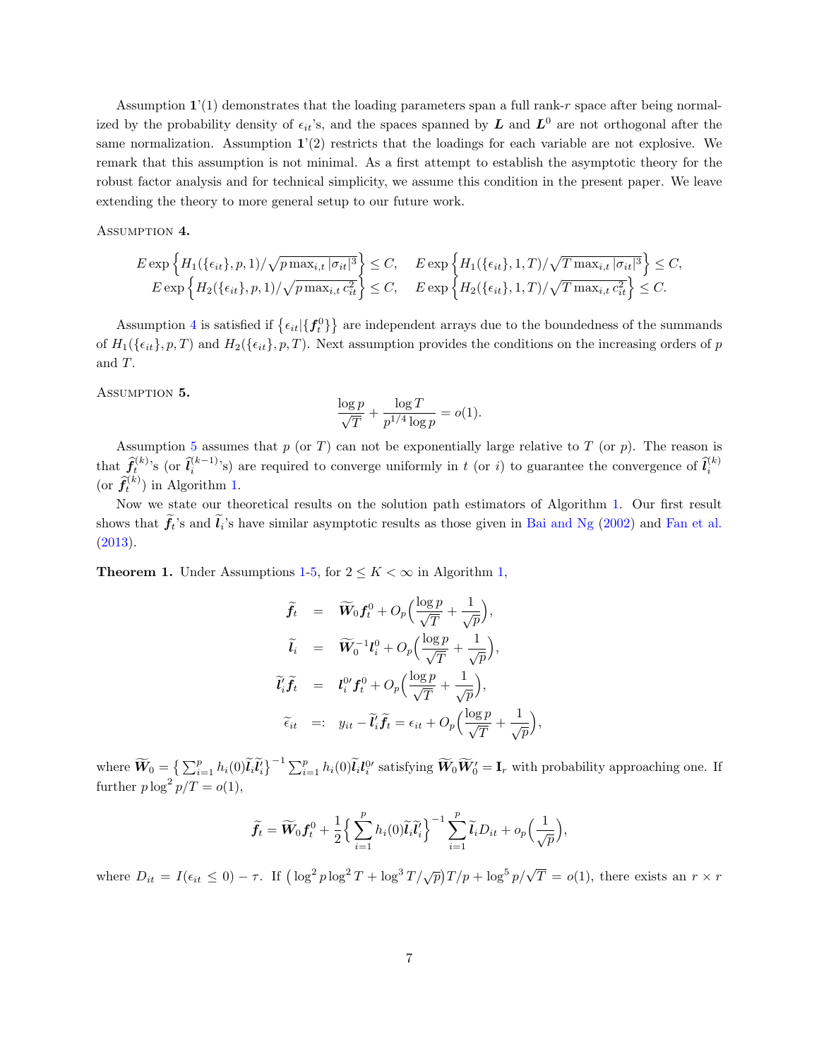Assumption **1**'(1) demonstrates that the loading parameters span a full rank-$r$ space after being normalized by the probability density of $\epsilon_{it}$'s, and the spaces spanned by $\boldsymbol{L}$ and $\boldsymbol{L}^0$ are not orthogonal after the same normalization. Assumption **1**'(2) restricts that the loadings for each variable are not explosive. We remark that this assumption is not minimal. As a first attempt to establish the asymptotic theory for the robust factor analysis and for technical simplicity, we assume this condition in the present paper. We leave extending the theory to more general setup to our future work.

Assumption **4.**

$$E\exp\Big\{H_1(\{\epsilon_{it}\},p,1)/\sqrt{p\max_{i,t}|\sigma_{it}|^3}\Big\}\le C,\quad E\exp\Big\{H_1(\{\epsilon_{it}\},1,T)/\sqrt{T\max_{i,t}|\sigma_{it}|^3}\Big\}\le C,$$
$$E\exp\Big\{H_2(\{\epsilon_{it}\},p,1)/\sqrt{p\max_{i,t}c_{it}^2}\Big\}\le C,\quad E\exp\Big\{H_2(\{\epsilon_{it}\},1,T)/\sqrt{T\max_{i,t}c_{it}^2}\Big\}\le C.$$

Assumption 4 is satisfied if $\{\epsilon_{it}|\{\boldsymbol{f}_t^0\}\}$ are independent arrays due to the boundedness of the summands of $H_1(\{\epsilon_{it}\},p,T)$ and $H_2(\{\epsilon_{it}\},p,T)$. Next assumption provides the conditions on the increasing orders of $p$ and $T$.

Assumption **5.**

$$\frac{\log p}{\sqrt{T}}+\frac{\log T}{p^{1/4}\log p}=o(1).$$

Assumption 5 assumes that $p$ (or $T$) can not be exponentially large relative to $T$ (or $p$). The reason is that $\widehat{\boldsymbol{f}}_t^{(k)}$'s (or $\widehat{\boldsymbol{l}}_i^{(k-1)}$'s) are required to converge uniformly in $t$ (or $i$) to guarantee the convergence of $\widehat{\boldsymbol{l}}_i^{(k)}$ (or $\widehat{\boldsymbol{f}}_t^{(k)}$) in Algorithm 1.

Now we state our theoretical results on the solution path estimators of Algorithm 1. Our first result shows that $\widetilde{\boldsymbol{f}}_t$'s and $\widetilde{\boldsymbol{l}}_i$'s have similar asymptotic results as those given in Bai and Ng (2002) and Fan et al. (2013).

**Theorem 1.** Under Assumptions 1-5, for $2\le K<\infty$ in Algorithm 1,

$$\begin{aligned}
\widetilde{\boldsymbol{f}}_t &= \widetilde{\boldsymbol{W}}_0\boldsymbol{f}_t^0+O_p\Big(\frac{\log p}{\sqrt{T}}+\frac{1}{\sqrt{p}}\Big),\\
\widetilde{\boldsymbol{l}}_i &= \widetilde{\boldsymbol{W}}_0^{-1}\boldsymbol{l}_i^0+O_p\Big(\frac{\log p}{\sqrt{T}}+\frac{1}{\sqrt{p}}\Big),\\
\widetilde{\boldsymbol{l}}_i'\widetilde{\boldsymbol{f}}_t &= \boldsymbol{l}_i^{0\prime}\boldsymbol{f}_t^0+O_p\Big(\frac{\log p}{\sqrt{T}}+\frac{1}{\sqrt{p}}\Big),\\
\widetilde{\epsilon}_{it} &=: y_{it}-\widetilde{\boldsymbol{l}}_i'\widetilde{\boldsymbol{f}}_t=\epsilon_{it}+O_p\Big(\frac{\log p}{\sqrt{T}}+\frac{1}{\sqrt{p}}\Big),
\end{aligned}$$

where $\widetilde{\boldsymbol{W}}_0=\big\{\sum_{i=1}^p h_i(0)\widetilde{\boldsymbol{l}}_i\widetilde{\boldsymbol{l}}_i'\big\}^{-1}\sum_{i=1}^p h_i(0)\widetilde{\boldsymbol{l}}_i\boldsymbol{l}_i^{0\prime}$ satisfying $\widetilde{\boldsymbol{W}}_0\widetilde{\boldsymbol{W}}_0'=\mathbf{I}_r$ with probability approaching one. If further $p\log^2 p/T=o(1)$,

$$\widetilde{\boldsymbol{f}}_t=\widetilde{\boldsymbol{W}}_0\boldsymbol{f}_t^0+\frac{1}{2}\Big\{\sum_{i=1}^p h_i(0)\widetilde{\boldsymbol{l}}_i\widetilde{\boldsymbol{l}}_i'\Big\}^{-1}\sum_{i=1}^p\widetilde{\boldsymbol{l}}_iD_{it}+o_p\Big(\frac{1}{\sqrt{p}}\Big),$$

where $D_{it}=I(\epsilon_{it}\le 0)-\tau$. If $\big(\log^2 p\log^2 T+\log^3 T/\sqrt{p}\big)T/p+\log^5 p/\sqrt{T}=o(1)$, there exists an $r\times r$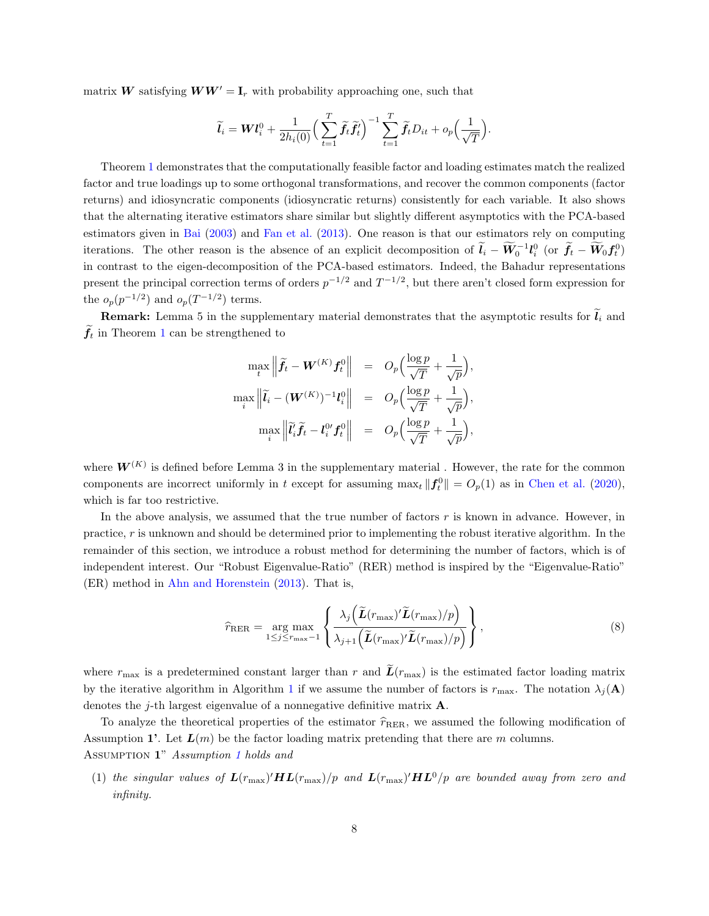matrix $\boldsymbol{W}$ satisfying $\boldsymbol{W}\boldsymbol{W}' = \mathbf{I}_r$ with probability approaching one, such that

$$\widetilde{\boldsymbol{l}}_i = \boldsymbol{W}\boldsymbol{l}_i^0 + \frac{1}{2h_i(0)}\Big(\sum_{t=1}^{T}\widetilde{\boldsymbol{f}}_t\widetilde{\boldsymbol{f}}_t'\Big)^{-1}\sum_{t=1}^{T}\widetilde{\boldsymbol{f}}_t D_{it} + o_p\Big(\frac{1}{\sqrt{T}}\Big).$$

Theorem 1 demonstrates that the computationally feasible factor and loading estimates match the realized factor and true loadings up to some orthogonal transformations, and recover the common components (factor returns) and idiosyncratic components (idiosyncratic returns) consistently for each variable. It also shows that the alternating iterative estimators share similar but slightly different asymptotics with the PCA-based estimators given in Bai (2003) and Fan et al. (2013). One reason is that our estimators rely on computing iterations. The other reason is the absence of an explicit decomposition of $\widetilde{\boldsymbol{l}}_i - \widetilde{\boldsymbol{W}}_0^{-1}\boldsymbol{l}_i^0$ (or $\widetilde{\boldsymbol{f}}_t - \widetilde{\boldsymbol{W}}_0\boldsymbol{f}_t^0$) in contrast to the eigen-decomposition of the PCA-based estimators. Indeed, the Bahadur representations present the principal correction terms of orders $p^{-1/2}$ and $T^{-1/2}$, but there aren't closed form expression for the $o_p(p^{-1/2})$ and $o_p(T^{-1/2})$ terms.

**Remark:** Lemma 5 in the supplementary material demonstrates that the asymptotic results for $\widetilde{\boldsymbol{l}}_i$ and $\widetilde{\boldsymbol{f}}_t$ in Theorem 1 can be strengthened to

$$\begin{aligned}
\max_t \left\|\widetilde{\boldsymbol{f}}_t - \boldsymbol{W}^{(K)}\boldsymbol{f}_t^0\right\| &= O_p\Big(\frac{\log p}{\sqrt{T}} + \frac{1}{\sqrt{p}}\Big),\\
\max_i \left\|\widetilde{\boldsymbol{l}}_i - (\boldsymbol{W}^{(K)})^{-1}\boldsymbol{l}_i^0\right\| &= O_p\Big(\frac{\log p}{\sqrt{T}} + \frac{1}{\sqrt{p}}\Big),\\
\max_i \left\|\widetilde{\boldsymbol{l}}_i'\widetilde{\boldsymbol{f}}_t - \boldsymbol{l}_i^{0\prime}\boldsymbol{f}_t^0\right\| &= O_p\Big(\frac{\log p}{\sqrt{T}} + \frac{1}{\sqrt{p}}\Big),
\end{aligned}$$

where $\boldsymbol{W}^{(K)}$ is defined before Lemma 3 in the supplementary material . However, the rate for the common components are incorrect uniformly in $t$ except for assuming $\max_t \|\boldsymbol{f}_t^0\| = O_p(1)$ as in Chen et al. (2020), which is far too restrictive.

In the above analysis, we assumed that the true number of factors $r$ is known in advance. However, in practice, $r$ is unknown and should be determined prior to implementing the robust iterative algorithm. In the remainder of this section, we introduce a robust method for determining the number of factors, which is of independent interest. Our "Robust Eigenvalue-Ratio" (RER) method is inspired by the "Eigenvalue-Ratio" (ER) method in Ahn and Horenstein (2013). That is,

$$\widehat{r}_{\text{RER}} = \underset{1\le j\le r_{\max}-1}{\arg\max}\left\{\frac{\lambda_j\Big(\widetilde{\boldsymbol{L}}(r_{\max})'\widetilde{\boldsymbol{L}}(r_{\max})/p\Big)}{\lambda_{j+1}\Big(\widetilde{\boldsymbol{L}}(r_{\max})'\widetilde{\boldsymbol{L}}(r_{\max})/p\Big)}\right\}, \tag{8}$$

where $r_{\max}$ is a predetermined constant larger than $r$ and $\widetilde{\boldsymbol{L}}(r_{\max})$ is the estimated factor loading matrix by the iterative algorithm in Algorithm 1 if we assume the number of factors is $r_{\max}$. The notation $\lambda_j(\mathbf{A})$ denotes the $j$-th largest eigenvalue of a nonnegative definitive matrix $\mathbf{A}$.

To analyze the theoretical properties of the estimator $\widehat{r}_{\text{RER}}$, we assumed the following modification of Assumption **1'**. Let $\boldsymbol{L}(m)$ be the factor loading matrix pretending that there are $m$ columns.

Assumption **1"** *Assumption 1 holds and*

(1) *the singular values of $\boldsymbol{L}(r_{\max})'\boldsymbol{H}\boldsymbol{L}(r_{\max})/p$ and $\boldsymbol{L}(r_{\max})'\boldsymbol{H}\boldsymbol{L}^0/p$ are bounded away from zero and infinity.*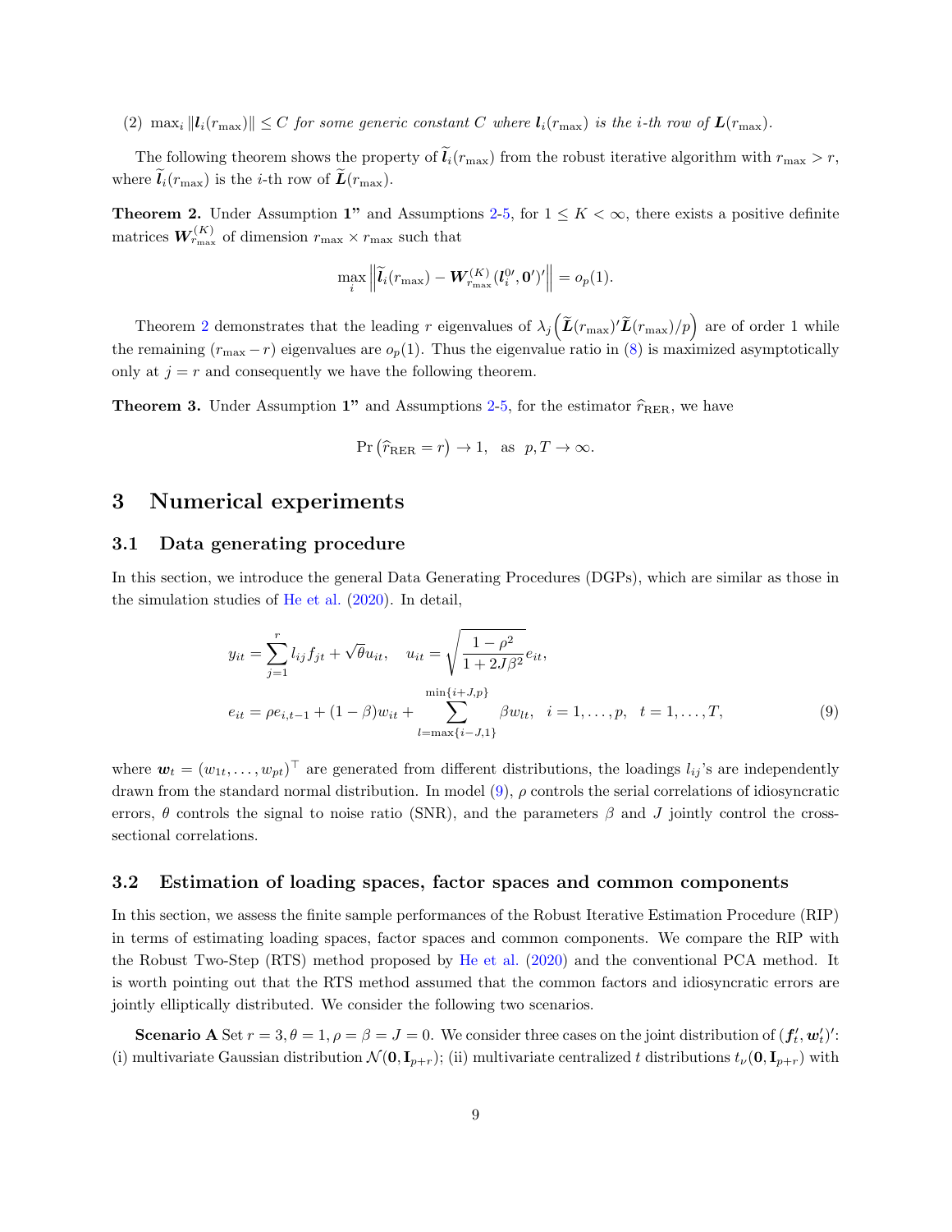(2) $\max_i \|\boldsymbol{l}_i(r_{\max})\| \leq C$ *for some generic constant $C$ where $\boldsymbol{l}_i(r_{\max})$ is the $i$-th row of $\boldsymbol{L}(r_{\max})$.*

The following theorem shows the property of $\widetilde{\boldsymbol{l}}_i(r_{\max})$ from the robust iterative algorithm with $r_{\max} > r$, where $\widetilde{\boldsymbol{l}}_i(r_{\max})$ is the $i$-th row of $\widetilde{\boldsymbol{L}}(r_{\max})$.

**Theorem 2.** *Under Assumption **1"** and Assumptions 2-5, for $1 \leq K < \infty$, there exists a positive definite matrices $\boldsymbol{W}_{r_{\max}}^{(K)}$ of dimension $r_{\max} \times r_{\max}$ such that*

$$\max_i \left\| \widetilde{\boldsymbol{l}}_i(r_{\max}) - \boldsymbol{W}_{r_{\max}}^{(K)} (\boldsymbol{l}_i^{0\prime}, \boldsymbol{0}')' \right\| = o_p(1).$$

Theorem 2 demonstrates that the leading $r$ eigenvalues of $\lambda_j\left(\widetilde{\boldsymbol{L}}(r_{\max})'\widetilde{\boldsymbol{L}}(r_{\max})/p\right)$ are of order 1 while the remaining $(r_{\max} - r)$ eigenvalues are $o_p(1)$. Thus the eigenvalue ratio in (8) is maximized asymptotically only at $j = r$ and consequently we have the following theorem.

**Theorem 3.** *Under Assumption **1"** and Assumptions 2-5, for the estimator $\widehat{r}_{\text{RER}}$, we have*

$$\Pr\left(\widehat{r}_{\text{RER}} = r\right) \to 1, \quad \text{as} \quad p, T \to \infty.$$

# 3 Numerical experiments

## 3.1 Data generating procedure

In this section, we introduce the general Data Generating Procedures (DGPs), which are similar as those in the simulation studies of He et al. (2020). In detail,

$$\begin{aligned} y_{it} &= \sum_{j=1}^{r} l_{ij} f_{jt} + \sqrt{\theta} u_{it}, \quad u_{it} = \sqrt{\frac{1-\rho^2}{1+2J\beta^2}} e_{it}, \\ e_{it} &= \rho e_{i,t-1} + (1-\beta) w_{it} + \sum_{l=\max\{i-J,1\}}^{\min\{i+J,p\}} \beta w_{lt}, \quad i = 1, \ldots, p, \quad t = 1, \ldots, T, \end{aligned} \tag{9}$$

where $\boldsymbol{w}_t = (w_{1t}, \ldots, w_{pt})^\top$ are generated from different distributions, the loadings $l_{ij}$'s are independently drawn from the standard normal distribution. In model (9), $\rho$ controls the serial correlations of idiosyncratic errors, $\theta$ controls the signal to noise ratio (SNR), and the parameters $\beta$ and $J$ jointly control the cross-sectional correlations.

## 3.2 Estimation of loading spaces, factor spaces and common components

In this section, we assess the finite sample performances of the Robust Iterative Estimation Procedure (RIP) in terms of estimating loading spaces, factor spaces and common components. We compare the RIP with the Robust Two-Step (RTS) method proposed by He et al. (2020) and the conventional PCA method. It is worth pointing out that the RTS method assumed that the common factors and idiosyncratic errors are jointly elliptically distributed. We consider the following two scenarios.

**Scenario A** Set $r = 3, \theta = 1, \rho = \beta = J = 0$. We consider three cases on the joint distribution of $(\boldsymbol{f}_t', \boldsymbol{w}_t')'$: (i) multivariate Gaussian distribution $\mathcal{N}(\boldsymbol{0}, \mathbf{I}_{p+r})$; (ii) multivariate centralized $t$ distributions $t_\nu(\boldsymbol{0}, \mathbf{I}_{p+r})$ with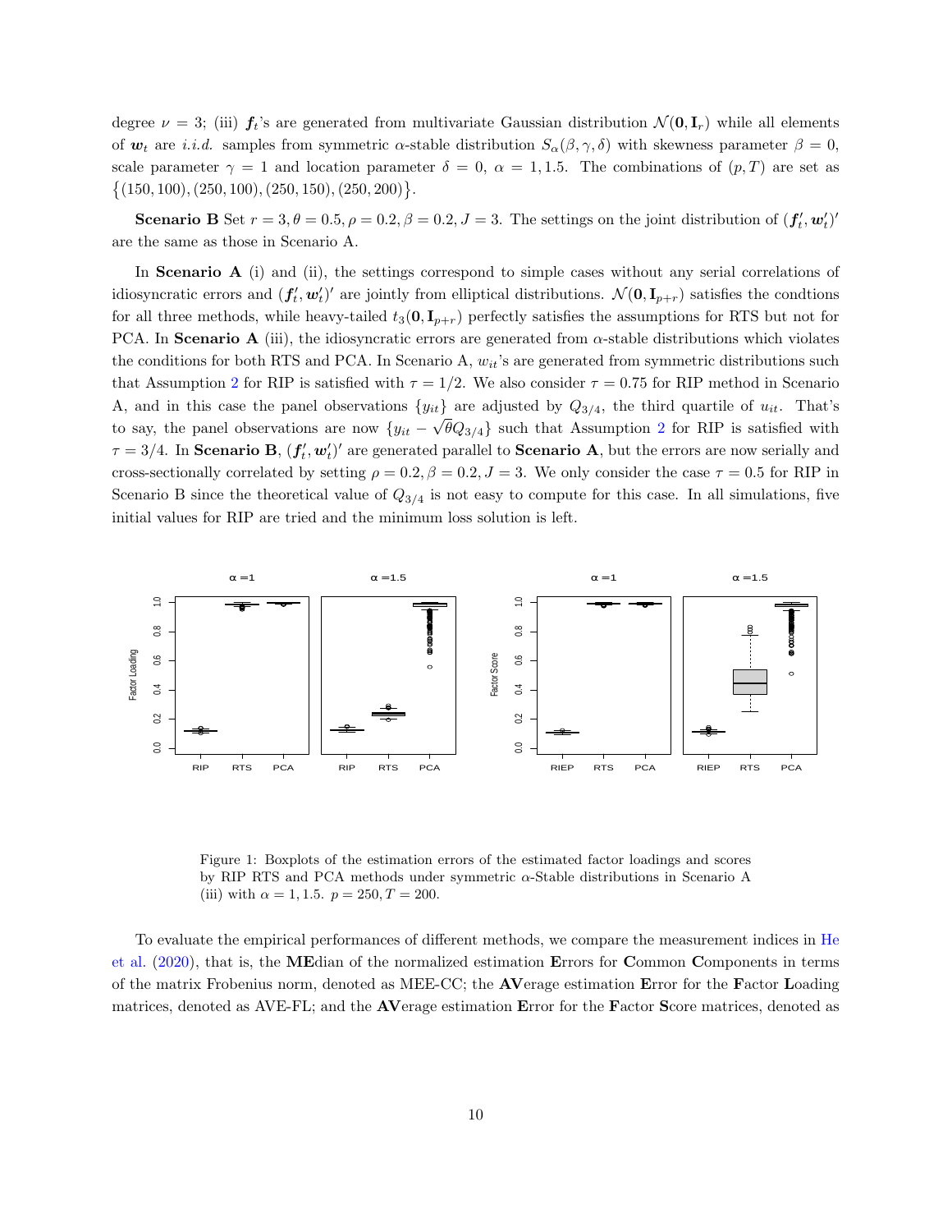degree $\nu = 3$; (iii) $\boldsymbol{f}_t$'s are generated from multivariate Gaussian distribution $\mathcal{N}(\mathbf{0}, \mathbf{I}_r)$ while all elements of $\boldsymbol{w}_t$ are *i.i.d.* samples from symmetric $\alpha$-stable distribution $S_\alpha(\beta, \gamma, \delta)$ with skewness parameter $\beta = 0$, scale parameter $\gamma = 1$ and location parameter $\delta = 0$, $\alpha = 1, 1.5$. The combinations of $(p, T)$ are set as $\{(150, 100), (250, 100), (250, 150), (250, 200)\}$.

**Scenario B** Set $r = 3, \theta = 0.5, \rho = 0.2, \beta = 0.2, J = 3$. The settings on the joint distribution of $(\boldsymbol{f}_t', \boldsymbol{w}_t')'$ are the same as those in Scenario A.

In **Scenario A** (i) and (ii), the settings correspond to simple cases without any serial correlations of idiosyncratic errors and $(\boldsymbol{f}_t', \boldsymbol{w}_t')'$ are jointly from elliptical distributions. $\mathcal{N}(\mathbf{0}, \mathbf{I}_{p+r})$ satisfies the condtions for all three methods, while heavy-tailed $t_3(\mathbf{0}, \mathbf{I}_{p+r})$ perfectly satisfies the assumptions for RTS but not for PCA. In **Scenario A** (iii), the idiosyncratic errors are generated from $\alpha$-stable distributions which violates the conditions for both RTS and PCA. In Scenario A, $w_{it}$'s are generated from symmetric distributions such that Assumption 2 for RIP is satisfied with $\tau = 1/2$. We also consider $\tau = 0.75$ for RIP method in Scenario A, and in this case the panel observations $\{y_{it}\}$ are adjusted by $Q_{3/4}$, the third quartile of $u_{it}$. That's to say, the panel observations are now $\{y_{it} - \sqrt{\theta} Q_{3/4}\}$ such that Assumption 2 for RIP is satisfied with $\tau = 3/4$. In **Scenario B**, $(\boldsymbol{f}_t', \boldsymbol{w}_t')'$ are generated parallel to **Scenario A**, but the errors are now serially and cross-sectionally correlated by setting $\rho = 0.2, \beta = 0.2, J = 3$. We only consider the case $\tau = 0.5$ for RIP in Scenario B since the theoretical value of $Q_{3/4}$ is not easy to compute for this case. In all simulations, five initial values for RIP are tried and the minimum loss solution is left.

Figure 1: Boxplots of the estimation errors of the estimated factor loadings and scores by RIP RTS and PCA methods under symmetric $\alpha$-Stable distributions in Scenario A (iii) with $\alpha = 1, 1.5$. $p = 250, T = 200$.

To evaluate the empirical performances of different methods, we compare the measurement indices in He et al. (2020), that is, the **ME**dian of the normalized estimation **E**rrors for **C**ommon **C**omponents in terms of the matrix Frobenius norm, denoted as MEE-CC; the **AV**erage estimation **E**rror for the **F**actor **L**oading matrices, denoted as AVE-FL; and the **AV**erage estimation **E**rror for the **F**actor **S**core matrices, denoted as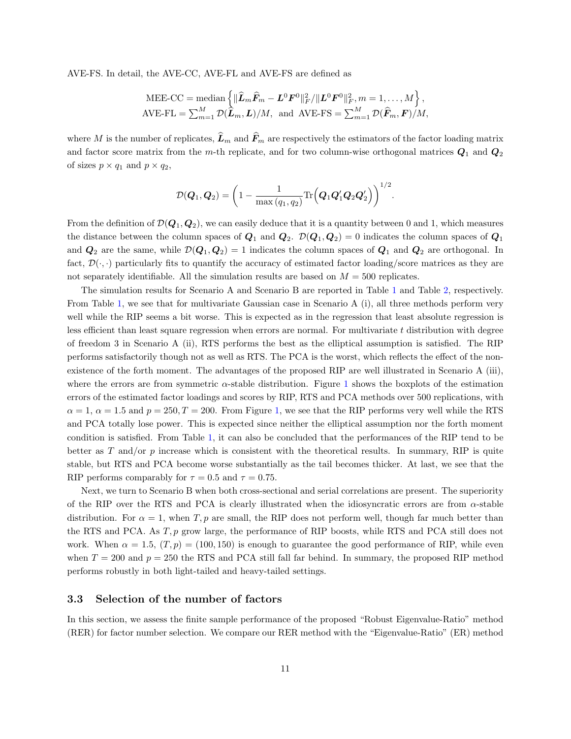AVE-FS. In detail, the AVE-CC, AVE-FL and AVE-FS are defined as

$$\text{MEE-CC} = \text{median}\left\{\|\widehat{\boldsymbol{L}}_m\widehat{\boldsymbol{F}}_m - \boldsymbol{L}^0\boldsymbol{F}^0\|_F^2/\|\boldsymbol{L}^0\boldsymbol{F}^0\|_F^2, m = 1,\ldots,M\right\},$$
$$\text{AVE-FL} = \textstyle\sum_{m=1}^M \mathcal{D}(\widehat{\boldsymbol{L}}_m, \boldsymbol{L})/M, \text{ and } \text{AVE-FS} = \textstyle\sum_{m=1}^M \mathcal{D}(\widehat{\boldsymbol{F}}_m, \boldsymbol{F})/M,$$

where $M$ is the number of replicates, $\widehat{\boldsymbol{L}}_m$ and $\widehat{\boldsymbol{F}}_m$ are respectively the estimators of the factor loading matrix and factor score matrix from the $m$-th replicate, and for two column-wise orthogonal matrices $\boldsymbol{Q}_1$ and $\boldsymbol{Q}_2$ of sizes $p \times q_1$ and $p \times q_2$,

$$\mathcal{D}(\boldsymbol{Q}_1, \boldsymbol{Q}_2) = \left(1 - \frac{1}{\max(q_1, q_2)}\text{Tr}\Big(\boldsymbol{Q}_1\boldsymbol{Q}_1'\boldsymbol{Q}_2\boldsymbol{Q}_2'\Big)\right)^{1/2}.$$

From the definition of $\mathcal{D}(\boldsymbol{Q}_1, \boldsymbol{Q}_2)$, we can easily deduce that it is a quantity between 0 and 1, which measures the distance between the column spaces of $\boldsymbol{Q}_1$ and $\boldsymbol{Q}_2$. $\mathcal{D}(\boldsymbol{Q}_1, \boldsymbol{Q}_2) = 0$ indicates the column spaces of $\boldsymbol{Q}_1$ and $\boldsymbol{Q}_2$ are the same, while $\mathcal{D}(\boldsymbol{Q}_1, \boldsymbol{Q}_2) = 1$ indicates the column spaces of $\boldsymbol{Q}_1$ and $\boldsymbol{Q}_2$ are orthogonal. In fact, $\mathcal{D}(\cdot, \cdot)$ particularly fits to quantify the accuracy of estimated factor loading/score matrices as they are not separately identifiable. All the simulation results are based on $M = 500$ replicates.

The simulation results for Scenario A and Scenario B are reported in Table 1 and Table 2, respectively. From Table 1, we see that for multivariate Gaussian case in Scenario A (i), all three methods perform very well while the RIP seems a bit worse. This is expected as in the regression that least absolute regression is less efficient than least square regression when errors are normal. For multivariate $t$ distribution with degree of freedom 3 in Scenario A (ii), RTS performs the best as the elliptical assumption is satisfied. The RIP performs satisfactorily though not as well as RTS. The PCA is the worst, which reflects the effect of the non-existence of the forth moment. The advantages of the proposed RIP are well illustrated in Scenario A (iii), where the errors are from symmetric $\alpha$-stable distribution. Figure 1 shows the boxplots of the estimation errors of the estimated factor loadings and scores by RIP, RTS and PCA methods over 500 replications, with $\alpha = 1$, $\alpha = 1.5$ and $p = 250, T = 200$. From Figure 1, we see that the RIP performs very well while the RTS and PCA totally lose power. This is expected since neither the elliptical assumption nor the forth moment condition is satisfied. From Table 1, it can also be concluded that the performances of the RIP tend to be better as $T$ and/or $p$ increase which is consistent with the theoretical results. In summary, RIP is quite stable, but RTS and PCA become worse substantially as the tail becomes thicker. At last, we see that the RIP performs comparably for $\tau = 0.5$ and $\tau = 0.75$.

Next, we turn to Scenario B when both cross-sectional and serial correlations are present. The superiority of the RIP over the RTS and PCA is clearly illustrated when the idiosyncratic errors are from $\alpha$-stable distribution. For $\alpha = 1$, when $T, p$ are small, the RIP does not perform well, though far much better than the RTS and PCA. As $T, p$ grow large, the performance of RIP boosts, while RTS and PCA still does not work. When $\alpha = 1.5$, $(T, p) = (100, 150)$ is enough to guarantee the good performance of RIP, while even when $T = 200$ and $p = 250$ the RTS and PCA still fall far behind. In summary, the proposed RIP method performs robustly in both light-tailed and heavy-tailed settings.

## 3.3 Selection of the number of factors

In this section, we assess the finite sample performance of the proposed "Robust Eigenvalue-Ratio" method (RER) for factor number selection. We compare our RER method with the "Eigenvalue-Ratio" (ER) method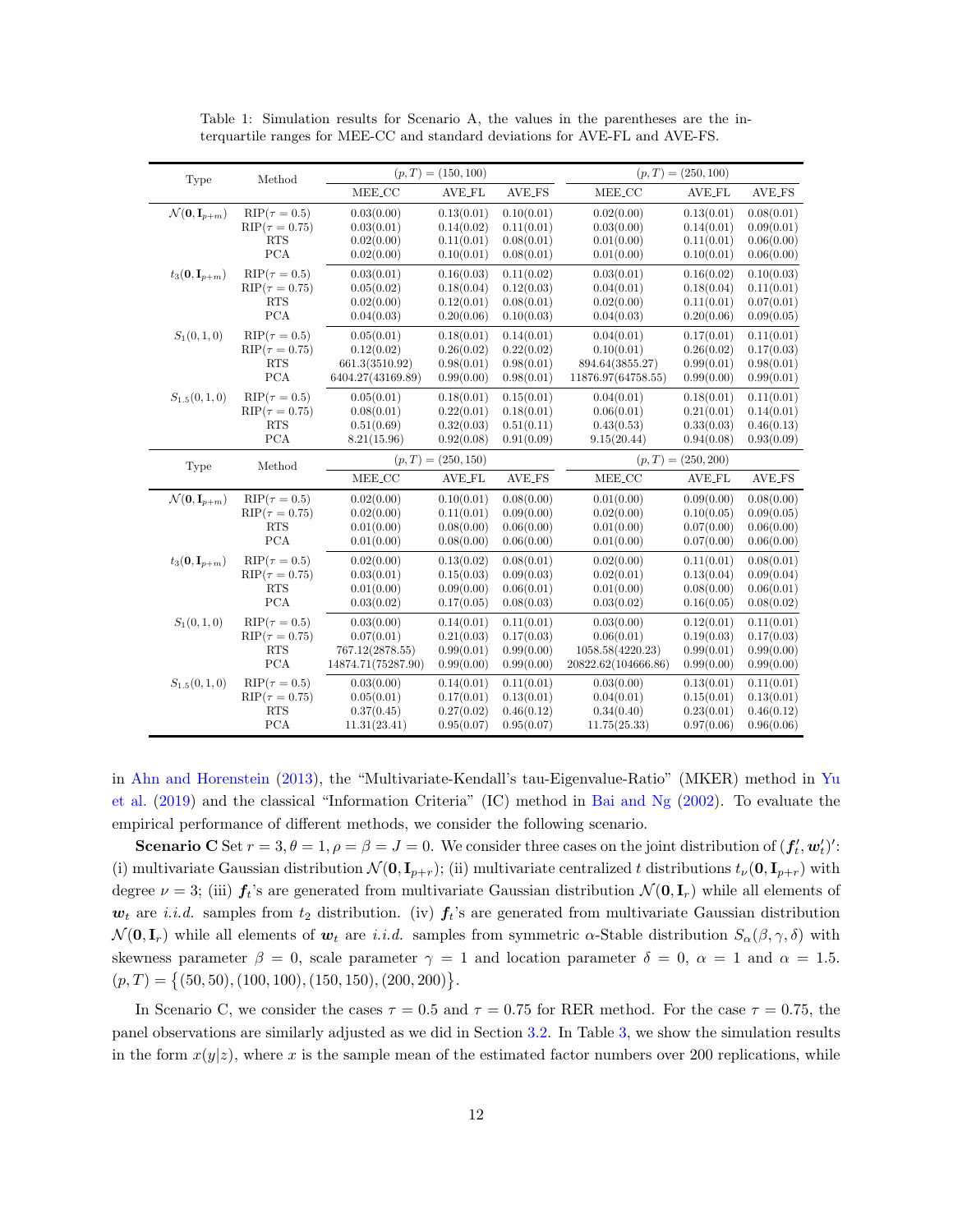Table 1: Simulation results for Scenario A, the values in the parentheses are the interquartile ranges for MEE-CC and standard deviations for AVE-FL and AVE-FS.

| Type | Method | $(p,T)=(150,100)$ | | | $(p,T)=(250,100)$ | | |
|---|---|---|---|---|---|---|---|
| | | MEE_CC | AVE_FL | AVE_FS | MEE_CC | AVE_FL | AVE_FS |
| $\mathcal{N}(\mathbf{0},\mathbf{I}_{p+m})$ | RIP($\tau=0.5$) | 0.03(0.00) | 0.13(0.01) | 0.10(0.01) | 0.02(0.00) | 0.13(0.01) | 0.08(0.01) |
| | RIP($\tau=0.75$) | 0.03(0.01) | 0.14(0.02) | 0.11(0.01) | 0.03(0.00) | 0.14(0.01) | 0.09(0.01) |
| | RTS | 0.02(0.00) | 0.11(0.01) | 0.08(0.01) | 0.01(0.00) | 0.11(0.01) | 0.06(0.00) |
| | PCA | 0.02(0.00) | 0.10(0.01) | 0.08(0.01) | 0.01(0.00) | 0.10(0.01) | 0.06(0.00) |
| $t_3(\mathbf{0},\mathbf{I}_{p+m})$ | RIP($\tau=0.5$) | 0.03(0.01) | 0.16(0.03) | 0.11(0.02) | 0.03(0.01) | 0.16(0.02) | 0.10(0.03) |
| | RIP($\tau=0.75$) | 0.05(0.02) | 0.18(0.04) | 0.12(0.03) | 0.04(0.01) | 0.18(0.04) | 0.11(0.01) |
| | RTS | 0.02(0.00) | 0.12(0.01) | 0.08(0.01) | 0.02(0.00) | 0.11(0.01) | 0.07(0.01) |
| | PCA | 0.04(0.03) | 0.20(0.06) | 0.10(0.03) | 0.04(0.03) | 0.20(0.06) | 0.09(0.05) |
| $S_1(0,1,0)$ | RIP($\tau=0.5$) | 0.05(0.01) | 0.18(0.01) | 0.14(0.01) | 0.04(0.01) | 0.17(0.01) | 0.11(0.01) |
| | RIP($\tau=0.75$) | 0.12(0.02) | 0.26(0.02) | 0.22(0.02) | 0.10(0.01) | 0.26(0.02) | 0.17(0.03) |
| | RTS | 661.3(3510.92) | 0.98(0.01) | 0.98(0.01) | 894.64(3855.27) | 0.99(0.01) | 0.98(0.01) |
| | PCA | 6404.27(43169.89) | 0.99(0.00) | 0.98(0.01) | 11876.97(64758.55) | 0.99(0.00) | 0.99(0.01) |
| $S_{1.5}(0,1,0)$ | RIP($\tau=0.5$) | 0.05(0.01) | 0.18(0.01) | 0.15(0.01) | 0.04(0.01) | 0.18(0.01) | 0.11(0.01) |
| | RIP($\tau=0.75$) | 0.08(0.01) | 0.22(0.01) | 0.18(0.01) | 0.06(0.01) | 0.21(0.01) | 0.14(0.01) |
| | RTS | 0.51(0.69) | 0.32(0.03) | 0.51(0.11) | 0.43(0.53) | 0.33(0.03) | 0.46(0.13) |
| | PCA | 8.21(15.96) | 0.92(0.08) | 0.91(0.09) | 9.15(20.44) | 0.94(0.08) | 0.93(0.09) |
| Type | Method | $(p,T)=(250,150)$ | | | $(p,T)=(250,200)$ | | |
| | | MEE_CC | AVE_FL | AVE_FS | MEE_CC | AVE_FL | AVE_FS |
| $\mathcal{N}(\mathbf{0},\mathbf{I}_{p+m})$ | RIP($\tau=0.5$) | 0.02(0.00) | 0.10(0.01) | 0.08(0.00) | 0.01(0.00) | 0.09(0.00) | 0.08(0.00) |
| | RIP($\tau=0.75$) | 0.02(0.00) | 0.11(0.01) | 0.09(0.00) | 0.02(0.00) | 0.10(0.05) | 0.09(0.05) |
| | RTS | 0.01(0.00) | 0.08(0.00) | 0.06(0.00) | 0.01(0.00) | 0.07(0.00) | 0.06(0.00) |
| | PCA | 0.01(0.00) | 0.08(0.00) | 0.06(0.00) | 0.01(0.00) | 0.07(0.00) | 0.06(0.00) |
| $t_3(\mathbf{0},\mathbf{I}_{p+m})$ | RIP($\tau=0.5$) | 0.02(0.00) | 0.13(0.02) | 0.08(0.01) | 0.02(0.00) | 0.11(0.01) | 0.08(0.01) |
| | RIP($\tau=0.75$) | 0.03(0.01) | 0.15(0.03) | 0.09(0.03) | 0.02(0.01) | 0.13(0.04) | 0.09(0.04) |
| | RTS | 0.01(0.00) | 0.09(0.00) | 0.06(0.01) | 0.01(0.00) | 0.08(0.00) | 0.06(0.01) |
| | PCA | 0.03(0.02) | 0.17(0.05) | 0.08(0.03) | 0.03(0.02) | 0.16(0.05) | 0.08(0.02) |
| $S_1(0,1,0)$ | RIP($\tau=0.5$) | 0.03(0.00) | 0.14(0.01) | 0.11(0.01) | 0.03(0.00) | 0.12(0.01) | 0.11(0.01) |
| | RIP($\tau=0.75$) | 0.07(0.01) | 0.21(0.03) | 0.17(0.03) | 0.06(0.01) | 0.19(0.03) | 0.17(0.03) |
| | RTS | 767.12(2878.55) | 0.99(0.01) | 0.99(0.00) | 1058.58(4220.23) | 0.99(0.01) | 0.99(0.00) |
| | PCA | 14874.71(75287.90) | 0.99(0.00) | 0.99(0.00) | 20822.62(104666.86) | 0.99(0.00) | 0.99(0.00) |
| $S_{1.5}(0,1,0)$ | RIP($\tau=0.5$) | 0.03(0.00) | 0.14(0.01) | 0.11(0.01) | 0.03(0.00) | 0.13(0.01) | 0.11(0.01) |
| | RIP($\tau=0.75$) | 0.05(0.01) | 0.17(0.01) | 0.13(0.01) | 0.04(0.01) | 0.15(0.01) | 0.13(0.01) |
| | RTS | 0.37(0.45) | 0.27(0.02) | 0.46(0.12) | 0.34(0.40) | 0.23(0.01) | 0.46(0.12) |
| | PCA | 11.31(23.41) | 0.95(0.07) | 0.95(0.07) | 11.75(25.33) | 0.97(0.06) | 0.96(0.06) |

in Ahn and Horenstein (2013), the "Multivariate-Kendall's tau-Eigenvalue-Ratio" (MKER) method in Yu et al. (2019) and the classical "Information Criteria" (IC) method in Bai and Ng (2002). To evaluate the empirical performance of different methods, we consider the following scenario.

**Scenario C** Set $r=3, \theta=1, \rho=\beta=J=0$. We consider three cases on the joint distribution of $(\boldsymbol{f}_t', \boldsymbol{w}_t')'$: (i) multivariate Gaussian distribution $\mathcal{N}(\mathbf{0},\mathbf{I}_{p+r})$; (ii) multivariate centralized $t$ distributions $t_\nu(\mathbf{0},\mathbf{I}_{p+r})$ with degree $\nu=3$; (iii) $\boldsymbol{f}_t$'s are generated from multivariate Gaussian distribution $\mathcal{N}(\mathbf{0},\mathbf{I}_r)$ while all elements of $\boldsymbol{w}_t$ are *i.i.d.* samples from $t_2$ distribution. (iv) $\boldsymbol{f}_t$'s are generated from multivariate Gaussian distribution $\mathcal{N}(\mathbf{0},\mathbf{I}_r)$ while all elements of $\boldsymbol{w}_t$ are *i.i.d.* samples from symmetric $\alpha$-Stable distribution $S_\alpha(\beta,\gamma,\delta)$ with skewness parameter $\beta=0$, scale parameter $\gamma=1$ and location parameter $\delta=0$, $\alpha=1$ and $\alpha=1.5$. $(p,T)=\{(50,50),(100,100),(150,150),(200,200)\}$.

In Scenario C, we consider the cases $\tau=0.5$ and $\tau=0.75$ for RER method. For the case $\tau=0.75$, the panel observations are similarly adjusted as we did in Section 3.2. In Table 3, we show the simulation results in the form $x(y|z)$, where $x$ is the sample mean of the estimated factor numbers over 200 replications, while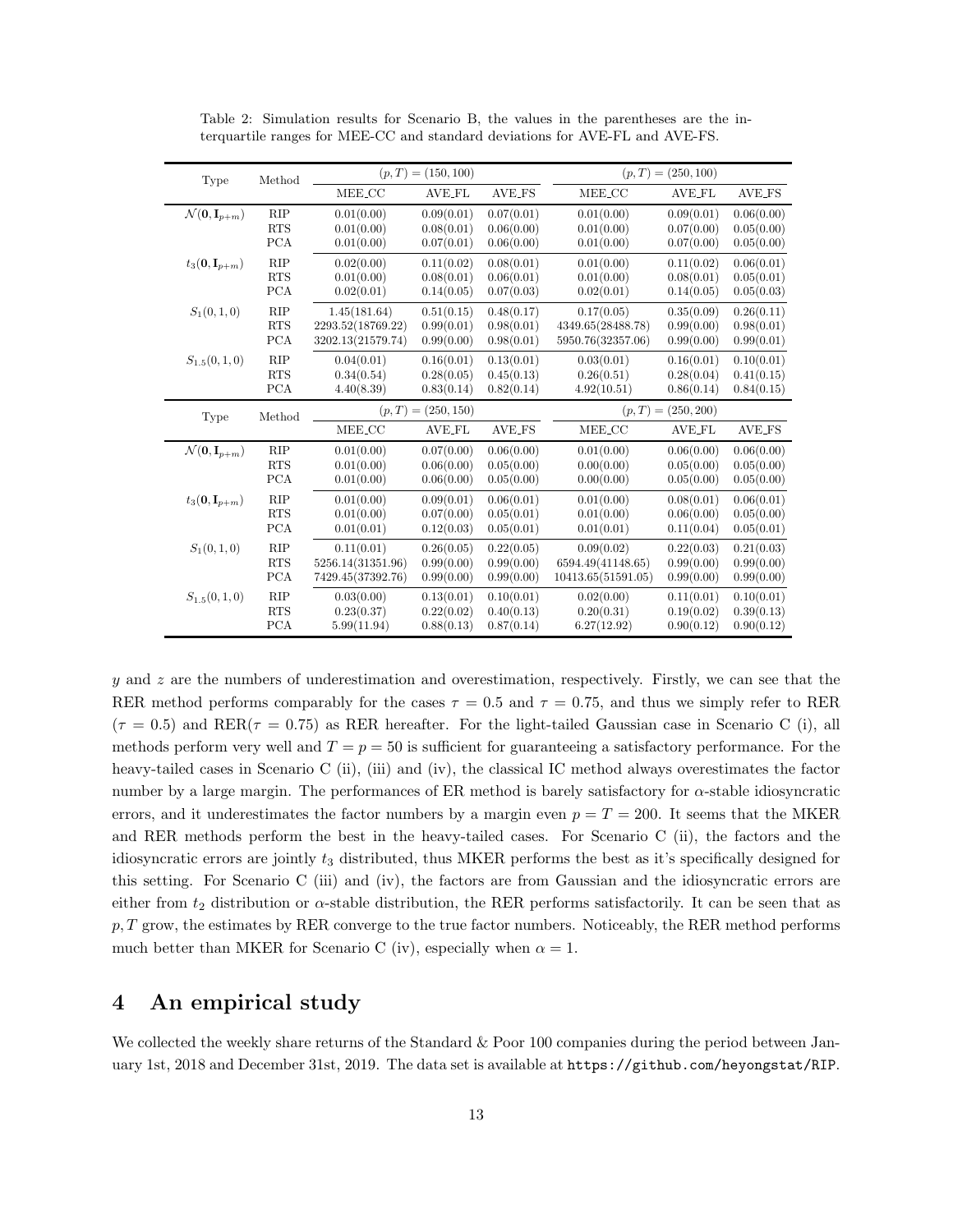Table 2: Simulation results for Scenario B, the values in the parentheses are the interquartile ranges for MEE-CC and standard deviations for AVE-FL and AVE-FS.

| Type | Method | $(p,T)=(150,100)$ | | | $(p,T)=(250,100)$ | | |
|---|---|---|---|---|---|---|---|
| | | MEE_CC | AVE_FL | AVE_FS | MEE_CC | AVE_FL | AVE_FS |
| $\mathcal{N}(\mathbf{0},\mathbf{I}_{p+m})$ | RIP | 0.01(0.00) | 0.09(0.01) | 0.07(0.01) | 0.01(0.00) | 0.09(0.01) | 0.06(0.00) |
| | RTS | 0.01(0.00) | 0.08(0.01) | 0.06(0.00) | 0.01(0.00) | 0.07(0.00) | 0.05(0.00) |
| | PCA | 0.01(0.00) | 0.07(0.01) | 0.06(0.00) | 0.01(0.00) | 0.07(0.00) | 0.05(0.00) |
| $t_3(\mathbf{0},\mathbf{I}_{p+m})$ | RIP | 0.02(0.00) | 0.11(0.02) | 0.08(0.01) | 0.01(0.00) | 0.11(0.02) | 0.06(0.01) |
| | RTS | 0.01(0.00) | 0.08(0.01) | 0.06(0.01) | 0.01(0.00) | 0.08(0.01) | 0.05(0.01) |
| | PCA | 0.02(0.01) | 0.14(0.05) | 0.07(0.03) | 0.02(0.01) | 0.14(0.05) | 0.05(0.03) |
| $S_1(0,1,0)$ | RIP | 1.45(181.64) | 0.51(0.15) | 0.48(0.17) | 0.17(0.05) | 0.35(0.09) | 0.26(0.11) |
| | RTS | 2293.52(18769.22) | 0.99(0.01) | 0.98(0.01) | 4349.65(28488.78) | 0.99(0.00) | 0.98(0.01) |
| | PCA | 3202.13(21579.74) | 0.99(0.00) | 0.98(0.01) | 5950.76(32357.06) | 0.99(0.00) | 0.99(0.01) |
| $S_{1.5}(0,1,0)$ | RIP | 0.04(0.01) | 0.16(0.01) | 0.13(0.01) | 0.03(0.01) | 0.16(0.01) | 0.10(0.01) |
| | RTS | 0.34(0.54) | 0.28(0.05) | 0.45(0.13) | 0.26(0.51) | 0.28(0.04) | 0.41(0.15) |
| | PCA | 4.40(8.39) | 0.83(0.14) | 0.82(0.14) | 4.92(10.51) | 0.86(0.14) | 0.84(0.15) |
| Type | Method | $(p,T)=(250,150)$ | | | $(p,T)=(250,200)$ | | |
| | | MEE_CC | AVE_FL | AVE_FS | MEE_CC | AVE_FL | AVE_FS |
| $\mathcal{N}(\mathbf{0},\mathbf{I}_{p+m})$ | RIP | 0.01(0.00) | 0.07(0.00) | 0.06(0.00) | 0.01(0.00) | 0.06(0.00) | 0.06(0.00) |
| | RTS | 0.01(0.00) | 0.06(0.00) | 0.05(0.00) | 0.00(0.00) | 0.05(0.00) | 0.05(0.00) |
| | PCA | 0.01(0.00) | 0.06(0.00) | 0.05(0.00) | 0.00(0.00) | 0.05(0.00) | 0.05(0.00) |
| $t_3(\mathbf{0},\mathbf{I}_{p+m})$ | RIP | 0.01(0.00) | 0.09(0.01) | 0.06(0.01) | 0.01(0.00) | 0.08(0.01) | 0.06(0.01) |
| | RTS | 0.01(0.00) | 0.07(0.00) | 0.05(0.01) | 0.01(0.00) | 0.06(0.00) | 0.05(0.00) |
| | PCA | 0.01(0.01) | 0.12(0.03) | 0.05(0.01) | 0.01(0.01) | 0.11(0.04) | 0.05(0.01) |
| $S_1(0,1,0)$ | RIP | 0.11(0.01) | 0.26(0.05) | 0.22(0.05) | 0.09(0.02) | 0.22(0.03) | 0.21(0.03) |
| | RTS | 5256.14(31351.96) | 0.99(0.00) | 0.99(0.00) | 6594.49(41148.65) | 0.99(0.00) | 0.99(0.00) |
| | PCA | 7429.45(37392.76) | 0.99(0.00) | 0.99(0.00) | 10413.65(51591.05) | 0.99(0.00) | 0.99(0.00) |
| $S_{1.5}(0,1,0)$ | RIP | 0.03(0.00) | 0.13(0.01) | 0.10(0.01) | 0.02(0.00) | 0.11(0.01) | 0.10(0.01) |
| | RTS | 0.23(0.37) | 0.22(0.02) | 0.40(0.13) | 0.20(0.31) | 0.19(0.02) | 0.39(0.13) |
| | PCA | 5.99(11.94) | 0.88(0.13) | 0.87(0.14) | 6.27(12.92) | 0.90(0.12) | 0.90(0.12) |

$y$ and $z$ are the numbers of underestimation and overestimation, respectively. Firstly, we can see that the RER method performs comparably for the cases $\tau = 0.5$ and $\tau = 0.75$, and thus we simply refer to RER ($\tau = 0.5$) and RER($\tau = 0.75$) as RER hereafter. For the light-tailed Gaussian case in Scenario C (i), all methods perform very well and $T = p = 50$ is sufficient for guaranteeing a satisfactory performance. For the heavy-tailed cases in Scenario C (ii), (iii) and (iv), the classical IC method always overestimates the factor number by a large margin. The performances of ER method is barely satisfactory for $\alpha$-stable idiosyncratic errors, and it underestimates the factor numbers by a margin even $p = T = 200$. It seems that the MKER and RER methods perform the best in the heavy-tailed cases. For Scenario C (ii), the factors and the idiosyncratic errors are jointly $t_3$ distributed, thus MKER performs the best as it's specifically designed for this setting. For Scenario C (iii) and (iv), the factors are from Gaussian and the idiosyncratic errors are either from $t_2$ distribution or $\alpha$-stable distribution, the RER performs satisfactorily. It can be seen that as $p, T$ grow, the estimates by RER converge to the true factor numbers. Noticeably, the RER method performs much better than MKER for Scenario C (iv), especially when $\alpha = 1$.

# 4 An empirical study

We collected the weekly share returns of the Standard & Poor 100 companies during the period between January 1st, 2018 and December 31st, 2019. The data set is available at https://github.com/heyongstat/RIP.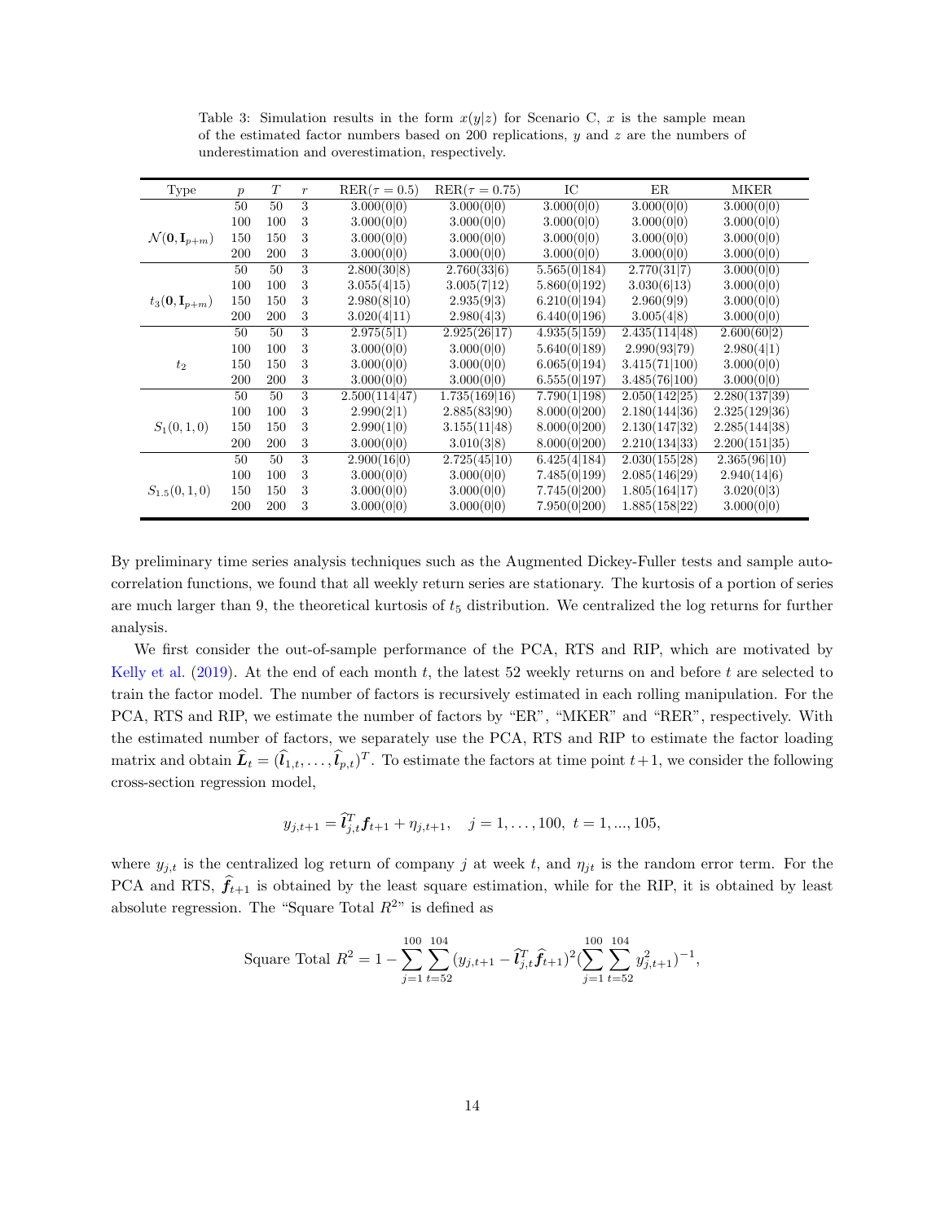Table 3: Simulation results in the form $x(y|z)$ for Scenario C, $x$ is the sample mean of the estimated factor numbers based on 200 replications, $y$ and $z$ are the numbers of underestimation and overestimation, respectively.

| Type | $p$ | $T$ | $r$ | RER($\tau = 0.5$) | RER($\tau = 0.75$) | IC | ER | MKER |
|---|---|---|---|---|---|---|---|---|
| $\mathcal{N}(\mathbf{0}, \mathbf{I}_{p+m})$ | 50 | 50 | 3 | 3.000(0\|0) | 3.000(0\|0) | 3.000(0\|0) | 3.000(0\|0) | 3.000(0\|0) |
| | 100 | 100 | 3 | 3.000(0\|0) | 3.000(0\|0) | 3.000(0\|0) | 3.000(0\|0) | 3.000(0\|0) |
| | 150 | 150 | 3 | 3.000(0\|0) | 3.000(0\|0) | 3.000(0\|0) | 3.000(0\|0) | 3.000(0\|0) |
| | 200 | 200 | 3 | 3.000(0\|0) | 3.000(0\|0) | 3.000(0\|0) | 3.000(0\|0) | 3.000(0\|0) |
| $t_3(\mathbf{0}, \mathbf{I}_{p+m})$ | 50 | 50 | 3 | 2.800(30\|8) | 2.760(33\|6) | 5.565(0\|184) | 2.770(31\|7) | 3.000(0\|0) |
| | 100 | 100 | 3 | 3.055(4\|15) | 3.005(7\|12) | 5.860(0\|192) | 3.030(6\|13) | 3.000(0\|0) |
| | 150 | 150 | 3 | 2.980(8\|10) | 2.935(9\|3) | 6.210(0\|194) | 2.960(9\|9) | 3.000(0\|0) |
| | 200 | 200 | 3 | 3.020(4\|11) | 2.980(4\|3) | 6.440(0\|196) | 3.005(4\|8) | 3.000(0\|0) |
| $t_2$ | 50 | 50 | 3 | 2.975(5\|1) | 2.925(26\|17) | 4.935(5\|159) | 2.435(114\|48) | 2.600(60\|2) |
| | 100 | 100 | 3 | 3.000(0\|0) | 3.000(0\|0) | 5.640(0\|189) | 2.990(93\|79) | 2.980(4\|1) |
| | 150 | 150 | 3 | 3.000(0\|0) | 3.000(0\|0) | 6.065(0\|194) | 3.415(71\|100) | 3.000(0\|0) |
| | 200 | 200 | 3 | 3.000(0\|0) | 3.000(0\|0) | 6.555(0\|197) | 3.485(76\|100) | 3.000(0\|0) |
| $S_1(0, 1, 0)$ | 50 | 50 | 3 | 2.500(114\|47) | 1.735(169\|16) | 7.790(1\|198) | 2.050(142\|25) | 2.280(137\|39) |
| | 100 | 100 | 3 | 2.990(2\|1) | 2.885(83\|90) | 8.000(0\|200) | 2.180(144\|36) | 2.325(129\|36) |
| | 150 | 150 | 3 | 2.990(1\|0) | 3.155(11\|48) | 8.000(0\|200) | 2.130(147\|32) | 2.285(144\|38) |
| | 200 | 200 | 3 | 3.000(0\|0) | 3.010(3\|8) | 8.000(0\|200) | 2.210(134\|33) | 2.200(151\|35) |
| $S_{1.5}(0, 1, 0)$ | 50 | 50 | 3 | 2.900(16\|0) | 2.725(45\|10) | 6.425(4\|184) | 2.030(155\|28) | 2.365(96\|10) |
| | 100 | 100 | 3 | 3.000(0\|0) | 3.000(0\|0) | 7.485(0\|199) | 2.085(146\|29) | 2.940(14\|6) |
| | 150 | 150 | 3 | 3.000(0\|0) | 3.000(0\|0) | 7.745(0\|200) | 1.805(164\|17) | 3.020(0\|3) |
| | 200 | 200 | 3 | 3.000(0\|0) | 3.000(0\|0) | 7.950(0\|200) | 1.885(158\|22) | 3.000(0\|0) |

By preliminary time series analysis techniques such as the Augmented Dickey-Fuller tests and sample auto-correlation functions, we found that all weekly return series are stationary. The kurtosis of a portion of series are much larger than 9, the theoretical kurtosis of $t_5$ distribution. We centralized the log returns for further analysis.

We first consider the out-of-sample performance of the PCA, RTS and RIP, which are motivated by Kelly et al. (2019). At the end of each month $t$, the latest 52 weekly returns on and before $t$ are selected to train the factor model. The number of factors is recursively estimated in each rolling manipulation. For the PCA, RTS and RIP, we estimate the number of factors by "ER", "MKER" and "RER", respectively. With the estimated number of factors, we separately use the PCA, RTS and RIP to estimate the factor loading matrix and obtain $\widehat{\boldsymbol{L}}_t = (\widehat{\boldsymbol{l}}_{1,t}, \ldots, \widehat{\boldsymbol{l}}_{p,t})^T$. To estimate the factors at time point $t+1$, we consider the following cross-section regression model,

$$y_{j,t+1} = \widehat{\boldsymbol{l}}_{j,t}^T \boldsymbol{f}_{t+1} + \eta_{j,t+1}, \quad j = 1, \ldots, 100, \ t = 1, ..., 105,$$

where $y_{j,t}$ is the centralized log return of company $j$ at week $t$, and $\eta_{jt}$ is the random error term. For the PCA and RTS, $\widehat{\boldsymbol{f}}_{t+1}$ is obtained by the least square estimation, while for the RIP, it is obtained by least absolute regression. The "Square Total $R^2$" is defined as

$$\text{Square Total } R^2 = 1 - \sum_{j=1}^{100} \sum_{t=52}^{104} (y_{j,t+1} - \widehat{\boldsymbol{l}}_{j,t}^T \widehat{\boldsymbol{f}}_{t+1})^2 (\sum_{j=1}^{100} \sum_{t=52}^{104} y_{j,t+1}^2)^{-1},$$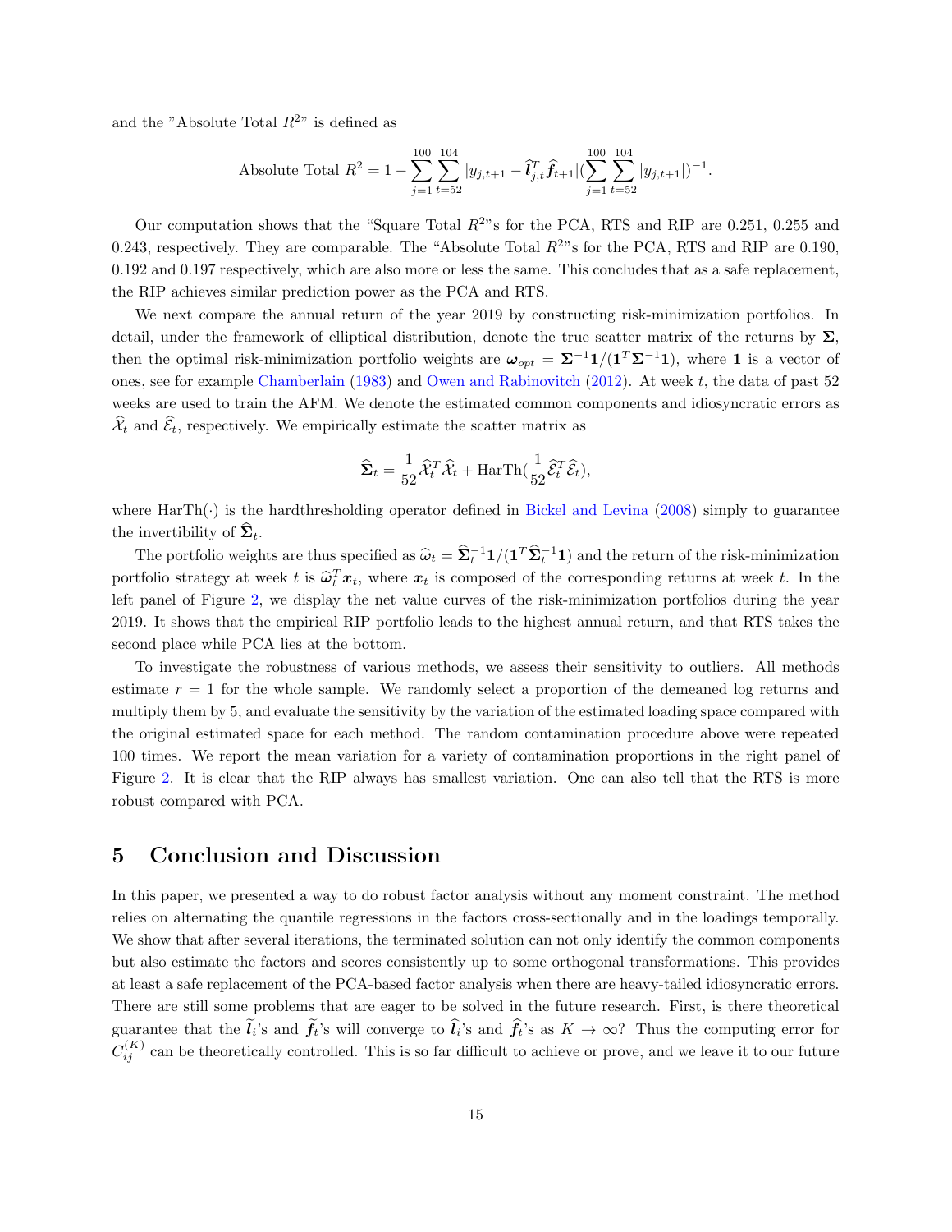and the "Absolute Total $R^2$" is defined as

$$\text{Absolute Total } R^2 = 1 - \sum_{j=1}^{100}\sum_{t=52}^{104} |y_{j,t+1} - \widehat{\boldsymbol{l}}_{j,t}^T \widehat{\boldsymbol{f}}_{t+1}| (\sum_{j=1}^{100}\sum_{t=52}^{104} |y_{j,t+1}|)^{-1}.$$

Our computation shows that the "Square Total $R^2$"s for the PCA, RTS and RIP are 0.251, 0.255 and 0.243, respectively. They are comparable. The "Absolute Total $R^2$"s for the PCA, RTS and RIP are 0.190, 0.192 and 0.197 respectively, which are also more or less the same. This concludes that as a safe replacement, the RIP achieves similar prediction power as the PCA and RTS.

We next compare the annual return of the year 2019 by constructing risk-minimization portfolios. In detail, under the framework of elliptical distribution, denote the true scatter matrix of the returns by $\boldsymbol{\Sigma}$, then the optimal risk-minimization portfolio weights are $\boldsymbol{\omega}_{opt} = \boldsymbol{\Sigma}^{-1}\mathbf{1}/(\mathbf{1}^T\boldsymbol{\Sigma}^{-1}\mathbf{1})$, where $\mathbf{1}$ is a vector of ones, see for example Chamberlain (1983) and Owen and Rabinovitch (2012). At week $t$, the data of past 52 weeks are used to train the AFM. We denote the estimated common components and idiosyncratic errors as $\widehat{\mathcal{X}}_t$ and $\widehat{\mathcal{E}}_t$, respectively. We empirically estimate the scatter matrix as

$$\widehat{\boldsymbol{\Sigma}}_t = \frac{1}{52}\widehat{\mathcal{X}}_t^T\widehat{\mathcal{X}}_t + \text{HarTh}(\frac{1}{52}\widehat{\mathcal{E}}_t^T\widehat{\mathcal{E}}_t),$$

where $\text{HarTh}(\cdot)$ is the hardthresholding operator defined in Bickel and Levina (2008) simply to guarantee the invertibility of $\widehat{\boldsymbol{\Sigma}}_t$.

The portfolio weights are thus specified as $\widehat{\boldsymbol{\omega}}_t = \widehat{\boldsymbol{\Sigma}}_t^{-1}\mathbf{1}/(\mathbf{1}^T\widehat{\boldsymbol{\Sigma}}_t^{-1}\mathbf{1})$ and the return of the risk-minimization portfolio strategy at week $t$ is $\widehat{\boldsymbol{\omega}}_t^T\boldsymbol{x}_t$, where $\boldsymbol{x}_t$ is composed of the corresponding returns at week $t$. In the left panel of Figure 2, we display the net value curves of the risk-minimization portfolios during the year 2019. It shows that the empirical RIP portfolio leads to the highest annual return, and that RTS takes the second place while PCA lies at the bottom.

To investigate the robustness of various methods, we assess their sensitivity to outliers. All methods estimate $r = 1$ for the whole sample. We randomly select a proportion of the demeaned log returns and multiply them by 5, and evaluate the sensitivity by the variation of the estimated loading space compared with the original estimated space for each method. The random contamination procedure above were repeated 100 times. We report the mean variation for a variety of contamination proportions in the right panel of Figure 2. It is clear that the RIP always has smallest variation. One can also tell that the RTS is more robust compared with PCA.

# 5 Conclusion and Discussion

In this paper, we presented a way to do robust factor analysis without any moment constraint. The method relies on alternating the quantile regressions in the factors cross-sectionally and in the loadings temporally. We show that after several iterations, the terminated solution can not only identify the common components but also estimate the factors and scores consistently up to some orthogonal transformations. This provides at least a safe replacement of the PCA-based factor analysis when there are heavy-tailed idiosyncratic errors. There are still some problems that are eager to be solved in the future research. First, is there theoretical guarantee that the $\widetilde{\boldsymbol{l}}_i$'s and $\widetilde{\boldsymbol{f}}_t$'s will converge to $\widehat{\boldsymbol{l}}_i$'s and $\widehat{\boldsymbol{f}}_t$'s as $K \to \infty$? Thus the computing error for $C_{ij}^{(K)}$ can be theoretically controlled. This is so far difficult to achieve or prove, and we leave it to our future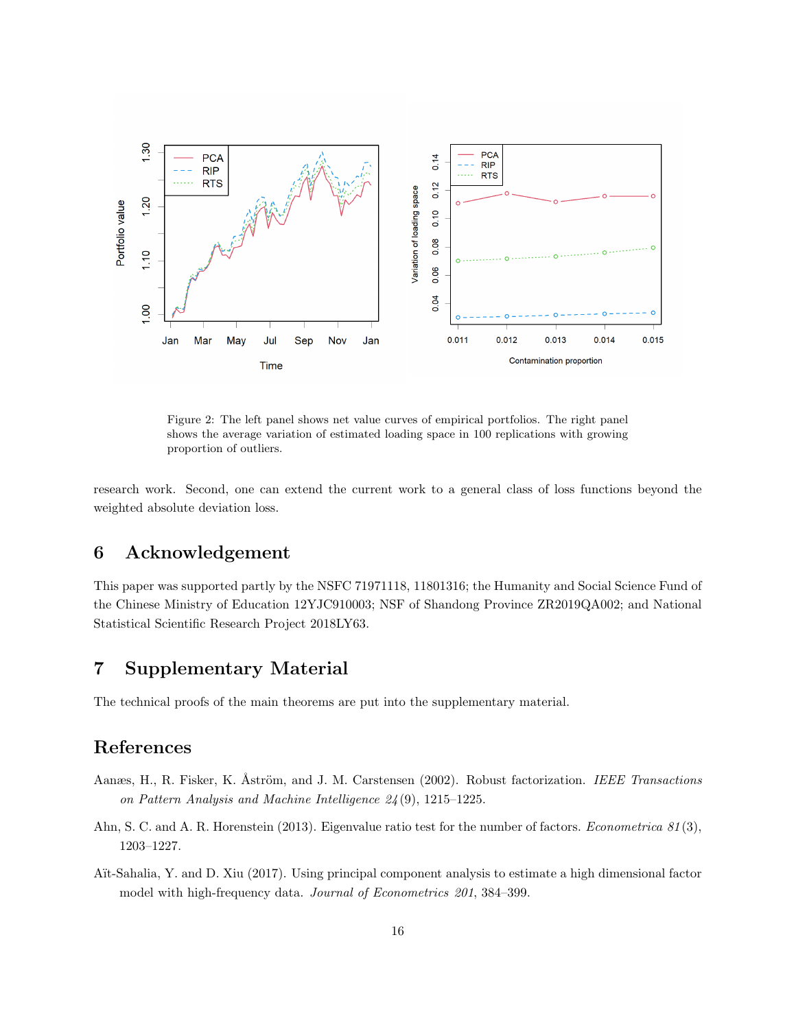Figure 2: The left panel shows net value curves of empirical portfolios. The right panel shows the average variation of estimated loading space in 100 replications with growing proportion of outliers.

research work. Second, one can extend the current work to a general class of loss functions beyond the weighted absolute deviation loss.

## 6 Acknowledgement

This paper was supported partly by the NSFC 71971118, 11801316; the Humanity and Social Science Fund of the Chinese Ministry of Education 12YJC910003; NSF of Shandong Province ZR2019QA002; and National Statistical Scientific Research Project 2018LY63.

## 7 Supplementary Material

The technical proofs of the main theorems are put into the supplementary material.

## References

Aanæs, H., R. Fisker, K. Åström, and J. M. Carstensen (2002). Robust factorization. *IEEE Transactions on Pattern Analysis and Machine Intelligence 24*(9), 1215–1225.

Ahn, S. C. and A. R. Horenstein (2013). Eigenvalue ratio test for the number of factors. *Econometrica 81*(3), 1203–1227.

Aït-Sahalia, Y. and D. Xiu (2017). Using principal component analysis to estimate a high dimensional factor model with high-frequency data. *Journal of Econometrics 201*, 384–399.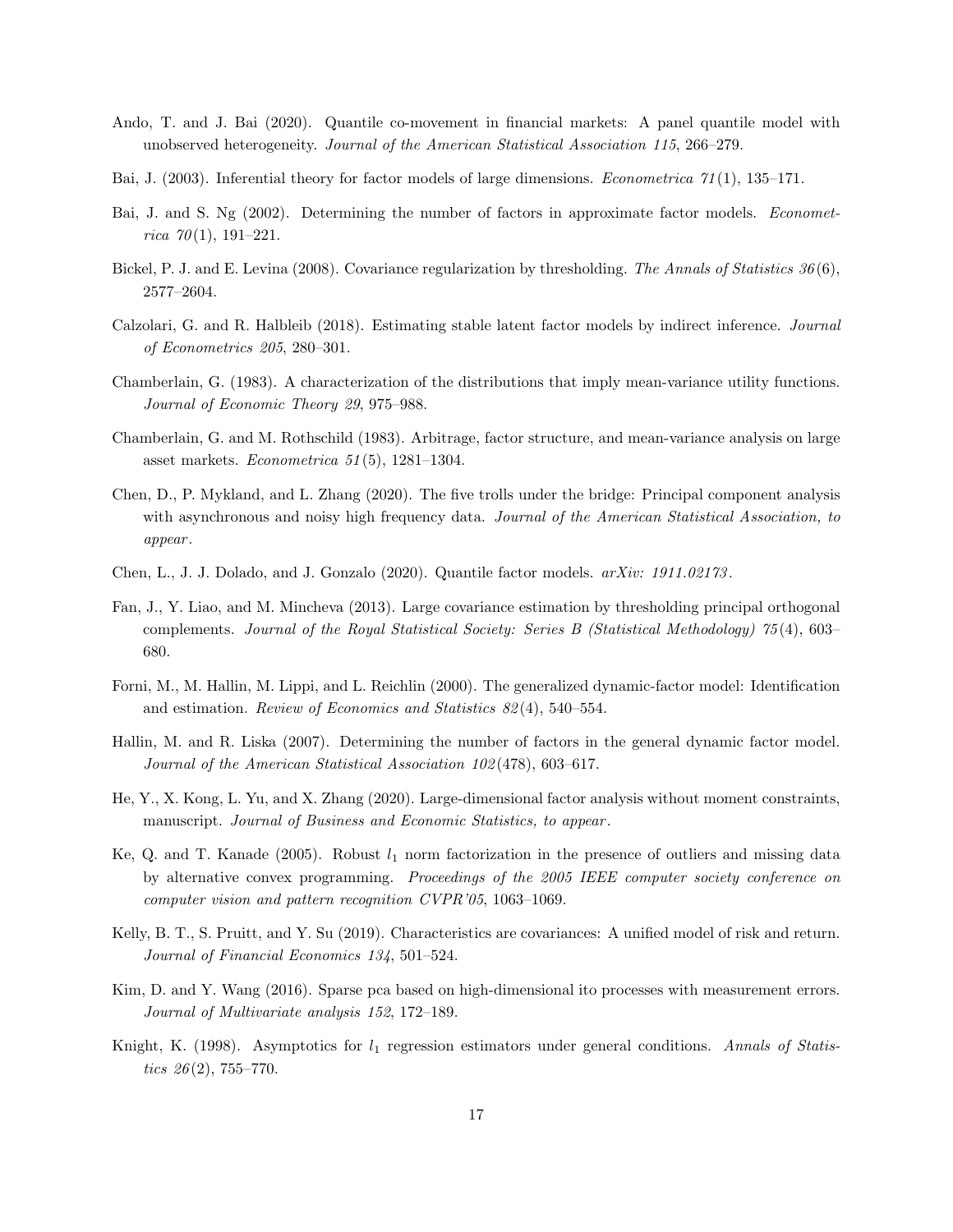Ando, T. and J. Bai (2020). Quantile co-movement in financial markets: A panel quantile model with unobserved heterogeneity. *Journal of the American Statistical Association 115*, 266–279.

Bai, J. (2003). Inferential theory for factor models of large dimensions. *Econometrica 71*(1), 135–171.

Bai, J. and S. Ng (2002). Determining the number of factors in approximate factor models. *Econometrica 70*(1), 191–221.

Bickel, P. J. and E. Levina (2008). Covariance regularization by thresholding. *The Annals of Statistics 36*(6), 2577–2604.

Calzolari, G. and R. Halbleib (2018). Estimating stable latent factor models by indirect inference. *Journal of Econometrics 205*, 280–301.

Chamberlain, G. (1983). A characterization of the distributions that imply mean-variance utility functions. *Journal of Economic Theory 29*, 975–988.

Chamberlain, G. and M. Rothschild (1983). Arbitrage, factor structure, and mean-variance analysis on large asset markets. *Econometrica 51*(5), 1281–1304.

Chen, D., P. Mykland, and L. Zhang (2020). The five trolls under the bridge: Principal component analysis with asynchronous and noisy high frequency data. *Journal of the American Statistical Association, to appear*.

Chen, L., J. J. Dolado, and J. Gonzalo (2020). Quantile factor models. *arXiv: 1911.02173*.

Fan, J., Y. Liao, and M. Mincheva (2013). Large covariance estimation by thresholding principal orthogonal complements. *Journal of the Royal Statistical Society: Series B (Statistical Methodology) 75*(4), 603–680.

Forni, M., M. Hallin, M. Lippi, and L. Reichlin (2000). The generalized dynamic-factor model: Identification and estimation. *Review of Economics and Statistics 82*(4), 540–554.

Hallin, M. and R. Liska (2007). Determining the number of factors in the general dynamic factor model. *Journal of the American Statistical Association 102*(478), 603–617.

He, Y., X. Kong, L. Yu, and X. Zhang (2020). Large-dimensional factor analysis without moment constraints, manuscript. *Journal of Business and Economic Statistics, to appear*.

Ke, Q. and T. Kanade (2005). Robust $l_1$ norm factorization in the presence of outliers and missing data by alternative convex programming. *Proceedings of the 2005 IEEE computer society conference on computer vision and pattern recognition CVPR'05*, 1063–1069.

Kelly, B. T., S. Pruitt, and Y. Su (2019). Characteristics are covariances: A unified model of risk and return. *Journal of Financial Economics 134*, 501–524.

Kim, D. and Y. Wang (2016). Sparse pca based on high-dimensional ito processes with measurement errors. *Journal of Multivariate analysis 152*, 172–189.

Knight, K. (1998). Asymptotics for $l_1$ regression estimators under general conditions. *Annals of Statistics 26*(2), 755–770.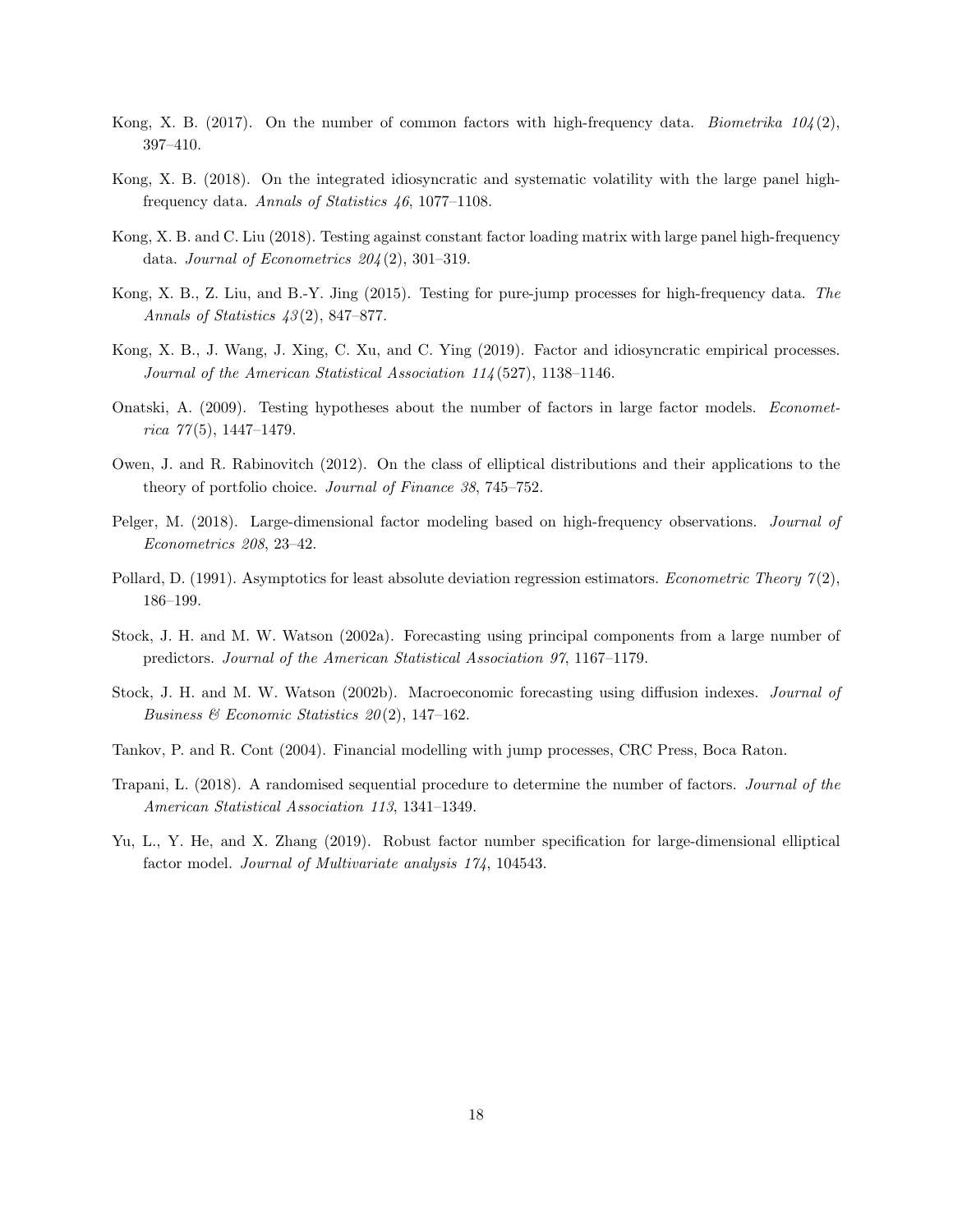Kong, X. B. (2017). On the number of common factors with high-frequency data. *Biometrika 104*(2), 397–410.

Kong, X. B. (2018). On the integrated idiosyncratic and systematic volatility with the large panel high-frequency data. *Annals of Statistics 46*, 1077–1108.

Kong, X. B. and C. Liu (2018). Testing against constant factor loading matrix with large panel high-frequency data. *Journal of Econometrics 204*(2), 301–319.

Kong, X. B., Z. Liu, and B.-Y. Jing (2015). Testing for pure-jump processes for high-frequency data. *The Annals of Statistics 43*(2), 847–877.

Kong, X. B., J. Wang, J. Xing, C. Xu, and C. Ying (2019). Factor and idiosyncratic empirical processes. *Journal of the American Statistical Association 114*(527), 1138–1146.

Onatski, A. (2009). Testing hypotheses about the number of factors in large factor models. *Econometrica 77*(5), 1447–1479.

Owen, J. and R. Rabinovitch (2012). On the class of elliptical distributions and their applications to the theory of portfolio choice. *Journal of Finance 38*, 745–752.

Pelger, M. (2018). Large-dimensional factor modeling based on high-frequency observations. *Journal of Econometrics 208*, 23–42.

Pollard, D. (1991). Asymptotics for least absolute deviation regression estimators. *Econometric Theory 7*(2), 186–199.

Stock, J. H. and M. W. Watson (2002a). Forecasting using principal components from a large number of predictors. *Journal of the American Statistical Association 97*, 1167–1179.

Stock, J. H. and M. W. Watson (2002b). Macroeconomic forecasting using diffusion indexes. *Journal of Business & Economic Statistics 20*(2), 147–162.

Tankov, P. and R. Cont (2004). Financial modelling with jump processes, CRC Press, Boca Raton.

Trapani, L. (2018). A randomised sequential procedure to determine the number of factors. *Journal of the American Statistical Association 113*, 1341–1349.

Yu, L., Y. He, and X. Zhang (2019). Robust factor number specification for large-dimensional elliptical factor model. *Journal of Multivariate analysis 174*, 104543.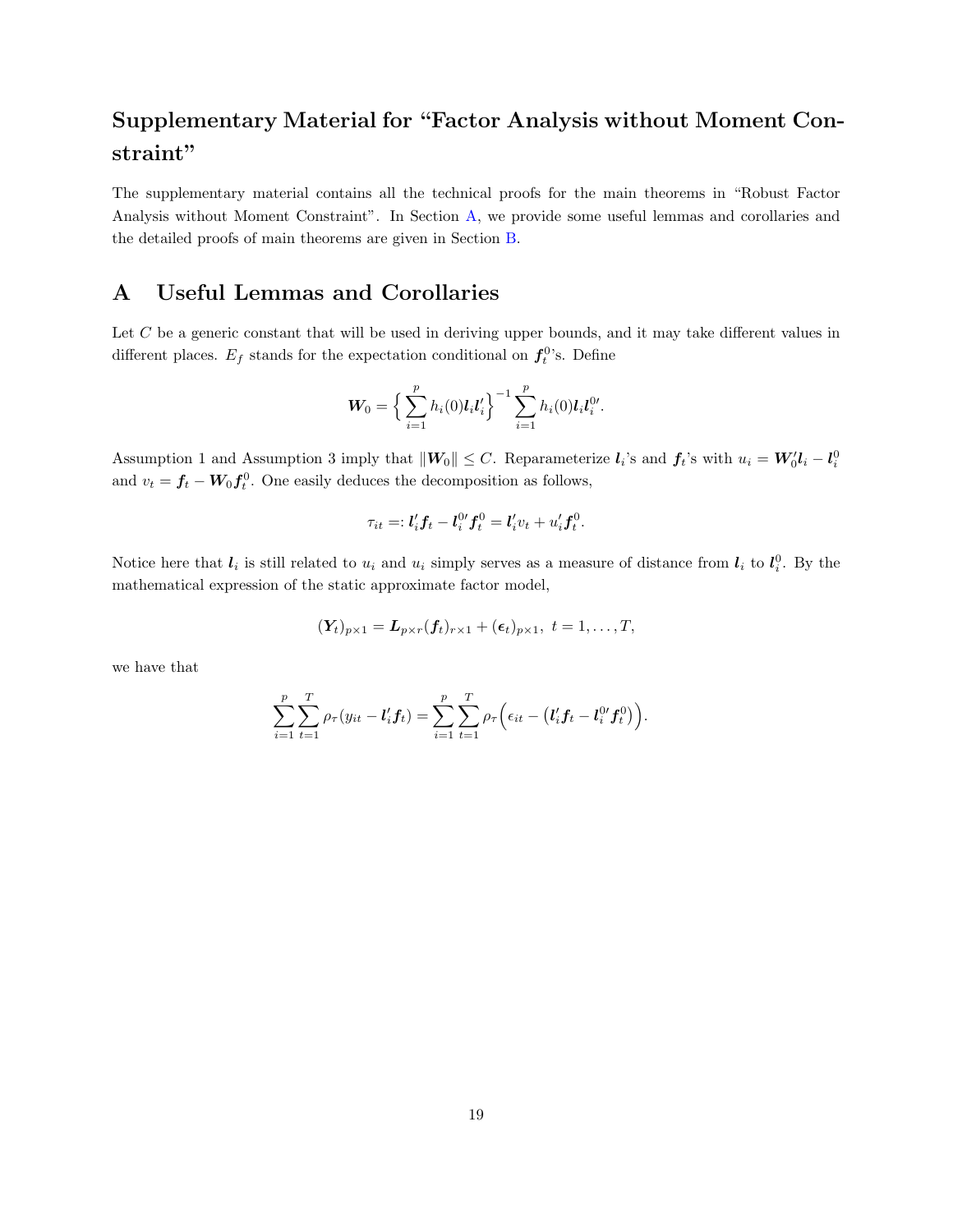# Supplementary Material for "Factor Analysis without Moment Constraint"

The supplementary material contains all the technical proofs for the main theorems in "Robust Factor Analysis without Moment Constraint". In Section A, we provide some useful lemmas and corollaries and the detailed proofs of main theorems are given in Section B.

## A Useful Lemmas and Corollaries

Let $C$ be a generic constant that will be used in deriving upper bounds, and it may take different values in different places. $E_f$ stands for the expectation conditional on $\boldsymbol{f}_t^0$'s. Define

$$\boldsymbol{W}_0 = \Big\{ \sum_{i=1}^{p} h_i(0) \boldsymbol{l}_i \boldsymbol{l}_i' \Big\}^{-1} \sum_{i=1}^{p} h_i(0) \boldsymbol{l}_i \boldsymbol{l}_i^{0\prime}.$$

Assumption 1 and Assumption 3 imply that $\|\boldsymbol{W}_0\| \leq C$. Reparameterize $\boldsymbol{l}_i$'s and $\boldsymbol{f}_t$'s with $u_i = \boldsymbol{W}_0' \boldsymbol{l}_i - \boldsymbol{l}_i^0$ and $v_t = \boldsymbol{f}_t - \boldsymbol{W}_0 \boldsymbol{f}_t^0$. One easily deduces the decomposition as follows,

$$\tau_{it} =: \boldsymbol{l}_i' \boldsymbol{f}_t - \boldsymbol{l}_i^{0\prime} \boldsymbol{f}_t^0 = \boldsymbol{l}_i' v_t + u_i' \boldsymbol{f}_t^0.$$

Notice here that $\boldsymbol{l}_i$ is still related to $u_i$ and $u_i$ simply serves as a measure of distance from $\boldsymbol{l}_i$ to $\boldsymbol{l}_i^0$. By the mathematical expression of the static approximate factor model,

$$(\boldsymbol{Y}_t)_{p\times 1} = \boldsymbol{L}_{p\times r} (\boldsymbol{f}_t)_{r\times 1} + (\boldsymbol{\epsilon}_t)_{p\times 1}, \ t = 1, \ldots, T,$$

we have that

$$\sum_{i=1}^{p} \sum_{t=1}^{T} \rho_\tau(y_{it} - \boldsymbol{l}_i' \boldsymbol{f}_t) = \sum_{i=1}^{p} \sum_{t=1}^{T} \rho_\tau\Big( \epsilon_{it} - \big( \boldsymbol{l}_i' \boldsymbol{f}_t - \boldsymbol{l}_i^{0\prime} \boldsymbol{f}_t^0 \big) \Big).$$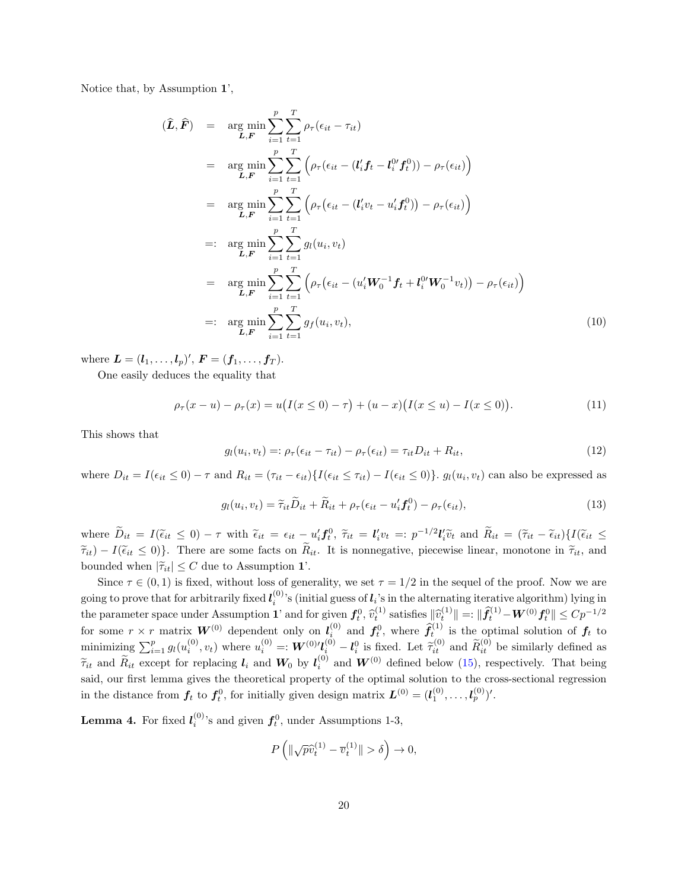Notice that, by Assumption **1**',

$$
\begin{aligned}
(\widehat{\boldsymbol{L}}, \widehat{\boldsymbol{F}}) &= \arg\min_{\boldsymbol{L},\boldsymbol{F}} \sum_{i=1}^{p}\sum_{t=1}^{T} \rho_\tau(\epsilon_{it} - \tau_{it}) \\
&= \arg\min_{\boldsymbol{L},\boldsymbol{F}} \sum_{i=1}^{p}\sum_{t=1}^{T} \Big(\rho_\tau\big(\epsilon_{it} - (\boldsymbol{l}_i'\boldsymbol{f}_t - \boldsymbol{l}_i^{0\prime}\boldsymbol{f}_t^0)\big) - \rho_\tau(\epsilon_{it})\Big) \\
&= \arg\min_{\boldsymbol{L},\boldsymbol{F}} \sum_{i=1}^{p}\sum_{t=1}^{T} \Big(\rho_\tau\big(\epsilon_{it} - (\boldsymbol{l}_i'v_t - u_i'\boldsymbol{f}_t^0)\big) - \rho_\tau(\epsilon_{it})\Big) \\
&=: \arg\min_{\boldsymbol{L},\boldsymbol{F}} \sum_{i=1}^{p}\sum_{t=1}^{T} g_l(u_i, v_t) \\
&= \arg\min_{\boldsymbol{L},\boldsymbol{F}} \sum_{i=1}^{p}\sum_{t=1}^{T} \Big(\rho_\tau\big(\epsilon_{it} - (u_i'\boldsymbol{W}_0^{-1}\boldsymbol{f}_t + \boldsymbol{l}_i^{0\prime}\boldsymbol{W}_0^{-1}v_t)\big) - \rho_\tau(\epsilon_{it})\Big) \\
&=: \arg\min_{\boldsymbol{L},\boldsymbol{F}} \sum_{i=1}^{p}\sum_{t=1}^{T} g_f(u_i, v_t), \qquad (10)
\end{aligned}
$$

where $\boldsymbol{L} = (\boldsymbol{l}_1, \ldots, \boldsymbol{l}_p)'$, $\boldsymbol{F} = (\boldsymbol{f}_1, \ldots, \boldsymbol{f}_T)$.

One easily deduces the equality that

$$
\rho_\tau(x-u) - \rho_\tau(x) = u\big(I(x \le 0) - \tau\big) + (u-x)\big(I(x \le u) - I(x \le 0)\big). \qquad (11)
$$

This shows that

$$
g_l(u_i, v_t) =: \rho_\tau(\epsilon_{it} - \tau_{it}) - \rho_\tau(\epsilon_{it}) = \tau_{it}D_{it} + R_{it}, \qquad (12)
$$

where $D_{it} = I(\epsilon_{it} \le 0) - \tau$ and $R_{it} = (\tau_{it} - \epsilon_{it})\{I(\epsilon_{it} \le \tau_{it}) - I(\epsilon_{it} \le 0)\}$. $g_l(u_i, v_t)$ can also be expressed as

$$
g_l(u_i, v_t) = \widetilde{\tau}_{it}\widetilde{D}_{it} + \widetilde{R}_{it} + \rho_\tau(\epsilon_{it} - u_i'\boldsymbol{f}_t^0) - \rho_\tau(\epsilon_{it}), \qquad (13)
$$

where $\widetilde{D}_{it} = I(\widetilde{\epsilon}_{it} \le 0) - \tau$ with $\widetilde{\epsilon}_{it} = \epsilon_{it} - u_i'\boldsymbol{f}_t^0$, $\widetilde{\tau}_{it} = \boldsymbol{l}_i'v_t =: p^{-1/2}\boldsymbol{l}_i'\widetilde{v}_t$ and $\widetilde{R}_{it} = (\widetilde{\tau}_{it} - \widetilde{\epsilon}_{it})\{I(\widetilde{\epsilon}_{it} \le \widetilde{\tau}_{it}) - I(\widetilde{\epsilon}_{it} \le 0)\}$. There are some facts on $\widetilde{R}_{it}$. It is nonnegative, piecewise linear, monotone in $\widetilde{\tau}_{it}$, and bounded when $|\widetilde{\tau}_{it}| \le C$ due to Assumption **1**'.

Since $\tau \in (0,1)$ is fixed, without loss of generality, we set $\tau = 1/2$ in the sequel of the proof. Now we are going to prove that for arbitrarily fixed $\boldsymbol{l}_i^{(0)}$'s (initial guess of $\boldsymbol{l}_i$'s in the alternating iterative algorithm) lying in the parameter space under Assumption **1**' and for given $\boldsymbol{f}_t^0$, $\widehat{v}_t^{(1)}$ satisfies $\|\widehat{v}_t^{(1)}\| =: \|\widehat{\boldsymbol{f}}_t^{(1)} - \boldsymbol{W}^{(0)}\boldsymbol{f}_t^0\| \le Cp^{-1/2}$ for some $r \times r$ matrix $\boldsymbol{W}^{(0)}$ dependent only on $\boldsymbol{l}_i^{(0)}$ and $\boldsymbol{f}_t^0$, where $\widehat{\boldsymbol{f}}_t^{(1)}$ is the optimal solution of $\boldsymbol{f}_t$ to minimizing $\sum_{i=1}^p g_l(u_i^{(0)}, v_t)$ where $u_i^{(0)} =: \boldsymbol{W}^{(0)\prime}\boldsymbol{l}_i^{(0)} - \boldsymbol{l}_i^0$ is fixed. Let $\widetilde{\tau}_{it}^{(0)}$ and $\widetilde{R}_{it}^{(0)}$ be similarly defined as $\widetilde{\tau}_{it}$ and $\widetilde{R}_{it}$ except for replacing $\boldsymbol{l}_i$ and $\boldsymbol{W}_0$ by $\boldsymbol{l}_i^{(0)}$ and $\boldsymbol{W}^{(0)}$ defined below (15), respectively. That being said, our first lemma gives the theoretical property of the optimal solution to the cross-sectional regression in the distance from $\boldsymbol{f}_t$ to $\boldsymbol{f}_t^0$, for initially given design matrix $\boldsymbol{L}^{(0)} = (\boldsymbol{l}_1^{(0)}, \ldots, \boldsymbol{l}_p^{(0)})'$.

**Lemma 4.** For fixed $\boldsymbol{l}_i^{(0)}$'s and given $\boldsymbol{f}_t^0$, under Assumptions 1-3,

$$
P\left(\|\sqrt{p}\,\widehat{v}_t^{(1)} - \overline{v}_t^{(1)}\| > \delta\right) \to 0,
$$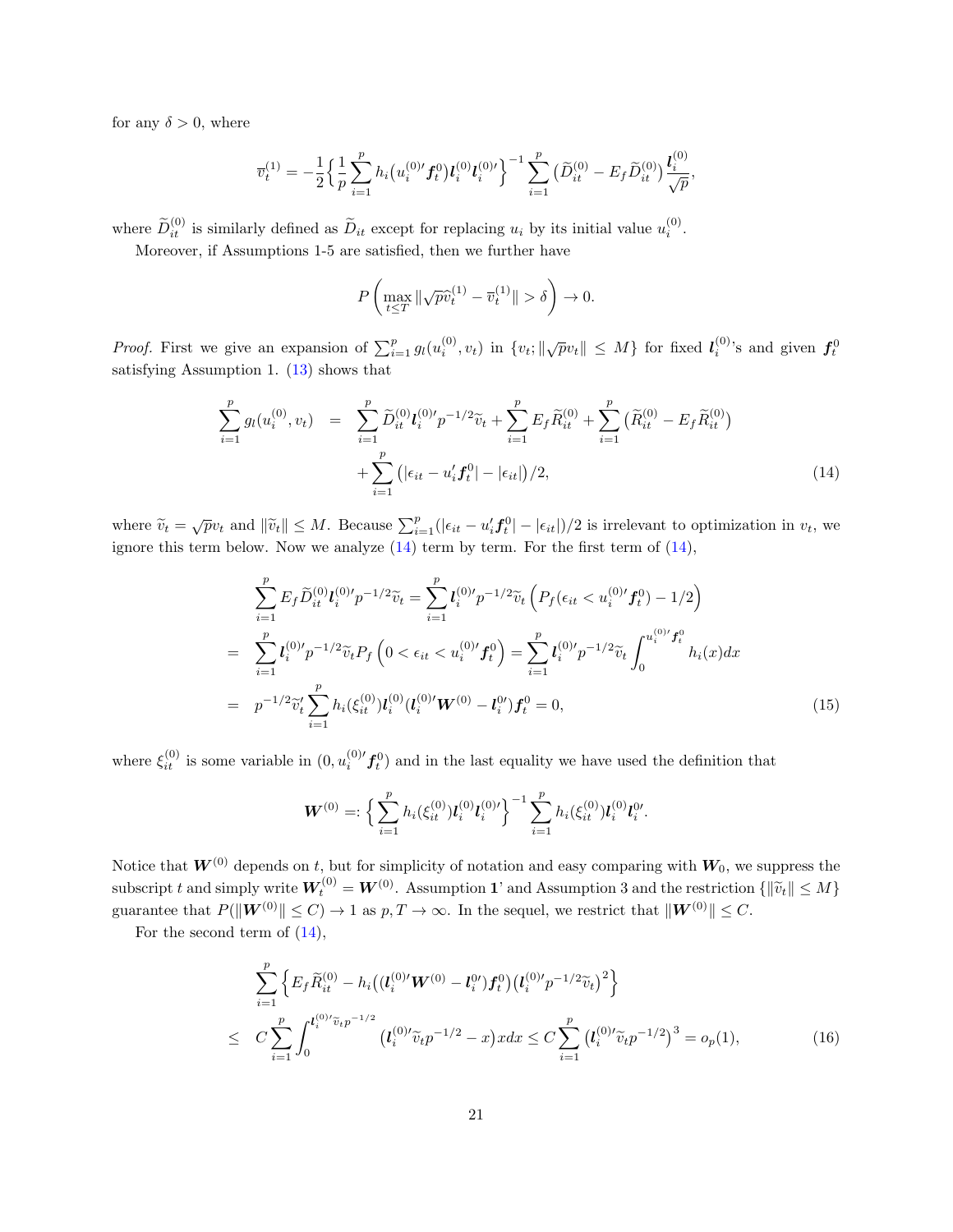for any $\delta > 0$, where

$$\overline{v}_t^{(1)} = -\frac{1}{2}\Big\{\frac{1}{p}\sum_{i=1}^{p} h_i\big(u_i^{(0)\prime}\boldsymbol{f}_t^0\big)\boldsymbol{l}_i^{(0)}\boldsymbol{l}_i^{(0)\prime}\Big\}^{-1}\sum_{i=1}^{p}\big(\widetilde{D}_{it}^{(0)} - E_f\widetilde{D}_{it}^{(0)}\big)\frac{\boldsymbol{l}_i^{(0)}}{\sqrt{p}},$$

where $\widetilde{D}_{it}^{(0)}$ is similarly defined as $\widetilde{D}_{it}$ except for replacing $u_i$ by its initial value $u_i^{(0)}$.

Moreover, if Assumptions 1-5 are satisfied, then we further have

$$P\left(\max_{t\leq T}\|\sqrt{p}\widehat{v}_t^{(1)} - \overline{v}_t^{(1)}\| > \delta\right) \to 0.$$

*Proof.* First we give an expansion of $\sum_{i=1}^{p} g_l(u_i^{(0)}, v_t)$ in $\{v_t; \|\sqrt{p}v_t\| \leq M\}$ for fixed $\boldsymbol{l}_i^{(0)}$'s and given $\boldsymbol{f}_t^0$ satisfying Assumption 1. (13) shows that

$$\begin{aligned}
\sum_{i=1}^{p} g_l(u_i^{(0)}, v_t) &= \sum_{i=1}^{p}\widetilde{D}_{it}^{(0)}\boldsymbol{l}_i^{(0)\prime}p^{-1/2}\widetilde{v}_t + \sum_{i=1}^{p}E_f\widetilde{R}_{it}^{(0)} + \sum_{i=1}^{p}\big(\widetilde{R}_{it}^{(0)} - E_f\widetilde{R}_{it}^{(0)}\big) \\
&\quad + \sum_{i=1}^{p}\big(|\epsilon_{it} - u_i'\boldsymbol{f}_t^0| - |\epsilon_{it}|\big)/2, \qquad (14)
\end{aligned}$$

where $\widetilde{v}_t = \sqrt{p}v_t$ and $\|\widetilde{v}_t\| \leq M$. Because $\sum_{i=1}^{p}(|\epsilon_{it} - u_i'\boldsymbol{f}_t^0| - |\epsilon_{it}|)/2$ is irrelevant to optimization in $v_t$, we ignore this term below. Now we analyze (14) term by term. For the first term of (14),

$$\begin{aligned}
&\sum_{i=1}^{p}E_f\widetilde{D}_{it}^{(0)}\boldsymbol{l}_i^{(0)\prime}p^{-1/2}\widetilde{v}_t = \sum_{i=1}^{p}\boldsymbol{l}_i^{(0)\prime}p^{-1/2}\widetilde{v}_t\left(P_f(\epsilon_{it} < u_i^{(0)\prime}\boldsymbol{f}_t^0) - 1/2\right) \\
=\;& \sum_{i=1}^{p}\boldsymbol{l}_i^{(0)\prime}p^{-1/2}\widetilde{v}_tP_f\left(0 < \epsilon_{it} < u_i^{(0)\prime}\boldsymbol{f}_t^0\right) = \sum_{i=1}^{p}\boldsymbol{l}_i^{(0)\prime}p^{-1/2}\widetilde{v}_t\int_0^{u_i^{(0)\prime}\boldsymbol{f}_t^0}h_i(x)dx \\
=\;& p^{-1/2}\widetilde{v}_t'\sum_{i=1}^{p}h_i(\xi_{it}^{(0)})\boldsymbol{l}_i^{(0)}(\boldsymbol{l}_i^{(0)\prime}\boldsymbol{W}^{(0)} - \boldsymbol{l}_i^{0\prime})\boldsymbol{f}_t^0 = 0, \qquad (15)
\end{aligned}$$

where $\xi_{it}^{(0)}$ is some variable in $(0, u_i^{(0)\prime}\boldsymbol{f}_t^0)$ and in the last equality we have used the definition that

$$\boldsymbol{W}^{(0)} =: \Big\{\sum_{i=1}^{p}h_i(\xi_{it}^{(0)})\boldsymbol{l}_i^{(0)}\boldsymbol{l}_i^{(0)\prime}\Big\}^{-1}\sum_{i=1}^{p}h_i(\xi_{it}^{(0)})\boldsymbol{l}_i^{(0)}\boldsymbol{l}_i^{0\prime}.$$

Notice that $\boldsymbol{W}^{(0)}$ depends on $t$, but for simplicity of notation and easy comparing with $\boldsymbol{W}_0$, we suppress the subscript $t$ and simply write $\boldsymbol{W}_t^{(0)} = \boldsymbol{W}^{(0)}$. Assumption **1**' and Assumption 3 and the restriction $\{\|\widetilde{v}_t\| \leq M\}$ guarantee that $P(\|\boldsymbol{W}^{(0)}\| \leq C) \to 1$ as $p, T \to \infty$. In the sequel, we restrict that $\|\boldsymbol{W}^{(0)}\| \leq C$.

For the second term of (14),

$$\begin{aligned}
&\sum_{i=1}^{p}\Big\{E_f\widetilde{R}_{it}^{(0)} - h_i\big((\boldsymbol{l}_i^{(0)\prime}\boldsymbol{W}^{(0)} - \boldsymbol{l}_i^{0\prime})\boldsymbol{f}_t^0\big)\big(\boldsymbol{l}_i^{(0)\prime}p^{-1/2}\widetilde{v}_t\big)^2\Big\} \\
\leq\;& C\sum_{i=1}^{p}\int_0^{\boldsymbol{l}_i^{(0)\prime}\widetilde{v}_tp^{-1/2}}\big(\boldsymbol{l}_i^{(0)\prime}\widetilde{v}_tp^{-1/2} - x\big)xdx \leq C\sum_{i=1}^{p}\big(\boldsymbol{l}_i^{(0)\prime}\widetilde{v}_tp^{-1/2}\big)^3 = o_p(1), \qquad (16)
\end{aligned}$$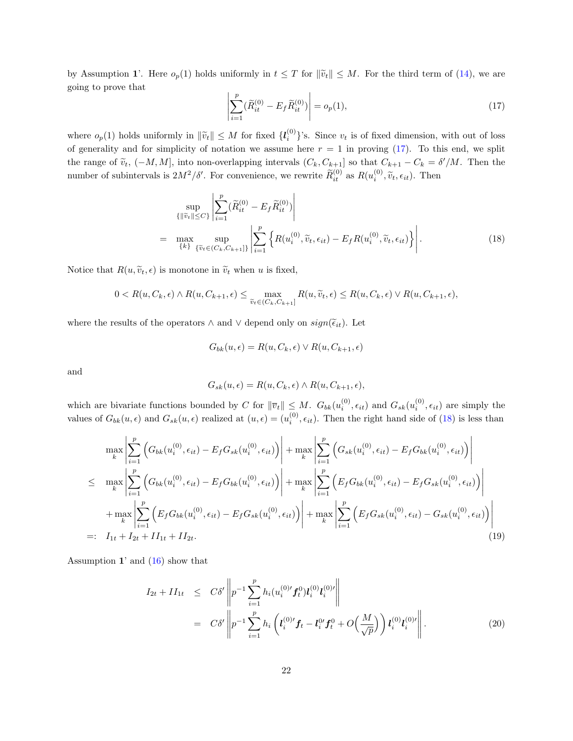by Assumption **1**'. Here $o_p(1)$ holds uniformly in $t \leq T$ for $\|\widetilde{v}_t\| \leq M$. For the third term of (14), we are going to prove that

$$\left|\sum_{i=1}^{p}(\widetilde{R}_{it}^{(0)} - E_f \widetilde{R}_{it}^{(0)})\right| = o_p(1), \tag{17}$$

where $o_p(1)$ holds uniformly in $\|\widetilde{v}_t\| \leq M$ for fixed $\{\boldsymbol{l}_i^{(0)}\}$'s. Since $v_t$ is of fixed dimension, with out of loss of generality and for simplicity of notation we assume here $r = 1$ in proving (17). To this end, we split the range of $\widetilde{v}_t$, $(-M, M]$, into non-overlapping intervals $(C_k, C_{k+1}]$ so that $C_{k+1} - C_k = \delta'/M$. Then the number of subintervals is $2M^2/\delta'$. For convenience, we rewrite $\widetilde{R}_{it}^{(0)}$ as $R(u_i^{(0)}, \widetilde{v}_t, \epsilon_{it})$. Then

$$\begin{aligned}
&\sup_{\{\|\widetilde{v}_t\| \leq C\}} \left|\sum_{i=1}^{p}(\widetilde{R}_{it}^{(0)} - E_f \widetilde{R}_{it}^{(0)})\right| \\
=\;& \max_{\{k\}} \sup_{\{\widetilde{v}_t \in (C_k, C_{k+1}]\}} \left|\sum_{i=1}^{p}\left\{R(u_i^{(0)}, \widetilde{v}_t, \epsilon_{it}) - E_f R(u_i^{(0)}, \widetilde{v}_t, \epsilon_{it})\right\}\right|.
\end{aligned} \tag{18}$$

Notice that $R(u, \widetilde{v}_t, \epsilon)$ is monotone in $\widetilde{v}_t$ when $u$ is fixed,

$$0 < R(u, C_k, \epsilon) \wedge R(u, C_{k+1}, \epsilon) \leq \max_{\widetilde{v}_t \in (C_k, C_{k+1}]} R(u, \widetilde{v}_t, \epsilon) \leq R(u, C_k, \epsilon) \vee R(u, C_{k+1}, \epsilon),$$

where the results of the operators $\wedge$ and $\vee$ depend only on $sign(\widetilde{\epsilon}_{it})$. Let

$$G_{bk}(u, \epsilon) = R(u, C_k, \epsilon) \vee R(u, C_{k+1}, \epsilon)$$

and

$$G_{sk}(u, \epsilon) = R(u, C_k, \epsilon) \wedge R(u, C_{k+1}, \epsilon),$$

which are bivariate functions bounded by $C$ for $\|\overline{v}_t\| \leq M$. $G_{bk}(u_i^{(0)}, \epsilon_{it})$ and $G_{sk}(u_i^{(0)}, \epsilon_{it})$ are simply the values of $G_{bk}(u, \epsilon)$ and $G_{sk}(u, \epsilon)$ realized at $(u, \epsilon) = (u_i^{(0)}, \epsilon_{it})$. Then the right hand side of (18) is less than

$$\begin{aligned}
&\max_k \left|\sum_{i=1}^{p}\left(G_{bk}(u_i^{(0)}, \epsilon_{it}) - E_f G_{sk}(u_i^{(0)}, \epsilon_{it})\right)\right| + \max_k \left|\sum_{i=1}^{p}\left(G_{sk}(u_i^{(0)}, \epsilon_{it}) - E_f G_{bk}(u_i^{(0)}, \epsilon_{it})\right)\right| \\
\leq\;& \max_k \left|\sum_{i=1}^{p}\left(G_{bk}(u_i^{(0)}, \epsilon_{it}) - E_f G_{bk}(u_i^{(0)}, \epsilon_{it})\right)\right| + \max_k \left|\sum_{i=1}^{p}\left(E_f G_{bk}(u_i^{(0)}, \epsilon_{it}) - E_f G_{sk}(u_i^{(0)}, \epsilon_{it})\right)\right| \\
&+ \max_k \left|\sum_{i=1}^{p}\left(E_f G_{bk}(u_i^{(0)}, \epsilon_{it}) - E_f G_{sk}(u_i^{(0)}, \epsilon_{it})\right)\right| + \max_k \left|\sum_{i=1}^{p}\left(E_f G_{sk}(u_i^{(0)}, \epsilon_{it}) - G_{sk}(u_i^{(0)}, \epsilon_{it})\right)\right| \\
=:\;& I_{1t} + I_{2t} + II_{1t} + II_{2t}.
\end{aligned} \tag{19}$$

Assumption **1**' and (16) show that

$$\begin{aligned}
I_{2t} + II_{1t} &\leq C\delta' \left\|p^{-1}\sum_{i=1}^{p} h_i(u_i^{(0)\prime} \boldsymbol{f}_t^0) \boldsymbol{l}_i^{(0)} \boldsymbol{l}_i^{(0)\prime}\right\| \\
&= C\delta' \left\|p^{-1}\sum_{i=1}^{p} h_i\left(\boldsymbol{l}_i^{(0)\prime} \boldsymbol{f}_t - \boldsymbol{l}_i^{0\prime} \boldsymbol{f}_t^0 + O\Big(\frac{M}{\sqrt{p}}\Big)\right) \boldsymbol{l}_i^{(0)} \boldsymbol{l}_i^{(0)\prime}\right\|.
\end{aligned} \tag{20}$$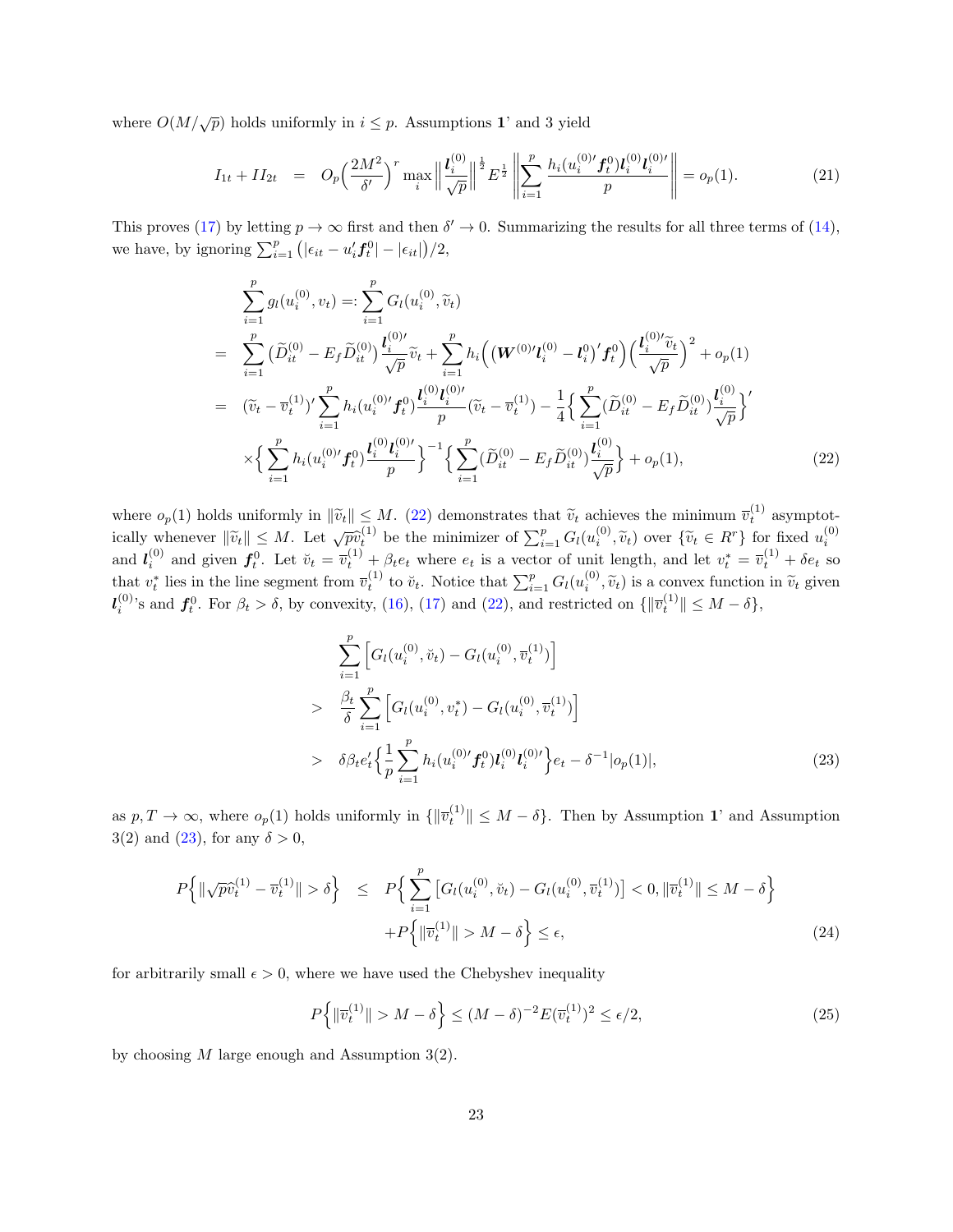where $O(M/\sqrt{p})$ holds uniformly in $i \le p$. Assumptions **1**' and 3 yield

$$
I_{1t} + II_{2t} \;\; = \;\; O_p\Big(\frac{2M^2}{\delta'}\Big)^r \max_i \Big\|\frac{\boldsymbol{l}_i^{(0)}}{\sqrt{p}}\Big\|^{\frac{1}{2}} E^{\frac{1}{2}} \Bigg\|\sum_{i=1}^{p} \frac{h_i(u_i^{(0)\prime}\boldsymbol{f}_t^0)\boldsymbol{l}_i^{(0)}\boldsymbol{l}_i^{(0)\prime}}{p}\Bigg\| = o_p(1). \tag{21}
$$

This proves (17) by letting $p \to \infty$ first and then $\delta' \to 0$. Summarizing the results for all three terms of (14), we have, by ignoring $\sum_{i=1}^p \big(|\epsilon_{it} - u_i'\boldsymbol{f}_t^0| - |\epsilon_{it}|\big)/2$,

$$
\begin{aligned}
& \sum_{i=1}^{p} g_l(u_i^{(0)}, v_t) =: \sum_{i=1}^{p} G_l(u_i^{(0)}, \widetilde{v}_t) \\
= \;\; & \sum_{i=1}^{p} \big(\widetilde{D}_{it}^{(0)} - E_f \widetilde{D}_{it}^{(0)}\big) \frac{\boldsymbol{l}_i^{(0)\prime}}{\sqrt{p}} \widetilde{v}_t + \sum_{i=1}^{p} h_i\Big(\big(\boldsymbol{W}^{(0)\prime}\boldsymbol{l}_i^{(0)} - \boldsymbol{l}_i^0\big)'\boldsymbol{f}_t^0\Big)\Big(\frac{\boldsymbol{l}_i^{(0)\prime}\widetilde{v}_t}{\sqrt{p}}\Big)^2 + o_p(1) \\
= \;\; & (\widetilde{v}_t - \overline{v}_t^{(1)})' \sum_{i=1}^{p} h_i(u_i^{(0)\prime}\boldsymbol{f}_t^0) \frac{\boldsymbol{l}_i^{(0)}\boldsymbol{l}_i^{(0)\prime}}{p} (\widetilde{v}_t - \overline{v}_t^{(1)}) - \frac{1}{4}\Big\{\sum_{i=1}^{p} (\widetilde{D}_{it}^{(0)} - E_f \widetilde{D}_{it}^{(0)}) \frac{\boldsymbol{l}_i^{(0)}}{\sqrt{p}}\Big\}' \\
& \times \Big\{\sum_{i=1}^{p} h_i(u_i^{(0)\prime}\boldsymbol{f}_t) \frac{\boldsymbol{l}_i^{(0)}\boldsymbol{l}_i^{(0)\prime}}{p}\Big\}^{-1} \Big\{\sum_{i=1}^{p} (\widetilde{D}_{it}^{(0)} - E_f \widetilde{D}_{it}^{(0)}) \frac{\boldsymbol{l}_i^{(0)}}{\sqrt{p}}\Big\} + o_p(1),
\end{aligned} \tag{22}
$$

where $o_p(1)$ holds uniformly in $\|\widetilde{v}_t\| \le M$. (22) demonstrates that $\widetilde{v}_t$ achieves the minimum $\overline{v}_t^{(1)}$ asymptotically whenever $\|\widetilde{v}_t\| \le M$. Let $\sqrt{p}\widehat{v}_t^{(1)}$ be the minimizer of $\sum_{i=1}^p G_l(u_i^{(0)}, \widetilde{v}_t)$ over $\{\widetilde{v}_t \in R^r\}$ for fixed $u_i^{(0)}$ and $\boldsymbol{l}_i^{(0)}$ and given $\boldsymbol{f}_t^0$. Let $\breve{v}_t = \overline{v}_t^{(1)} + \beta_t e_t$ where $e_t$ is a vector of unit length, and let $v_t^* = \overline{v}_t^{(1)} + \delta e_t$ so that $v_t^*$ lies in the line segment from $\overline{v}_t^{(1)}$ to $\breve{v}_t$. Notice that $\sum_{i=1}^p G_l(u_i^{(0)}, \widetilde{v}_t)$ is a convex function in $\widetilde{v}_t$ given $\boldsymbol{l}_i^{(0)}$'s and $\boldsymbol{f}_t^0$. For $\beta_t > \delta$, by convexity, (16), (17) and (22), and restricted on $\{\|\overline{v}_t^{(1)}\| \le M - \delta\}$,

$$
\begin{aligned}
& \sum_{i=1}^{p} \Big[G_l(u_i^{(0)}, \breve{v}_t) - G_l(u_i^{(0)}, \overline{v}_t^{(1)})\Big] \\
> \;\; & \frac{\beta_t}{\delta} \sum_{i=1}^{p} \Big[G_l(u_i^{(0)}, v_t^*) - G_l(u_i^{(0)}, \overline{v}_t^{(1)})\Big] \\
> \;\; & \delta\beta_t e_t' \Big\{\frac{1}{p}\sum_{i=1}^{p} h_i(u_i^{(0)\prime}\boldsymbol{f}_t^0)\boldsymbol{l}_i^{(0)}\boldsymbol{l}_i^{(0)\prime}\Big\} e_t - \delta^{-1}|o_p(1)|,
\end{aligned} \tag{23}
$$

as $p, T \to \infty$, where $o_p(1)$ holds uniformly in $\{\|\overline{v}_t^{(1)}\| \le M - \delta\}$. Then by Assumption **1**' and Assumption 3(2) and (23), for any $\delta > 0$,

$$
\begin{aligned}
P\Big\{\|\sqrt{p}\widehat{v}_t^{(1)} - \overline{v}_t^{(1)}\| > \delta\Big\} \;\; \le \;\; & P\Big\{\sum_{i=1}^{p} \big[G_l(u_i^{(0)}, \breve{v}_t) - G_l(u_i^{(0)}, \overline{v}_t^{(1)})\big] < 0, \|\overline{v}_t^{(1)}\| \le M - \delta\Big\} \\
& + P\Big\{\|\overline{v}_t^{(1)}\| > M - \delta\Big\} \le \epsilon,
\end{aligned} \tag{24}
$$

for arbitrarily small $\epsilon > 0$, where we have used the Chebyshev inequality

$$
P\Big\{\|\overline{v}_t^{(1)}\| > M - \delta\Big\} \le (M - \delta)^{-2} E(\overline{v}_t^{(1)})^2 \le \epsilon/2, \tag{25}
$$

by choosing $M$ large enough and Assumption 3(2).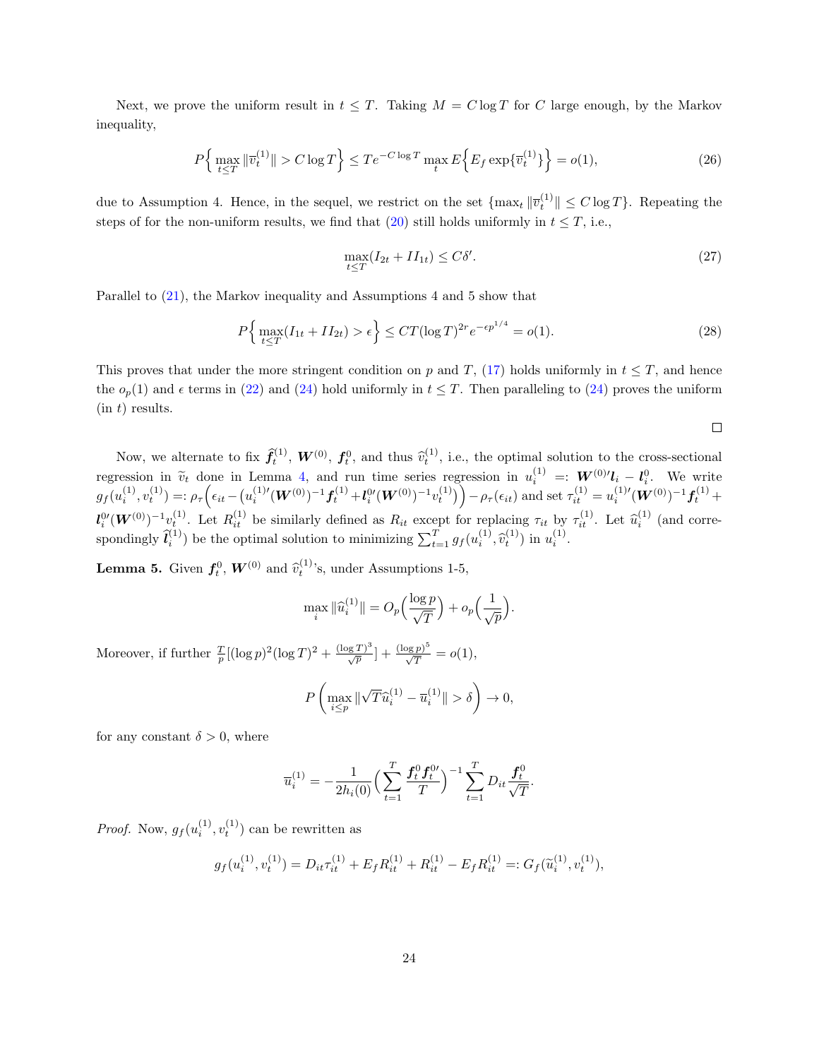Next, we prove the uniform result in $t \le T$. Taking $M = C \log T$ for $C$ large enough, by the Markov inequality,

$$P\Big\{\max_{t\le T} \|\overline{v}_t^{(1)}\| > C\log T\Big\} \le T e^{-C\log T} \max_t E\Big\{E_f \exp\{\overline{v}_t^{(1)}\}\Big\} = o(1), \tag{26}$$

due to Assumption 4. Hence, in the sequel, we restrict on the set $\{\max_t \|\overline{v}_t^{(1)}\| \le C\log T\}$. Repeating the steps of for the non-uniform results, we find that (20) still holds uniformly in $t \le T$, i.e.,

$$\max_{t\le T}(I_{2t} + II_{1t}) \le C\delta'. \tag{27}$$

Parallel to (21), the Markov inequality and Assumptions 4 and 5 show that

$$P\Big\{\max_{t\le T}(I_{1t} + II_{2t}) > \epsilon\Big\} \le CT(\log T)^{2r} e^{-\epsilon p^{1/4}} = o(1). \tag{28}$$

This proves that under the more stringent condition on $p$ and $T$, (17) holds uniformly in $t \le T$, and hence the $o_p(1)$ and $\epsilon$ terms in (22) and (24) hold uniformly in $t \le T$. Then paralleling to (24) proves the uniform (in $t$) results.

$\square$

Now, we alternate to fix $\widehat{\boldsymbol{f}}_t^{(1)}$, $\boldsymbol{W}^{(0)}$, $\boldsymbol{f}_t^0$, and thus $\widehat{v}_t^{(1)}$, i.e., the optimal solution to the cross-sectional regression in $\widetilde{v}_t$ done in Lemma 4, and run time series regression in $u_i^{(1)} =: \boldsymbol{W}^{(0)\prime}\boldsymbol{l}_i - \boldsymbol{l}_i^0$. We write $g_f(u_i^{(1)}, v_t^{(1)}) =: \rho_\tau\Big(\epsilon_{it} - \big(u_i^{(1)\prime}(\boldsymbol{W}^{(0)})^{-1}\boldsymbol{f}_t^{(1)} + \boldsymbol{l}_i^{0\prime}(\boldsymbol{W}^{(0)})^{-1}v_t^{(1)}\big)\Big) - \rho_\tau(\epsilon_{it})$ and set $\tau_{it}^{(1)} = u_i^{(1)\prime}(\boldsymbol{W}^{(0)})^{-1}\boldsymbol{f}_t^{(1)} + \boldsymbol{l}_i^{0\prime}(\boldsymbol{W}^{(0)})^{-1}v_t^{(1)}$. Let $R_{it}^{(1)}$ be similarly defined as $R_{it}$ except for replacing $\tau_{it}$ by $\tau_{it}^{(1)}$. Let $\widehat{u}_i^{(1)}$ (and correspondingly $\widehat{\boldsymbol{l}}_i^{(1)}$) be the optimal solution to minimizing $\sum_{t=1}^T g_f(u_i^{(1)}, \widehat{v}_t^{(1)})$ in $u_i^{(1)}$.

**Lemma 5.** Given $\boldsymbol{f}_t^0$, $\boldsymbol{W}^{(0)}$ and $\widehat{v}_t^{(1)}$'s, under Assumptions 1-5,

$$\max_i \|\widehat{u}_i^{(1)}\| = O_p\Big(\frac{\log p}{\sqrt{T}}\Big) + o_p\Big(\frac{1}{\sqrt{p}}\Big).$$

Moreover, if further $\frac{T}{p}[(\log p)^2(\log T)^2 + \frac{(\log T)^3}{\sqrt{p}}] + \frac{(\log p)^5}{\sqrt{T}} = o(1)$,

$$P\left(\max_{i\le p} \|\sqrt{T}\widehat{u}_i^{(1)} - \overline{u}_i^{(1)}\| > \delta\right) \to 0,$$

for any constant $\delta > 0$, where

$$\overline{u}_i^{(1)} = -\frac{1}{2h_i(0)}\Big(\sum_{t=1}^T \frac{\boldsymbol{f}_t^0\boldsymbol{f}_t^{0\prime}}{T}\Big)^{-1} \sum_{t=1}^T D_{it}\frac{\boldsymbol{f}_t^0}{\sqrt{T}}.$$

*Proof.* Now, $g_f(u_i^{(1)}, v_t^{(1)})$ can be rewritten as

$$g_f(u_i^{(1)}, v_t^{(1)}) = D_{it}\tau_{it}^{(1)} + E_f R_{it}^{(1)} + R_{it}^{(1)} - E_f R_{it}^{(1)} =: G_f(\widetilde{u}_i^{(1)}, v_t^{(1)}),$$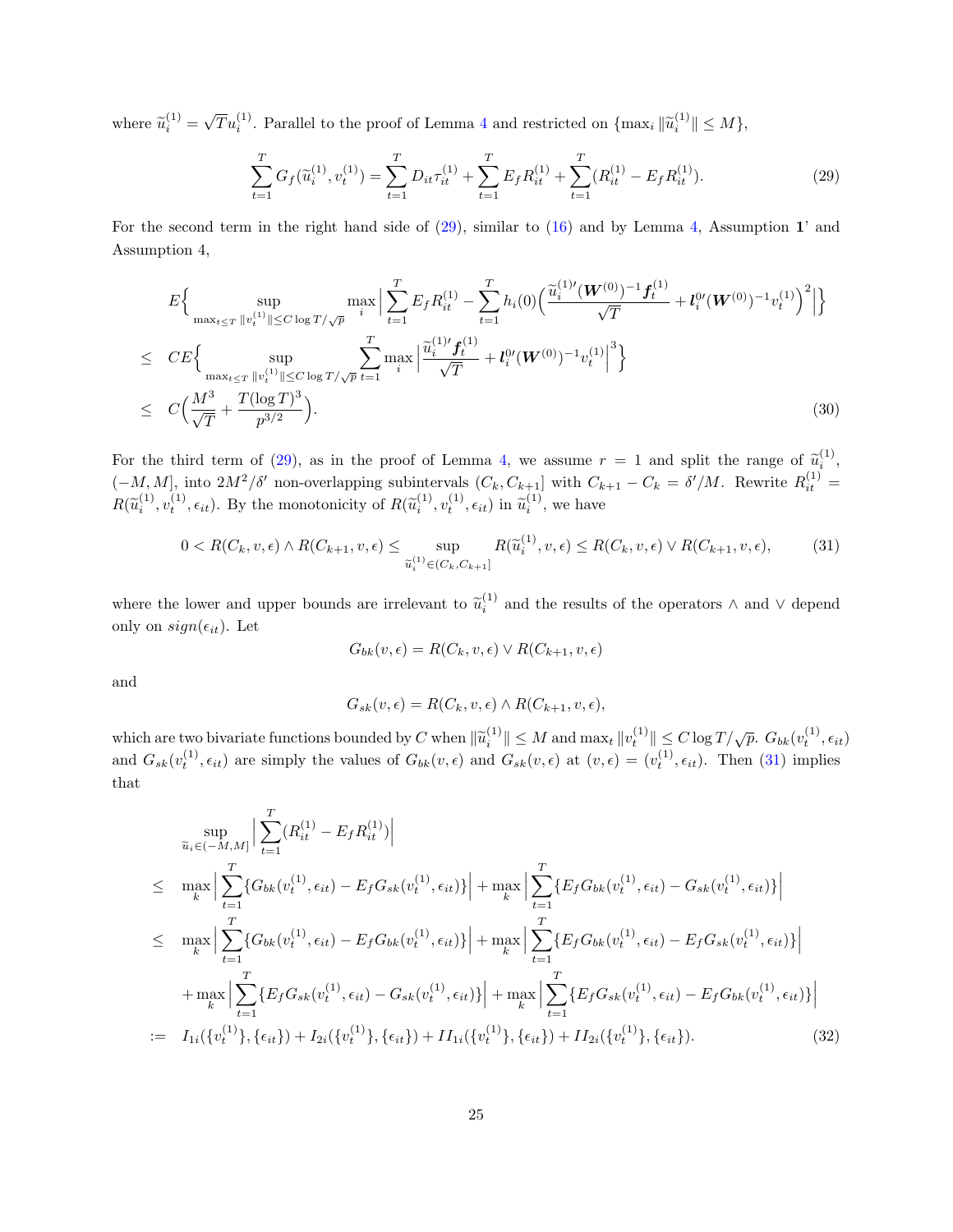where $\widetilde{u}_i^{(1)} = \sqrt{T} u_i^{(1)}$. Parallel to the proof of Lemma 4 and restricted on $\{\max_i \|\widetilde{u}_i^{(1)}\| \le M\}$,

$$\sum_{t=1}^{T} G_f(\widetilde{u}_i^{(1)}, v_t^{(1)}) = \sum_{t=1}^{T} D_{it} \tau_{it}^{(1)} + \sum_{t=1}^{T} E_f R_{it}^{(1)} + \sum_{t=1}^{T} (R_{it}^{(1)} - E_f R_{it}^{(1)}). \tag{29}$$

For the second term in the right hand side of (29), similar to (16) and by Lemma 4, Assumption **1**' and Assumption 4,

$$\begin{aligned}
& E\Big\{ \sup_{\max_{t\le T} \|v_t^{(1)}\| \le C\log T/\sqrt{p}} \max_i \Big| \sum_{t=1}^{T} E_f R_{it}^{(1)} - \sum_{t=1}^{T} h_i(0) \Big( \frac{\widetilde{u}_i^{(1)\prime} (\boldsymbol{W}^{(0)})^{-1} \boldsymbol{f}_t^{(1)}}{\sqrt{T}} + \boldsymbol{l}_i^{0\prime} (\boldsymbol{W}^{(0)})^{-1} v_t^{(1)} \Big)^2 \Big| \Big\} \\
\le\ & CE\Big\{ \sup_{\max_{t\le T} \|v_t^{(1)}\| \le C\log T/\sqrt{p}} \sum_{t=1}^{T} \max_i \Big| \frac{\widetilde{u}_i^{(1)\prime} \boldsymbol{f}_t^{(1)}}{\sqrt{T}} + \boldsymbol{l}_i^{0\prime} (\boldsymbol{W}^{(0)})^{-1} v_t^{(1)} \Big|^3 \Big\} \\
\le\ & C\Big( \frac{M^3}{\sqrt{T}} + \frac{T(\log T)^3}{p^{3/2}} \Big).
\end{aligned} \tag{30}$$

For the third term of (29), as in the proof of Lemma 4, we assume $r = 1$ and split the range of $\widetilde{u}_i^{(1)}$, $(-M, M]$, into $2M^2/\delta'$ non-overlapping subintervals $(C_k, C_{k+1}]$ with $C_{k+1} - C_k = \delta'/M$. Rewrite $R_{it}^{(1)} = R(\widetilde{u}_i^{(1)}, v_t^{(1)}, \epsilon_{it})$. By the monotonicity of $R(\widetilde{u}_i^{(1)}, v_t^{(1)}, \epsilon_{it})$ in $\widetilde{u}_i^{(1)}$, we have

$$0 < R(C_k, v, \epsilon) \wedge R(C_{k+1}, v, \epsilon) \le \sup_{\widetilde{u}_i^{(1)} \in (C_k, C_{k+1}]} R(\widetilde{u}_i^{(1)}, v, \epsilon) \le R(C_k, v, \epsilon) \vee R(C_{k+1}, v, \epsilon), \tag{31}$$

where the lower and upper bounds are irrelevant to $\widetilde{u}_i^{(1)}$ and the results of the operators $\wedge$ and $\vee$ depend only on $sign(\epsilon_{it})$. Let

$$G_{bk}(v, \epsilon) = R(C_k, v, \epsilon) \vee R(C_{k+1}, v, \epsilon)$$

and

$$G_{sk}(v, \epsilon) = R(C_k, v, \epsilon) \wedge R(C_{k+1}, v, \epsilon),$$

which are two bivariate functions bounded by $C$ when $\|\widetilde{u}_i^{(1)}\| \le M$ and $\max_t \|v_t^{(1)}\| \le C\log T/\sqrt{p}$. $G_{bk}(v_t^{(1)}, \epsilon_{it})$ and $G_{sk}(v_t^{(1)}, \epsilon_{it})$ are simply the values of $G_{bk}(v, \epsilon)$ and $G_{sk}(v, \epsilon)$ at $(v, \epsilon) = (v_t^{(1)}, \epsilon_{it})$. Then (31) implies that

$$\begin{aligned}
& \sup_{\widetilde{u}_i \in (-M, M]} \Big| \sum_{t=1}^{T} (R_{it}^{(1)} - E_f R_{it}^{(1)}) \Big| \\
\le\ & \max_k \Big| \sum_{t=1}^{T} \{ G_{bk}(v_t^{(1)}, \epsilon_{it}) - E_f G_{sk}(v_t^{(1)}, \epsilon_{it}) \} \Big| + \max_k \Big| \sum_{t=1}^{T} \{ E_f G_{bk}(v_t^{(1)}, \epsilon_{it}) - G_{sk}(v_t^{(1)}, \epsilon_{it}) \} \Big| \\
\le\ & \max_k \Big| \sum_{t=1}^{T} \{ G_{bk}(v_t^{(1)}, \epsilon_{it}) - E_f G_{bk}(v_t^{(1)}, \epsilon_{it}) \} \Big| + \max_k \Big| \sum_{t=1}^{T} \{ E_f G_{bk}(v_t^{(1)}, \epsilon_{it}) - E_f G_{sk}(v_t^{(1)}, \epsilon_{it}) \} \Big| \\
& + \max_k \Big| \sum_{t=1}^{T} \{ E_f G_{sk}(v_t^{(1)}, \epsilon_{it}) - G_{sk}(v_t^{(1)}, \epsilon_{it}) \} \Big| + \max_k \Big| \sum_{t=1}^{T} \{ E_f G_{sk}(v_t^{(1)}, \epsilon_{it}) - E_f G_{bk}(v_t^{(1)}, \epsilon_{it}) \} \Big| \\
:=\ & I_{1i}(\{v_t^{(1)}\}, \{\epsilon_{it}\}) + I_{2i}(\{v_t^{(1)}\}, \{\epsilon_{it}\}) + II_{1i}(\{v_t^{(1)}\}, \{\epsilon_{it}\}) + II_{2i}(\{v_t^{(1)}\}, \{\epsilon_{it}\}).
\end{aligned} \tag{32}$$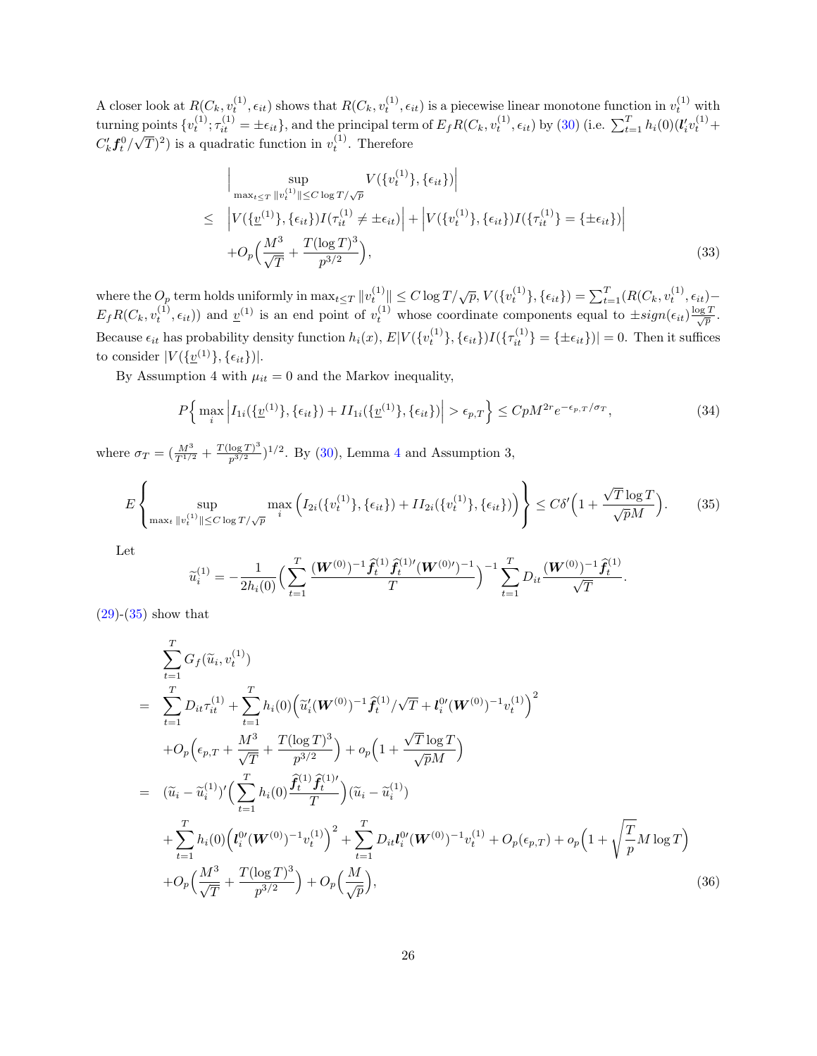A closer look at $R(C_k, v_t^{(1)}, \epsilon_{it})$ shows that $R(C_k, v_t^{(1)}, \epsilon_{it})$ is a piecewise linear monotone function in $v_t^{(1)}$ with turning points $\{v_t^{(1)}; \tau_{it}^{(1)} = \pm\epsilon_{it}\}$, and the principal term of $E_f R(C_k, v_t^{(1)}, \epsilon_{it})$ by (30) (i.e. $\sum_{t=1}^T h_i(0)(\boldsymbol{l}_i' v_t^{(1)} + C_k' \boldsymbol{f}_t^0/\sqrt{T})^2$) is a quadratic function in $v_t^{(1)}$. Therefore

$$
\begin{aligned}
& \Big| \sup_{\max_{t\le T}\|v_t^{(1)}\| \le C\log T/\sqrt{p}} V(\{v_t^{(1)}\}, \{\epsilon_{it}\}) \Big| \\
\le \;& \Big| V(\{\underline{v}^{(1)}\}, \{\epsilon_{it}\}) I(\tau_{it}^{(1)} \ne \pm\epsilon_{it}) \Big| + \Big| V(\{v_t^{(1)}\}, \{\epsilon_{it}\}) I(\{\tau_{it}^{(1)}\} = \{\pm\epsilon_{it}\}) \Big| \\
& + O_p\Big( \frac{M^3}{\sqrt{T}} + \frac{T(\log T)^3}{p^{3/2}} \Big),
\end{aligned} \tag{33}
$$

where the $O_p$ term holds uniformly in $\max_{t\le T}\|v_t^{(1)}\| \le C\log T/\sqrt{p}$, $V(\{v_t^{(1)}\}, \{\epsilon_{it}\}) = \sum_{t=1}^T (R(C_k, v_t^{(1)}, \epsilon_{it}) - E_f R(C_k, v_t^{(1)}, \epsilon_{it}))$ and $\underline{v}^{(1)}$ is an end point of $v_t^{(1)}$ whose coordinate components equal to $\pm sign(\epsilon_{it})\frac{\log T}{\sqrt{p}}$. Because $\epsilon_{it}$ has probability density function $h_i(x)$, $E|V(\{v_t^{(1)}\}, \{\epsilon_{it}\}) I(\{\tau_{it}^{(1)}\} = \{\pm\epsilon_{it}\})| = 0$. Then it suffices to consider $|V(\{\underline{v}^{(1)}\}, \{\epsilon_{it}\})|$.

By Assumption 4 with $\mu_{it} = 0$ and the Markov inequality,

$$
P\Big\{ \max_i \Big| I_{1i}(\{\underline{v}^{(1)}\}, \{\epsilon_{it}\}) + II_{1i}(\{\underline{v}^{(1)}\}, \{\epsilon_{it}\}) \Big| > \epsilon_{p,T} \Big\} \le C p M^{2r} e^{-\epsilon_{p,T}/\sigma_T}, \tag{34}
$$

where $\sigma_T = (\frac{M^3}{T^{1/2}} + \frac{T(\log T)^3}{p^{3/2}})^{1/2}$. By (30), Lemma 4 and Assumption 3,

$$
E\left\{ \sup_{\max_t \|v_t^{(1)}\| \le C\log T/\sqrt{p}} \max_i \Big( I_{2i}(\{v_t^{(1)}\}, \{\epsilon_{it}\}) + II_{2i}(\{v_t^{(1)}\}, \{\epsilon_{it}\}) \Big) \right\} \le C\delta' \Big( 1 + \frac{\sqrt{T}\log T}{\sqrt{p}M} \Big). \tag{35}
$$

Let

$$
\widetilde{u}_i^{(1)} = -\frac{1}{2h_i(0)} \Big( \sum_{t=1}^T \frac{(\boldsymbol{W}^{(0)})^{-1}\widehat{\boldsymbol{f}}_t^{(1)}\widehat{\boldsymbol{f}}_t^{(1)\prime}(\boldsymbol{W}^{(0)\prime})^{-1}}{T} \Big)^{-1} \sum_{t=1}^T D_{it} \frac{(\boldsymbol{W}^{(0)})^{-1}\widehat{\boldsymbol{f}}_t^{(1)}}{\sqrt{T}}.
$$

(29)-(35) show that

$$
\begin{aligned}
& \sum_{t=1}^T G_f(\widetilde{u}_i, v_t^{(1)}) \\
= \;& \sum_{t=1}^T D_{it}\tau_{it}^{(1)} + \sum_{t=1}^T h_i(0) \Big( \widetilde{u}_i'(\boldsymbol{W}^{(0)})^{-1}\widehat{\boldsymbol{f}}_t^{(1)}/\sqrt{T} + \boldsymbol{l}_i^{0\prime}(\boldsymbol{W}^{(0)})^{-1}v_t^{(1)} \Big)^2 \\
& + O_p\Big( \epsilon_{p,T} + \frac{M^3}{\sqrt{T}} + \frac{T(\log T)^3}{p^{3/2}} \Big) + o_p\Big( 1 + \frac{\sqrt{T}\log T}{\sqrt{p}M} \Big) \\
= \;& (\widetilde{u}_i - \widetilde{u}_i^{(1)})' \Big( \sum_{t=1}^T h_i(0) \frac{\widehat{\boldsymbol{f}}_t^{(1)}\widehat{\boldsymbol{f}}_t^{(1)\prime}}{T} \Big) (\widetilde{u}_i - \widetilde{u}_i^{(1)}) \\
& + \sum_{t=1}^T h_i(0) \Big( \boldsymbol{l}_i^{0\prime}(\boldsymbol{W}^{(0)})^{-1}v_t^{(1)} \Big)^2 + \sum_{t=1}^T D_{it}\boldsymbol{l}_i^{0\prime}(\boldsymbol{W}^{(0)})^{-1}v_t^{(1)} + O_p(\epsilon_{p,T}) + o_p\Big( 1 + \sqrt{\frac{T}{p}} M\log T \Big) \\
& + O_p\Big( \frac{M^3}{\sqrt{T}} + \frac{T(\log T)^3}{p^{3/2}} \Big) + O_p\Big( \frac{M}{\sqrt{p}} \Big),
\end{aligned} \tag{36}
$$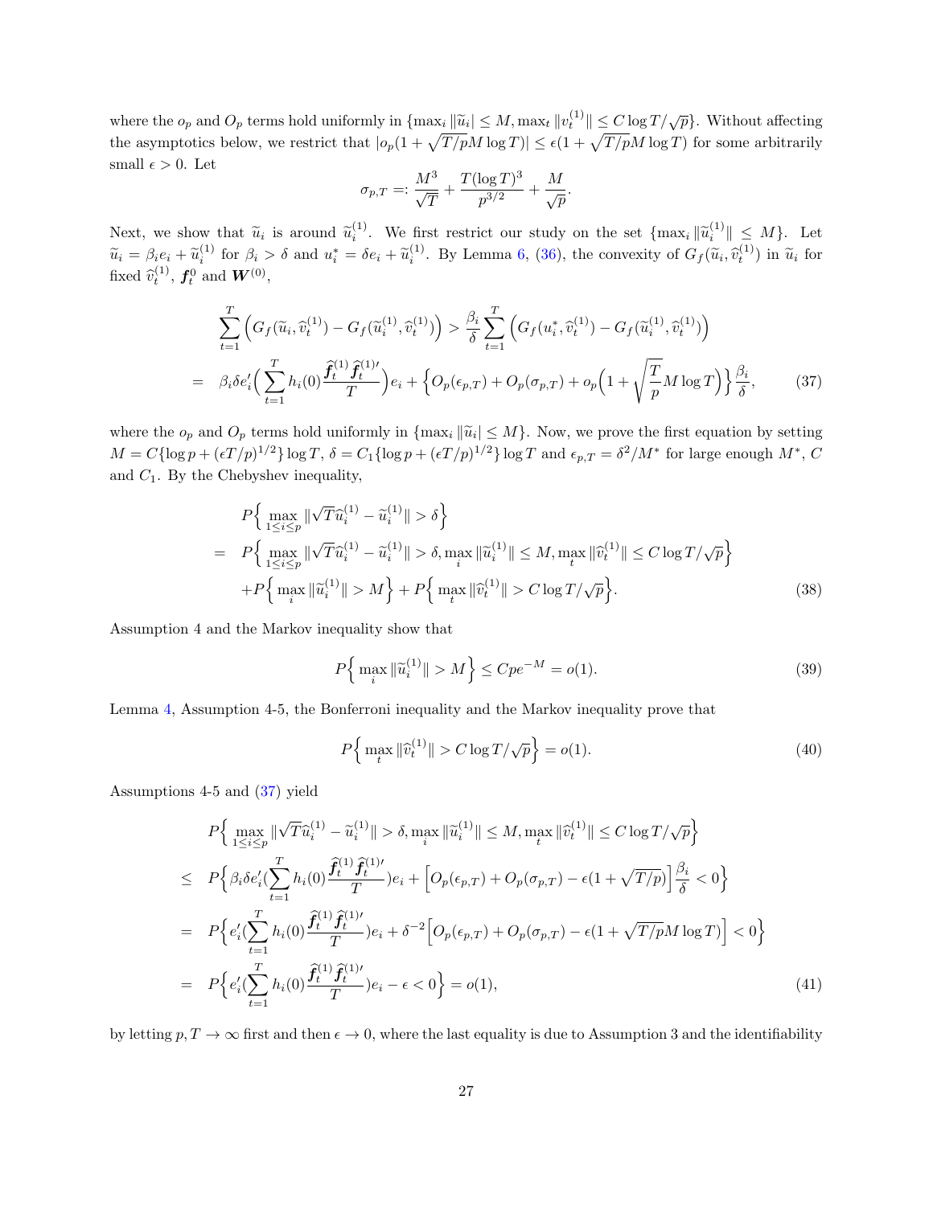where the $o_p$ and $O_p$ terms hold uniformly in $\{\max_i \|\widetilde{u}_i\| \le M, \max_t \|v_t^{(1)}\| \le C\log T/\sqrt{p}\}$. Without affecting the asymptotics below, we restrict that $|o_p(1+\sqrt{T/p}M\log T)| \le \epsilon(1+\sqrt{T/p}M\log T)$ for some arbitrarily small $\epsilon > 0$. Let

$$\sigma_{p,T} =: \frac{M^3}{\sqrt{T}} + \frac{T(\log T)^3}{p^{3/2}} + \frac{M}{\sqrt{p}}.$$

Next, we show that $\widetilde{u}_i$ is around $\widetilde{u}_i^{(1)}$. We first restrict our study on the set $\{\max_i \|\widetilde{u}_i^{(1)}\| \le M\}$. Let $\widetilde{u}_i = \beta_i e_i + \widetilde{u}_i^{(1)}$ for $\beta_i > \delta$ and $u_i^* = \delta e_i + \widetilde{u}_i^{(1)}$. By Lemma 6, (36), the convexity of $G_f(\widetilde{u}_i, \widehat{v}_t^{(1)})$ in $\widetilde{u}_i$ for fixed $\widehat{v}_t^{(1)}$, $\boldsymbol{f}_t^0$ and $\boldsymbol{W}^{(0)}$,

$$\begin{aligned}
&\sum_{t=1}^T \Big(G_f(\widetilde{u}_i, \widehat{v}_t^{(1)}) - G_f(\widetilde{u}_i^{(1)}, \widehat{v}_t^{(1)})\Big) > \frac{\beta_i}{\delta}\sum_{t=1}^T \Big(G_f(u_i^*, \widehat{v}_t^{(1)}) - G_f(\widetilde{u}_i^{(1)}, \widehat{v}_t^{(1)})\Big) \\
= \;& \beta_i\delta e_i'\Big(\sum_{t=1}^T h_i(0)\frac{\widehat{\boldsymbol{f}}_t^{(1)}\widehat{\boldsymbol{f}}_t^{(1)\prime}}{T}\Big)e_i + \Big\{O_p(\epsilon_{p,T}) + O_p(\sigma_{p,T}) + o_p\Big(1+\sqrt{\frac{T}{p}}M\log T\Big)\Big\}\frac{\beta_i}{\delta},
\end{aligned} \tag{37}$$

where the $o_p$ and $O_p$ terms hold uniformly in $\{\max_i \|\widetilde{u}_i\| \le M\}$. Now, we prove the first equation by setting $M = C\{\log p + (\epsilon T/p)^{1/2}\}\log T$, $\delta = C_1\{\log p + (\epsilon T/p)^{1/2}\}\log T$ and $\epsilon_{p,T} = \delta^2/M^*$ for large enough $M^*$, $C$ and $C_1$. By the Chebyshev inequality,

$$\begin{aligned}
&P\Big\{\max_{1\le i\le p}\|\sqrt{T}\widehat{u}_i^{(1)} - \widetilde{u}_i^{(1)}\| > \delta\Big\} \\
= \;& P\Big\{\max_{1\le i\le p}\|\sqrt{T}\widehat{u}_i^{(1)} - \widetilde{u}_i^{(1)}\| > \delta, \max_i \|\widetilde{u}_i^{(1)}\| \le M, \max_t \|\widehat{v}_t^{(1)}\| \le C\log T/\sqrt{p}\Big\} \\
& + P\Big\{\max_i \|\widetilde{u}_i^{(1)}\| > M\Big\} + P\Big\{\max_t \|\widehat{v}_t^{(1)}\| > C\log T/\sqrt{p}\Big\}.
\end{aligned} \tag{38}$$

Assumption 4 and the Markov inequality show that

$$P\Big\{\max_i \|\widetilde{u}_i^{(1)}\| > M\Big\} \le Cpe^{-M} = o(1). \tag{39}$$

Lemma 4, Assumption 4-5, the Bonferroni inequality and the Markov inequality prove that

$$P\Big\{\max_t \|\widehat{v}_t^{(1)}\| > C\log T/\sqrt{p}\Big\} = o(1). \tag{40}$$

Assumptions 4-5 and (37) yield

$$\begin{aligned}
&P\Big\{\max_{1\le i\le p}\|\sqrt{T}\widehat{u}_i^{(1)} - \widetilde{u}_i^{(1)}\| > \delta, \max_i \|\widetilde{u}_i^{(1)}\| \le M, \max_t \|\widehat{v}_t^{(1)}\| \le C\log T/\sqrt{p}\Big\} \\
\le \;& P\Big\{\beta_i\delta e_i'(\sum_{t=1}^T h_i(0)\frac{\widehat{\boldsymbol{f}}_t^{(1)}\widehat{\boldsymbol{f}}_t^{(1)\prime}}{T})e_i + \Big[O_p(\epsilon_{p,T}) + O_p(\sigma_{p,T}) - \epsilon(1+\sqrt{T/p})\Big]\frac{\beta_i}{\delta} < 0\Big\} \\
= \;& P\Big\{e_i'(\sum_{t=1}^T h_i(0)\frac{\widehat{\boldsymbol{f}}_t^{(1)}\widehat{\boldsymbol{f}}_t^{(1)\prime}}{T})e_i + \delta^{-2}\Big[O_p(\epsilon_{p,T}) + O_p(\sigma_{p,T}) - \epsilon(1+\sqrt{T/p}M\log T)\Big] < 0\Big\} \\
= \;& P\Big\{e_i'(\sum_{t=1}^T h_i(0)\frac{\widehat{\boldsymbol{f}}_t^{(1)}\widehat{\boldsymbol{f}}_t^{(1)\prime}}{T})e_i - \epsilon < 0\Big\} = o(1),
\end{aligned} \tag{41}$$

by letting $p, T \to \infty$ first and then $\epsilon \to 0$, where the last equality is due to Assumption 3 and the identifiability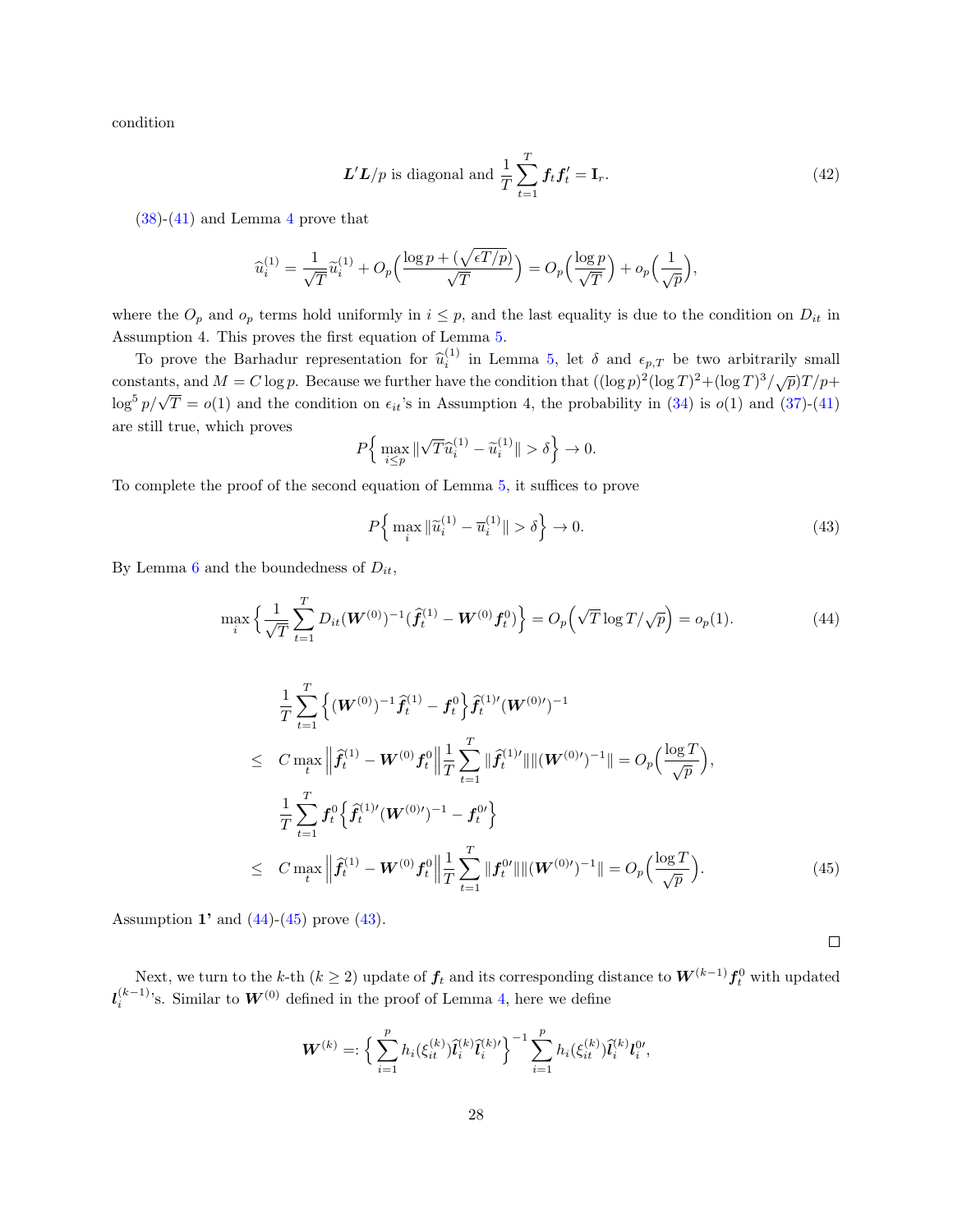condition

$$\boldsymbol{L}'\boldsymbol{L}/p \text{ is diagonal and } \frac{1}{T}\sum_{t=1}^{T}\boldsymbol{f}_t\boldsymbol{f}_t' = \mathbf{I}_r. \tag{42}$$

(38)-(41) and Lemma 4 prove that

$$\widehat{u}_i^{(1)} = \frac{1}{\sqrt{T}}\widetilde{u}_i^{(1)} + O_p\Big(\frac{\log p + (\sqrt{\epsilon T/p})}{\sqrt{T}}\Big) = O_p\Big(\frac{\log p}{\sqrt{T}}\Big) + o_p\Big(\frac{1}{\sqrt{p}}\Big),$$

where the $O_p$ and $o_p$ terms hold uniformly in $i \le p$, and the last equality is due to the condition on $D_{it}$ in Assumption 4. This proves the first equation of Lemma 5.

To prove the Barhadur representation for $\widehat{u}_i^{(1)}$ in Lemma 5, let $\delta$ and $\epsilon_{p,T}$ be two arbitrarily small constants, and $M = C\log p$. Because we further have the condition that $((\log p)^2(\log T)^2 + (\log T)^3/\sqrt{p})T/p + \log^5 p/\sqrt{T} = o(1)$ and the condition on $\epsilon_{it}$'s in Assumption 4, the probability in (34) is $o(1)$ and (37)-(41) are still true, which proves

$$P\Big\{\max_{i\le p}\|\sqrt{T}\widehat{u}_i^{(1)} - \widetilde{u}_i^{(1)}\| > \delta\Big\} \to 0.$$

To complete the proof of the second equation of Lemma 5, it suffices to prove

$$P\Big\{\max_{i}\|\widetilde{u}_i^{(1)} - \overline{u}_i^{(1)}\| > \delta\Big\} \to 0. \tag{43}$$

By Lemma 6 and the boundedness of $D_{it}$,

$$\max_{i}\Big\{\frac{1}{\sqrt{T}}\sum_{t=1}^{T} D_{it}(\boldsymbol{W}^{(0)})^{-1}(\widehat{\boldsymbol{f}}_t^{(1)} - \boldsymbol{W}^{(0)}\boldsymbol{f}_t^0)\Big\} = O_p\Big(\sqrt{T}\log T/\sqrt{p}\Big) = o_p(1). \tag{44}$$

$$\begin{aligned}
& \frac{1}{T}\sum_{t=1}^{T}\Big\{(\boldsymbol{W}^{(0)})^{-1}\widehat{\boldsymbol{f}}_t^{(1)} - \boldsymbol{f}_t^0\Big\}\widehat{\boldsymbol{f}}_t^{(1)\prime}(\boldsymbol{W}^{(0)\prime})^{-1} \\
\le\ & C\max_t\Big\|\widehat{\boldsymbol{f}}_t^{(1)} - \boldsymbol{W}^{(0)}\boldsymbol{f}_t^0\Big\|\frac{1}{T}\sum_{t=1}^{T}\|\widehat{\boldsymbol{f}}_t^{(1)\prime}\|\|(\boldsymbol{W}^{(0)\prime})^{-1}\| = O_p\Big(\frac{\log T}{\sqrt{p}}\Big), \\
& \frac{1}{T}\sum_{t=1}^{T}\boldsymbol{f}_t^0\Big\{\widehat{\boldsymbol{f}}_t^{(1)\prime}(\boldsymbol{W}^{(0)\prime})^{-1} - \boldsymbol{f}_t^{0\prime}\Big\} \\
\le\ & C\max_t\Big\|\widehat{\boldsymbol{f}}_t^{(1)} - \boldsymbol{W}^{(0)}\boldsymbol{f}_t^0\Big\|\frac{1}{T}\sum_{t=1}^{T}\|\boldsymbol{f}_t^{0\prime}\|\|(\boldsymbol{W}^{(0)\prime})^{-1}\| = O_p\Big(\frac{\log T}{\sqrt{p}}\Big).
\end{aligned} \tag{45}$$

Assumption **1'** and (44)-(45) prove (43).

□

Next, we turn to the $k$-th ($k \ge 2$) update of $\boldsymbol{f}_t$ and its corresponding distance to $\boldsymbol{W}^{(k-1)}\boldsymbol{f}_t^0$ with updated $\boldsymbol{l}_i^{(k-1)}$'s. Similar to $\boldsymbol{W}^{(0)}$ defined in the proof of Lemma 4, here we define

$$\boldsymbol{W}^{(k)} =: \Big\{\sum_{i=1}^{p} h_i(\xi_{it}^{(k)})\widehat{\boldsymbol{l}}_i^{(k)}\widehat{\boldsymbol{l}}_i^{(k)\prime}\Big\}^{-1}\sum_{i=1}^{p} h_i(\xi_{it}^{(k)})\widehat{\boldsymbol{l}}_i^{(k)}\boldsymbol{l}_i^{0\prime},$$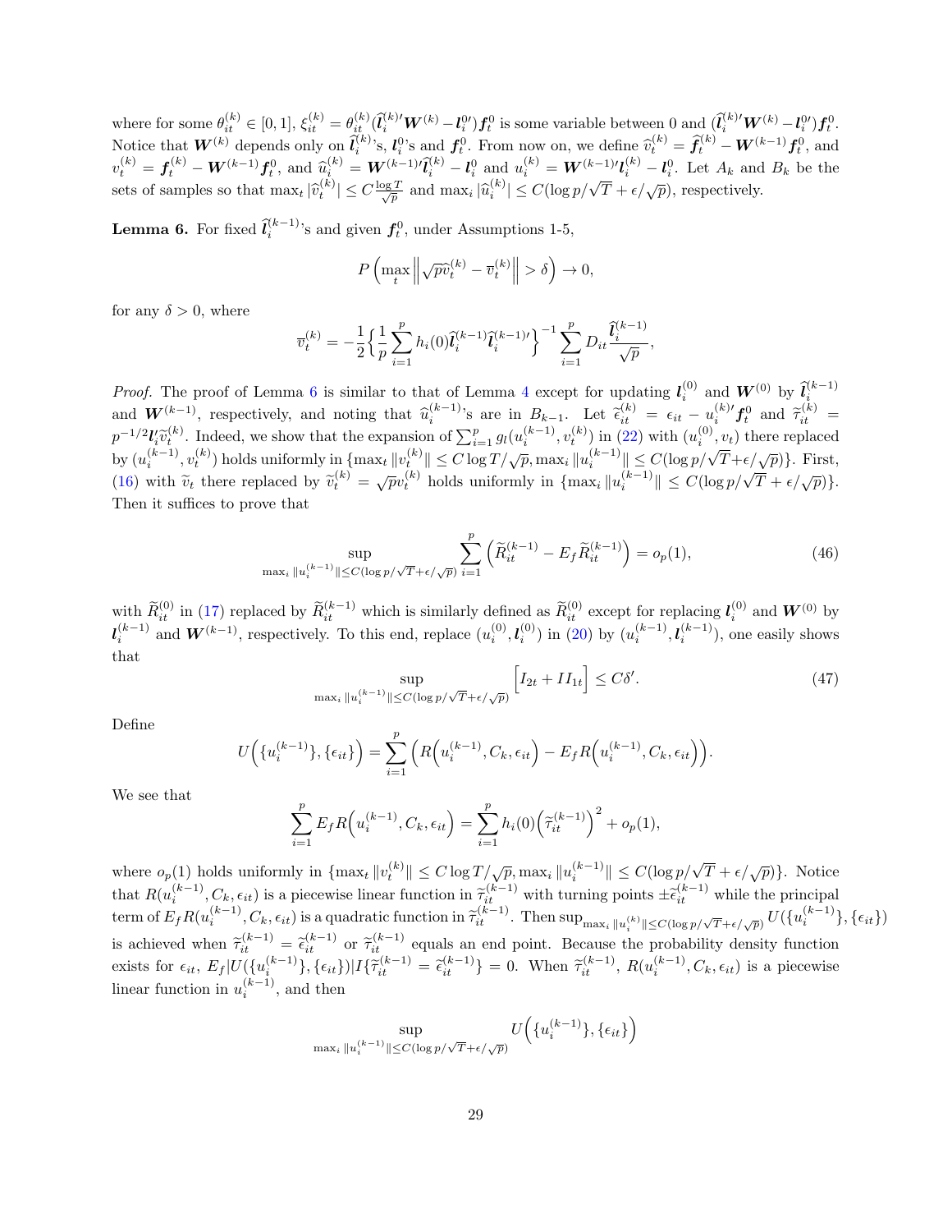where for some $\theta_{it}^{(k)} \in [0,1]$, $\xi_{it}^{(k)} = \theta_{it}^{(k)} (\widehat{\boldsymbol{l}}_i^{(k)\prime} \boldsymbol{W}^{(k)} - \boldsymbol{l}_i^{0\prime}) \boldsymbol{f}_t^0$ is some variable between 0 and $(\widehat{\boldsymbol{l}}_i^{(k)\prime} \boldsymbol{W}^{(k)} - \boldsymbol{l}_i^{0\prime}) \boldsymbol{f}_t^0$. Notice that $\boldsymbol{W}^{(k)}$ depends only on $\widehat{\boldsymbol{l}}_i^{(k)}$'s, $\boldsymbol{l}_i^0$'s and $\boldsymbol{f}_t^0$. From now on, we define $\widehat{v}_t^{(k)} = \widehat{\boldsymbol{f}}_t^{(k)} - \boldsymbol{W}^{(k-1)} \boldsymbol{f}_t^0$, and $v_t^{(k)} = \boldsymbol{f}_t^{(k)} - \boldsymbol{W}^{(k-1)} \boldsymbol{f}_t^0$, and $\widehat{u}_i^{(k)} = \boldsymbol{W}^{(k-1)\prime} \widehat{\boldsymbol{l}}_i^{(k)} - \boldsymbol{l}_i^0$ and $u_i^{(k)} = \boldsymbol{W}^{(k-1)\prime} \boldsymbol{l}_i^{(k)} - \boldsymbol{l}_i^0$. Let $A_k$ and $B_k$ be the sets of samples so that $\max_t |\widehat{v}_t^{(k)}| \le C \frac{\log T}{\sqrt{p}}$ and $\max_i |\widehat{u}_i^{(k)}| \le C(\log p/\sqrt{T} + \epsilon/\sqrt{p})$, respectively.

**Lemma 6.** For fixed $\widehat{\boldsymbol{l}}_i^{(k-1)}$'s and given $\boldsymbol{f}_t^0$, under Assumptions 1-5,

$$P\left(\max_t \left\| \sqrt{p}\widehat{v}_t^{(k)} - \overline{v}_t^{(k)} \right\| > \delta \right) \to 0,$$

for any $\delta > 0$, where

$$\overline{v}_t^{(k)} = -\frac{1}{2} \Big\{ \frac{1}{p} \sum_{i=1}^p h_i(0) \widehat{\boldsymbol{l}}_i^{(k-1)} \widehat{\boldsymbol{l}}_i^{(k-1)\prime} \Big\}^{-1} \sum_{i=1}^p D_{it} \frac{\widehat{\boldsymbol{l}}_i^{(k-1)}}{\sqrt{p}},$$

*Proof.* The proof of Lemma 6 is similar to that of Lemma 4 except for updating $\boldsymbol{l}_i^{(0)}$ and $\boldsymbol{W}^{(0)}$ by $\widehat{\boldsymbol{l}}_i^{(k-1)}$ and $\boldsymbol{W}^{(k-1)}$, respectively, and noting that $\widehat{u}_i^{(k-1)}$'s are in $B_{k-1}$. Let $\widetilde{\epsilon}_{it}^{(k)} = \epsilon_{it} - u_i^{(k)\prime} \boldsymbol{f}_t^0$ and $\widetilde{\tau}_{it}^{(k)} = p^{-1/2} \boldsymbol{l}_i' \widetilde{v}_t^{(k)}$. Indeed, we show that the expansion of $\sum_{i=1}^p g_l(u_i^{(k-1)}, v_t^{(k)})$ in (22) with $(u_i^{(0)}, v_t)$ there replaced by $(u_i^{(k-1)}, v_t^{(k)})$ holds uniformly in $\{\max_t \|v_t^{(k)}\| \le C \log T/\sqrt{p}, \max_i \|u_i^{(k-1)}\| \le C(\log p/\sqrt{T} + \epsilon/\sqrt{p})\}$. First, (16) with $\widetilde{v}_t$ there replaced by $\widetilde{v}_t^{(k)} = \sqrt{p} v_t^{(k)}$ holds uniformly in $\{\max_i \|u_i^{(k-1)}\| \le C(\log p/\sqrt{T} + \epsilon/\sqrt{p})\}$. Then it suffices to prove that

$$\sup_{\max_i \|u_i^{(k-1)}\| \le C(\log p/\sqrt{T} + \epsilon/\sqrt{p})} \sum_{i=1}^p \left( \widetilde{R}_{it}^{(k-1)} - E_f \widetilde{R}_{it}^{(k-1)} \right) = o_p(1), \tag{46}$$

with $\widetilde{R}_{it}^{(0)}$ in (17) replaced by $\widetilde{R}_{it}^{(k-1)}$ which is similarly defined as $\widetilde{R}_{it}^{(0)}$ except for replacing $\boldsymbol{l}_i^{(0)}$ and $\boldsymbol{W}^{(0)}$ by $\boldsymbol{l}_i^{(k-1)}$ and $\boldsymbol{W}^{(k-1)}$, respectively. To this end, replace $(u_i^{(0)}, \boldsymbol{l}_i^{(0)})$ in (20) by $(u_i^{(k-1)}, \boldsymbol{l}_i^{(k-1)})$, one easily shows that

$$\sup_{\max_i \|u_i^{(k-1)}\| \le C(\log p/\sqrt{T} + \epsilon/\sqrt{p})} \Big[ I_{2t} + II_{1t} \Big] \le C\delta'. \tag{47}$$

Define

$$U\Big(\{u_i^{(k-1)}\}, \{\epsilon_{it}\}\Big) = \sum_{i=1}^p \Big( R\Big(u_i^{(k-1)}, C_k, \epsilon_{it}\Big) - E_f R\Big(u_i^{(k-1)}, C_k, \epsilon_{it}\Big) \Big).$$

We see that

$$\sum_{i=1}^p E_f R\Big(u_i^{(k-1)}, C_k, \epsilon_{it}\Big) = \sum_{i=1}^p h_i(0) \Big( \widetilde{\tau}_{it}^{(k-1)} \Big)^2 + o_p(1),$$

where $o_p(1)$ holds uniformly in $\{\max_t \|v_t^{(k)}\| \le C \log T/\sqrt{p}, \max_i \|u_i^{(k-1)}\| \le C(\log p/\sqrt{T} + \epsilon/\sqrt{p})\}$. Notice that $R(u_i^{(k-1)}, C_k, \epsilon_{it})$ is a piecewise linear function in $\widetilde{\tau}_{it}^{(k-1)}$ with turning points $\pm \widetilde{\epsilon}_{it}^{(k-1)}$ while the principal term of $E_f R(u_i^{(k-1)}, C_k, \epsilon_{it})$ is a quadratic function in $\widetilde{\tau}_{it}^{(k-1)}$. Then $\sup_{\max_i \|u_i^{(k)}\| \le C(\log p/\sqrt{T} + \epsilon/\sqrt{p})} U(\{u_i^{(k-1)}\}, \{\epsilon_{it}\})$ is achieved when $\widetilde{\tau}_{it}^{(k-1)} = \widetilde{\epsilon}_{it}^{(k-1)}$ or $\widetilde{\tau}_{it}^{(k-1)}$ equals an end point. Because the probability density function exists for $\epsilon_{it}$, $E_f |U(\{u_i^{(k-1)}\}, \{\epsilon_{it}\})| I\{\widetilde{\tau}_{it}^{(k-1)} = \widetilde{\epsilon}_{it}^{(k-1)}\} = 0$. When $\widetilde{\tau}_{it}^{(k-1)}$, $R(u_i^{(k-1)}, C_k, \epsilon_{it})$ is a piecewise linear function in $u_i^{(k-1)}$, and then

$$\sup_{\max_i \|u_i^{(k-1)}\| \le C(\log p/\sqrt{T} + \epsilon/\sqrt{p})} U\Big(\{u_i^{(k-1)}\}, \{\epsilon_{it}\}\Big)$$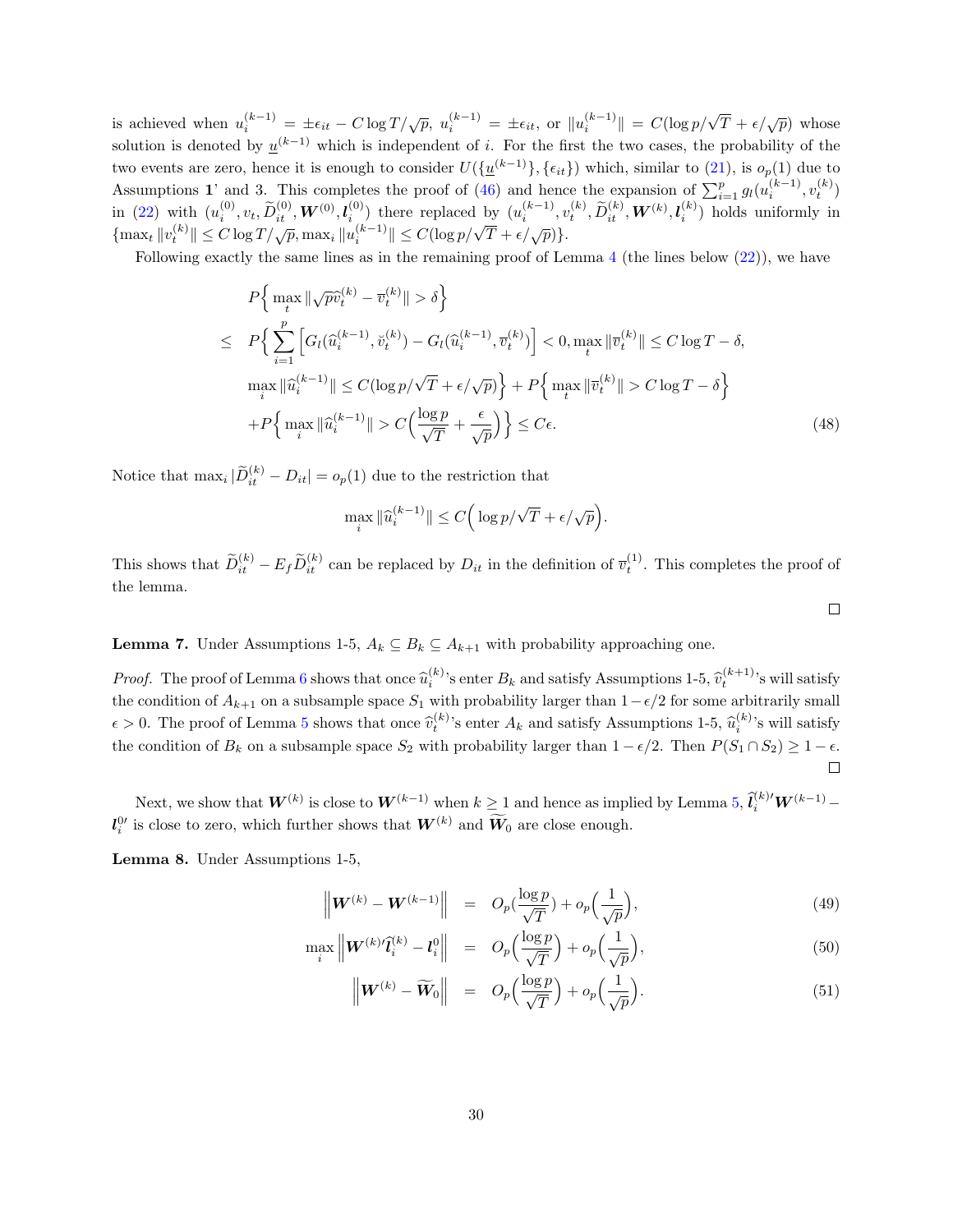is achieved when $u_i^{(k-1)} = \pm\epsilon_{it} - C\log T/\sqrt{p}$, $u_i^{(k-1)} = \pm\epsilon_{it}$, or $\|u_i^{(k-1)}\| = C(\log p/\sqrt{T} + \epsilon/\sqrt{p})$ whose solution is denoted by $\underline{u}^{(k-1)}$ which is independent of $i$. For the first the two cases, the probability of the two events are zero, hence it is enough to consider $U(\{\underline{u}^{(k-1)}\}, \{\epsilon_{it}\})$ which, similar to (21), is $o_p(1)$ due to Assumptions **1**' and 3. This completes the proof of (46) and hence the expansion of $\sum_{i=1}^p g_l(u_i^{(k-1)}, v_t^{(k)})$ in (22) with $(u_i^{(0)}, v_t, \widetilde{D}_{it}^{(0)}, \boldsymbol{W}^{(0)}, \boldsymbol{l}_i^{(0)})$ there replaced by $(u_i^{(k-1)}, v_t^{(k)}, \widetilde{D}_{it}^{(k)}, \boldsymbol{W}^{(k)}, \boldsymbol{l}_i^{(k)})$ holds uniformly in $\{\max_t \|v_t^{(k)}\| \le C\log T/\sqrt{p}, \max_i \|u_i^{(k-1)}\| \le C(\log p/\sqrt{T} + \epsilon/\sqrt{p})\}$.

Following exactly the same lines as in the remaining proof of Lemma 4 (the lines below (22)), we have

$$
\begin{aligned}
& P\Big\{ \max_t \|\sqrt{p}\widehat{v}_t^{(k)} - \overline{v}_t^{(k)}\| > \delta \Big\} \\
\le\ & P\Big\{ \sum_{i=1}^p \Big[ G_l(\widehat{u}_i^{(k-1)}, \breve{v}_t^{(k)}) - G_l(\widehat{u}_i^{(k-1)}, \overline{v}_t^{(k)}) \Big] < 0, \max_t \|\overline{v}_t^{(k)}\| \le C\log T - \delta, \\
& \max_i \|\widehat{u}_i^{(k-1)}\| \le C(\log p/\sqrt{T} + \epsilon/\sqrt{p}) \Big\} + P\Big\{ \max_t \|\overline{v}_t^{(k)}\| > C\log T - \delta \Big\} \\
& + P\Big\{ \max_i \|\widehat{u}_i^{(k-1)}\| > C\Big( \frac{\log p}{\sqrt{T}} + \frac{\epsilon}{\sqrt{p}} \Big) \Big\} \le C\epsilon. \qquad (48)
\end{aligned}
$$

Notice that $\max_i |\widetilde{D}_{it}^{(k)} - D_{it}| = o_p(1)$ due to the restriction that

$$
\max_i \|\widehat{u}_i^{(k-1)}\| \le C\Big( \log p/\sqrt{T} + \epsilon/\sqrt{p} \Big).
$$

This shows that $\widetilde{D}_{it}^{(k)} - E_f \widetilde{D}_{it}^{(k)}$ can be replaced by $D_{it}$ in the definition of $\overline{v}_t^{(1)}$. This completes the proof of the lemma.

□

**Lemma 7.** Under Assumptions 1-5, $A_k \subseteq B_k \subseteq A_{k+1}$ with probability approaching one.

*Proof.* The proof of Lemma 6 shows that once $\widehat{u}_i^{(k)}$'s enter $B_k$ and satisfy Assumptions 1-5, $\widehat{v}_t^{(k+1)}$'s will satisfy the condition of $A_{k+1}$ on a subsample space $S_1$ with probability larger than $1-\epsilon/2$ for some arbitrarily small $\epsilon > 0$. The proof of Lemma 5 shows that once $\widehat{v}_t^{(k)}$'s enter $A_k$ and satisfy Assumptions 1-5, $\widehat{u}_i^{(k)}$'s will satisfy the condition of $B_k$ on a subsample space $S_2$ with probability larger than $1-\epsilon/2$. Then $P(S_1 \cap S_2) \ge 1-\epsilon$. □

Next, we show that $\boldsymbol{W}^{(k)}$ is close to $\boldsymbol{W}^{(k-1)}$ when $k \ge 1$ and hence as implied by Lemma 5, $\widehat{\boldsymbol{l}}_i^{(k)\prime}\boldsymbol{W}^{(k-1)} - \boldsymbol{l}_i^{0\prime}$ is close to zero, which further shows that $\boldsymbol{W}^{(k)}$ and $\widetilde{\boldsymbol{W}}_0$ are close enough.

**Lemma 8.** Under Assumptions 1-5,

$$
\Big\| \boldsymbol{W}^{(k)} - \boldsymbol{W}^{(k-1)} \Big\| = O_p(\frac{\log p}{\sqrt{T}}) + o_p\Big(\frac{1}{\sqrt{p}}\Big), \qquad (49)
$$

$$
\max_i \Big\| \boldsymbol{W}^{(k)\prime}\widehat{\boldsymbol{l}}_i^{(k)} - \boldsymbol{l}_i^0 \Big\| = O_p\Big(\frac{\log p}{\sqrt{T}}\Big) + o_p\Big(\frac{1}{\sqrt{p}}\Big), \qquad (50)
$$

$$
\Big\| \boldsymbol{W}^{(k)} - \widetilde{\boldsymbol{W}}_0 \Big\| = O_p\Big(\frac{\log p}{\sqrt{T}}\Big) + o_p\Big(\frac{1}{\sqrt{p}}\Big). \qquad (51)
$$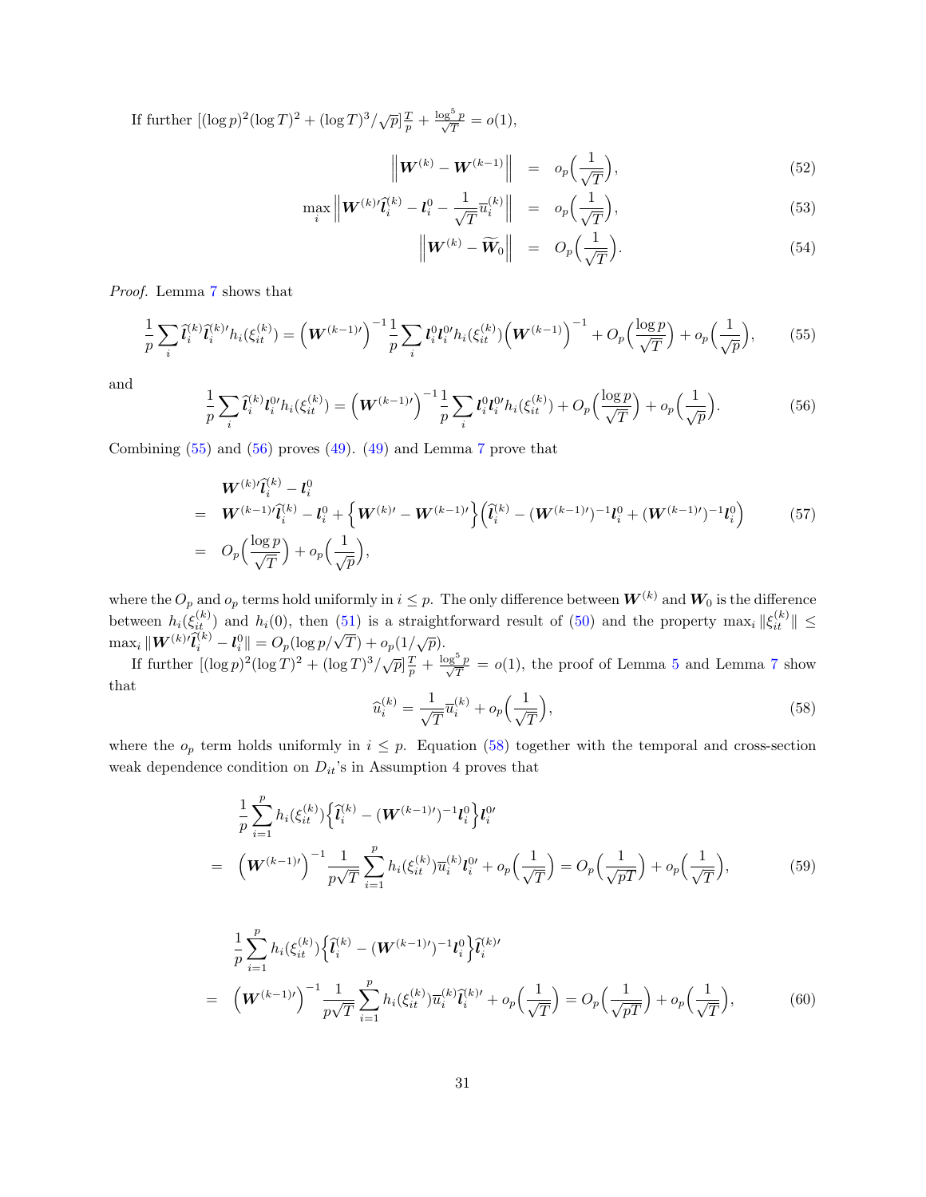If further $[(\log p)^2(\log T)^2 + (\log T)^3/\sqrt{p}]\frac{T}{p} + \frac{\log^5 p}{\sqrt{T}} = o(1)$,

$$
\begin{aligned}
\left\| \boldsymbol{W}^{(k)} - \boldsymbol{W}^{(k-1)} \right\| &= o_p\Big(\frac{1}{\sqrt{T}}\Big), &(52)\\
\max_i \left\| \boldsymbol{W}^{(k)\prime}\widehat{\boldsymbol{l}}_i^{(k)} - \boldsymbol{l}_i^0 - \frac{1}{\sqrt{T}}\overline{u}_i^{(k)} \right\| &= o_p\Big(\frac{1}{\sqrt{T}}\Big), &(53)\\
\left\| \boldsymbol{W}^{(k)} - \widetilde{\boldsymbol{W}}_0 \right\| &= O_p\Big(\frac{1}{\sqrt{T}}\Big). &(54)
\end{aligned}
$$

*Proof.* Lemma 7 shows that

$$
\frac{1}{p}\sum_i \widehat{\boldsymbol{l}}_i^{(k)}\widehat{\boldsymbol{l}}_i^{(k)\prime} h_i(\xi_{it}^{(k)}) = \Big(\boldsymbol{W}^{(k-1)\prime}\Big)^{-1}\frac{1}{p}\sum_i \boldsymbol{l}_i^0\boldsymbol{l}_i^{0\prime}h_i(\xi_{it}^{(k)})\Big(\boldsymbol{W}^{(k-1)}\Big)^{-1} + O_p\Big(\frac{\log p}{\sqrt{T}}\Big) + o_p\Big(\frac{1}{\sqrt{p}}\Big), \tag{55}
$$

and

$$
\frac{1}{p}\sum_i \widehat{\boldsymbol{l}}_i^{(k)}\boldsymbol{l}_i^{0\prime} h_i(\xi_{it}^{(k)}) = \Big(\boldsymbol{W}^{(k-1)\prime}\Big)^{-1}\frac{1}{p}\sum_i \boldsymbol{l}_i^0\boldsymbol{l}_i^{0\prime}h_i(\xi_{it}^{(k)}) + O_p\Big(\frac{\log p}{\sqrt{T}}\Big) + o_p\Big(\frac{1}{\sqrt{p}}\Big). \tag{56}
$$

Combining (55) and (56) proves (49). (49) and Lemma 7 prove that

$$
\begin{aligned}
& \boldsymbol{W}^{(k)\prime}\widehat{\boldsymbol{l}}_i^{(k)} - \boldsymbol{l}_i^0 \\
= \;& \boldsymbol{W}^{(k-1)\prime}\widehat{\boldsymbol{l}}_i^{(k)} - \boldsymbol{l}_i^0 + \Big\{\boldsymbol{W}^{(k)\prime} - \boldsymbol{W}^{(k-1)\prime}\Big\}\Big(\widehat{\boldsymbol{l}}_i^{(k)} - (\boldsymbol{W}^{(k-1)\prime})^{-1}\boldsymbol{l}_i^0 + (\boldsymbol{W}^{(k-1)\prime})^{-1}\boldsymbol{l}_i^0\Big) \qquad (57)\\
= \;& O_p\Big(\frac{\log p}{\sqrt{T}}\Big) + o_p\Big(\frac{1}{\sqrt{p}}\Big),
\end{aligned}
$$

where the $O_p$ and $o_p$ terms hold uniformly in $i \le p$. The only difference between $\boldsymbol{W}^{(k)}$ and $\boldsymbol{W}_0$ is the difference between $h_i(\xi_{it}^{(k)})$ and $h_i(0)$, then (51) is a straightforward result of (50) and the property $\max_i \|\xi_{it}^{(k)}\| \le \max_i \|\boldsymbol{W}^{(k)\prime}\widehat{\boldsymbol{l}}_i^{(k)} - \boldsymbol{l}_i^0\| = O_p(\log p/\sqrt{T}) + o_p(1/\sqrt{p})$.

If further $[(\log p)^2(\log T)^2 + (\log T)^3/\sqrt{p}]\frac{T}{p} + \frac{\log^5 p}{\sqrt{T}} = o(1)$, the proof of Lemma 5 and Lemma 7 show that

$$
\widehat{u}_i^{(k)} = \frac{1}{\sqrt{T}}\overline{u}_i^{(k)} + o_p\Big(\frac{1}{\sqrt{T}}\Big), \tag{58}
$$

where the $o_p$ term holds uniformly in $i \le p$. Equation (58) together with the temporal and cross-section weak dependence condition on $D_{it}$'s in Assumption 4 proves that

$$
\begin{aligned}
& \frac{1}{p}\sum_{i=1}^p h_i(\xi_{it}^{(k)})\Big\{\widehat{\boldsymbol{l}}_i^{(k)} - (\boldsymbol{W}^{(k-1)\prime})^{-1}\boldsymbol{l}_i^0\Big\}\boldsymbol{l}_i^{0\prime} \\
= \;& \Big(\boldsymbol{W}^{(k-1)\prime}\Big)^{-1}\frac{1}{p\sqrt{T}}\sum_{i=1}^p h_i(\xi_{it}^{(k)})\overline{u}_i^{(k)}\boldsymbol{l}_i^{0\prime} + o_p\Big(\frac{1}{\sqrt{T}}\Big) = O_p\Big(\frac{1}{\sqrt{pT}}\Big) + o_p\Big(\frac{1}{\sqrt{T}}\Big), \qquad (59)
\end{aligned}
$$

$$
\begin{aligned}
& \frac{1}{p}\sum_{i=1}^p h_i(\xi_{it}^{(k)})\Big\{\widehat{\boldsymbol{l}}_i^{(k)} - (\boldsymbol{W}^{(k-1)\prime})^{-1}\boldsymbol{l}_i^0\Big\}\widehat{\boldsymbol{l}}_i^{(k)\prime} \\
= \;& \Big(\boldsymbol{W}^{(k-1)\prime}\Big)^{-1}\frac{1}{p\sqrt{T}}\sum_{i=1}^p h_i(\xi_{it}^{(k)})\overline{u}_i^{(k)}\widehat{\boldsymbol{l}}_i^{(k)\prime} + o_p\Big(\frac{1}{\sqrt{T}}\Big) = O_p\Big(\frac{1}{\sqrt{pT}}\Big) + o_p\Big(\frac{1}{\sqrt{T}}\Big), \qquad (60)
\end{aligned}
$$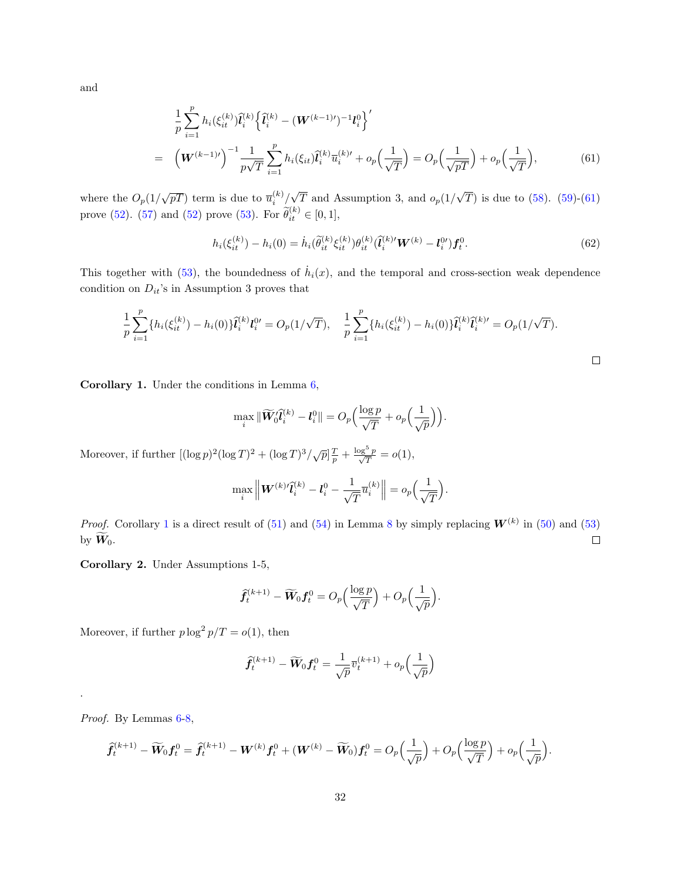and

$$
\begin{aligned}
&\frac{1}{p}\sum_{i=1}^{p} h_i(\xi_{it}^{(k)})\widehat{\boldsymbol{l}}_i^{(k)}\Big\{\widehat{\boldsymbol{l}}_i^{(k)} - (\boldsymbol{W}^{(k-1)\prime})^{-1}\boldsymbol{l}_i^0\Big\}'\\
=\;& \Big(\boldsymbol{W}^{(k-1)\prime}\Big)^{-1}\frac{1}{p\sqrt{T}}\sum_{i=1}^{p} h_i(\xi_{it})\widehat{\boldsymbol{l}}_i^{(k)}\overline{u}_i^{(k)\prime} + o_p\Big(\frac{1}{\sqrt{T}}\Big) = O_p\Big(\frac{1}{\sqrt{pT}}\Big) + o_p\Big(\frac{1}{\sqrt{T}}\Big), \qquad (61)
\end{aligned}
$$

where the $O_p(1/\sqrt{pT})$ term is due to $\overline{u}_i^{(k)}/\sqrt{T}$ and Assumption 3, and $o_p(1/\sqrt{T})$ is due to (58). (59)-(61) prove (52). (57) and (52) prove (53). For $\widetilde{\theta}_{it}^{(k)} \in [0,1]$,

$$
h_i(\xi_{it}^{(k)}) - h_i(0) = \dot{h}_i(\widetilde{\theta}_{it}^{(k)}\xi_{it}^{(k)})\theta_{it}^{(k)}(\widehat{\boldsymbol{l}}_i^{(k)\prime}\boldsymbol{W}^{(k)} - \boldsymbol{l}_i^{0\prime})\boldsymbol{f}_t^0. \qquad (62)
$$

This together with (53), the boundedness of $\dot{h}_i(x)$, and the temporal and cross-section weak dependence condition on $D_{it}$'s in Assumption 3 proves that

$$
\frac{1}{p}\sum_{i=1}^{p}\{h_i(\xi_{it}^{(k)}) - h_i(0)\}\widehat{\boldsymbol{l}}_i^{(k)}\boldsymbol{l}_i^{0\prime} = O_p(1/\sqrt{T}), \quad \frac{1}{p}\sum_{i=1}^{p}\{h_i(\xi_{it}^{(k)}) - h_i(0)\}\widehat{\boldsymbol{l}}_i^{(k)}\widehat{\boldsymbol{l}}_i^{(k)\prime} = O_p(1/\sqrt{T}).
$$

□

**Corollary 1.** Under the conditions in Lemma 6,

$$
\max_i \|\widetilde{\boldsymbol{W}}_0'\widehat{\boldsymbol{l}}_i^{(k)} - \boldsymbol{l}_i^0\| = O_p\Big(\frac{\log p}{\sqrt{T}} + o_p\Big(\frac{1}{\sqrt{p}}\Big)\Big).
$$

Moreover, if further $[(\log p)^2(\log T)^2 + (\log T)^3/\sqrt{p}]\frac{T}{p} + \frac{\log^5 p}{\sqrt{T}} = o(1)$,

$$
\max_i \Big\|\boldsymbol{W}^{(k)\prime}\widehat{\boldsymbol{l}}_i^{(k)} - \boldsymbol{l}_i^0 - \frac{1}{\sqrt{T}}\overline{u}_i^{(k)}\Big\| = o_p\Big(\frac{1}{\sqrt{T}}\Big).
$$

*Proof.* Corollary 1 is a direct result of (51) and (54) in Lemma 8 by simply replacing $\boldsymbol{W}^{(k)}$ in (50) and (53) by $\widetilde{\boldsymbol{W}}_0$. □

**Corollary 2.** Under Assumptions 1-5,

$$
\widehat{\boldsymbol{f}}_t^{(k+1)} - \widetilde{\boldsymbol{W}}_0\boldsymbol{f}_t^0 = O_p\Big(\frac{\log p}{\sqrt{T}}\Big) + O_p\Big(\frac{1}{\sqrt{p}}\Big).
$$

Moreover, if further $p\log^2 p/T = o(1)$, then

$$
\widehat{\boldsymbol{f}}_t^{(k+1)} - \widetilde{\boldsymbol{W}}_0\boldsymbol{f}_t^0 = \frac{1}{\sqrt{p}}\overline{v}_t^{(k+1)} + o_p\Big(\frac{1}{\sqrt{p}}\Big)
$$

.

*Proof.* By Lemmas 6-8,

$$
\widehat{\boldsymbol{f}}_t^{(k+1)} - \widetilde{\boldsymbol{W}}_0\boldsymbol{f}_t^0 = \widehat{\boldsymbol{f}}_t^{(k+1)} - \boldsymbol{W}^{(k)}\boldsymbol{f}_t^0 + (\boldsymbol{W}^{(k)} - \widetilde{\boldsymbol{W}}_0)\boldsymbol{f}_t^0 = O_p\Big(\frac{1}{\sqrt{p}}\Big) + O_p\Big(\frac{\log p}{\sqrt{T}}\Big) + o_p\Big(\frac{1}{\sqrt{p}}\Big).
$$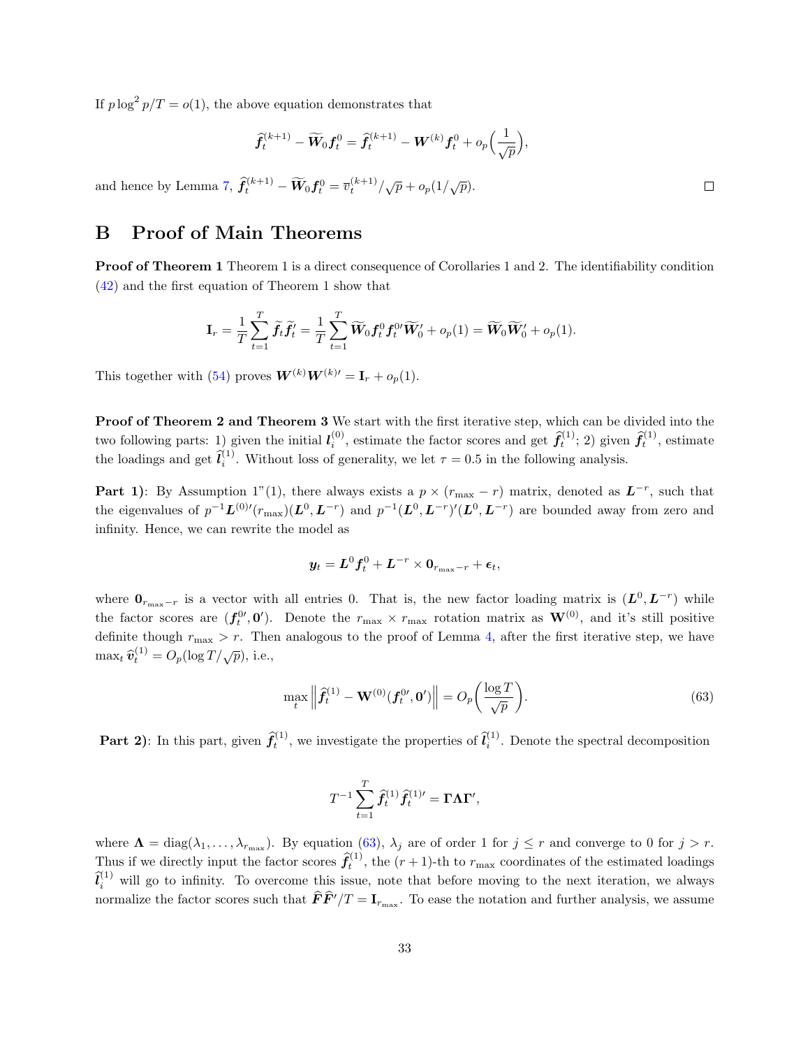If $p\log^2 p/T = o(1)$, the above equation demonstrates that

$$\widehat{\boldsymbol{f}}_t^{(k+1)} - \widetilde{\boldsymbol{W}}_0 \boldsymbol{f}_t^0 = \widehat{\boldsymbol{f}}_t^{(k+1)} - \boldsymbol{W}^{(k)} \boldsymbol{f}_t^0 + o_p\Big(\frac{1}{\sqrt{p}}\Big),$$

and hence by Lemma 7, $\widehat{\boldsymbol{f}}_t^{(k+1)} - \widetilde{\boldsymbol{W}}_0 \boldsymbol{f}_t^0 = \overline{v}_t^{(k+1)}/\sqrt{p} + o_p(1/\sqrt{p})$. □

# B Proof of Main Theorems

**Proof of Theorem 1** Theorem 1 is a direct consequence of Corollaries 1 and 2. The identifiability condition (42) and the first equation of Theorem 1 show that

$$\mathbf{I}_r = \frac{1}{T}\sum_{t=1}^{T} \widetilde{\boldsymbol{f}}_t \widetilde{\boldsymbol{f}}_t' = \frac{1}{T}\sum_{t=1}^{T} \widetilde{\boldsymbol{W}}_0 \boldsymbol{f}_t^0 \boldsymbol{f}_t^{0\prime} \widetilde{\boldsymbol{W}}_0' + o_p(1) = \widetilde{\boldsymbol{W}}_0 \widetilde{\boldsymbol{W}}_0' + o_p(1).$$

This together with (54) proves $\boldsymbol{W}^{(k)}\boldsymbol{W}^{(k)\prime} = \mathbf{I}_r + o_p(1)$.

**Proof of Theorem 2 and Theorem 3** We start with the first iterative step, which can be divided into the two following parts: 1) given the initial $\boldsymbol{l}_i^{(0)}$, estimate the factor scores and get $\widehat{\boldsymbol{f}}_t^{(1)}$; 2) given $\widehat{\boldsymbol{f}}_t^{(1)}$, estimate the loadings and get $\widehat{\boldsymbol{l}}_i^{(1)}$. Without loss of generality, we let $\tau = 0.5$ in the following analysis.

**Part 1)**: By Assumption 1"(1), there always exists a $p \times (r_{\max} - r)$ matrix, denoted as $\boldsymbol{L}^{-r}$, such that the eigenvalues of $p^{-1}\boldsymbol{L}^{(0)\prime}(r_{\max})(\boldsymbol{L}^0, \boldsymbol{L}^{-r})$ and $p^{-1}(\boldsymbol{L}^0, \boldsymbol{L}^{-r})'(\boldsymbol{L}^0, \boldsymbol{L}^{-r})$ are bounded away from zero and infinity. Hence, we can rewrite the model as

$$\boldsymbol{y}_t = \boldsymbol{L}^0 \boldsymbol{f}_t^0 + \boldsymbol{L}^{-r} \times \mathbf{0}_{r_{\max}-r} + \boldsymbol{\epsilon}_t,$$

where $\mathbf{0}_{r_{\max}-r}$ is a vector with all entries 0. That is, the new factor loading matrix is $(\boldsymbol{L}^0, \boldsymbol{L}^{-r})$ while the factor scores are $(\boldsymbol{f}_t^{0\prime}, \mathbf{0}')$. Denote the $r_{\max} \times r_{\max}$ rotation matrix as $\mathbf{W}^{(0)}$, and it's still positive definite though $r_{\max} > r$. Then analogous to the proof of Lemma 4, after the first iterative step, we have $\max_t \widehat{\boldsymbol{v}}_t^{(1)} = O_p(\log T/\sqrt{p})$, i.e.,

$$\max_t \left\| \widehat{\boldsymbol{f}}_t^{(1)} - \mathbf{W}^{(0)}(\boldsymbol{f}_t^{0\prime}, \mathbf{0}') \right\| = O_p\Big(\frac{\log T}{\sqrt{p}}\Big). \tag{63}$$

**Part 2)**: In this part, given $\widehat{\boldsymbol{f}}_t^{(1)}$, we investigate the properties of $\widehat{\boldsymbol{l}}_i^{(1)}$. Denote the spectral decomposition

$$T^{-1}\sum_{t=1}^{T} \widehat{\boldsymbol{f}}_t^{(1)} \widehat{\boldsymbol{f}}_t^{(1)\prime} = \boldsymbol{\Gamma}\boldsymbol{\Lambda}\boldsymbol{\Gamma}',$$

where $\boldsymbol{\Lambda} = \mathrm{diag}(\lambda_1, \ldots, \lambda_{r_{\max}})$. By equation (63), $\lambda_j$ are of order 1 for $j \le r$ and converge to 0 for $j > r$. Thus if we directly input the factor scores $\widehat{\boldsymbol{f}}_t^{(1)}$, the $(r+1)$-th to $r_{\max}$ coordinates of the estimated loadings $\widehat{\boldsymbol{l}}_i^{(1)}$ will go to infinity. To overcome this issue, note that before moving to the next iteration, we always normalize the factor scores such that $\widehat{\boldsymbol{F}}\widehat{\boldsymbol{F}}'/T = \mathbf{I}_{r_{\max}}$. To ease the notation and further analysis, we assume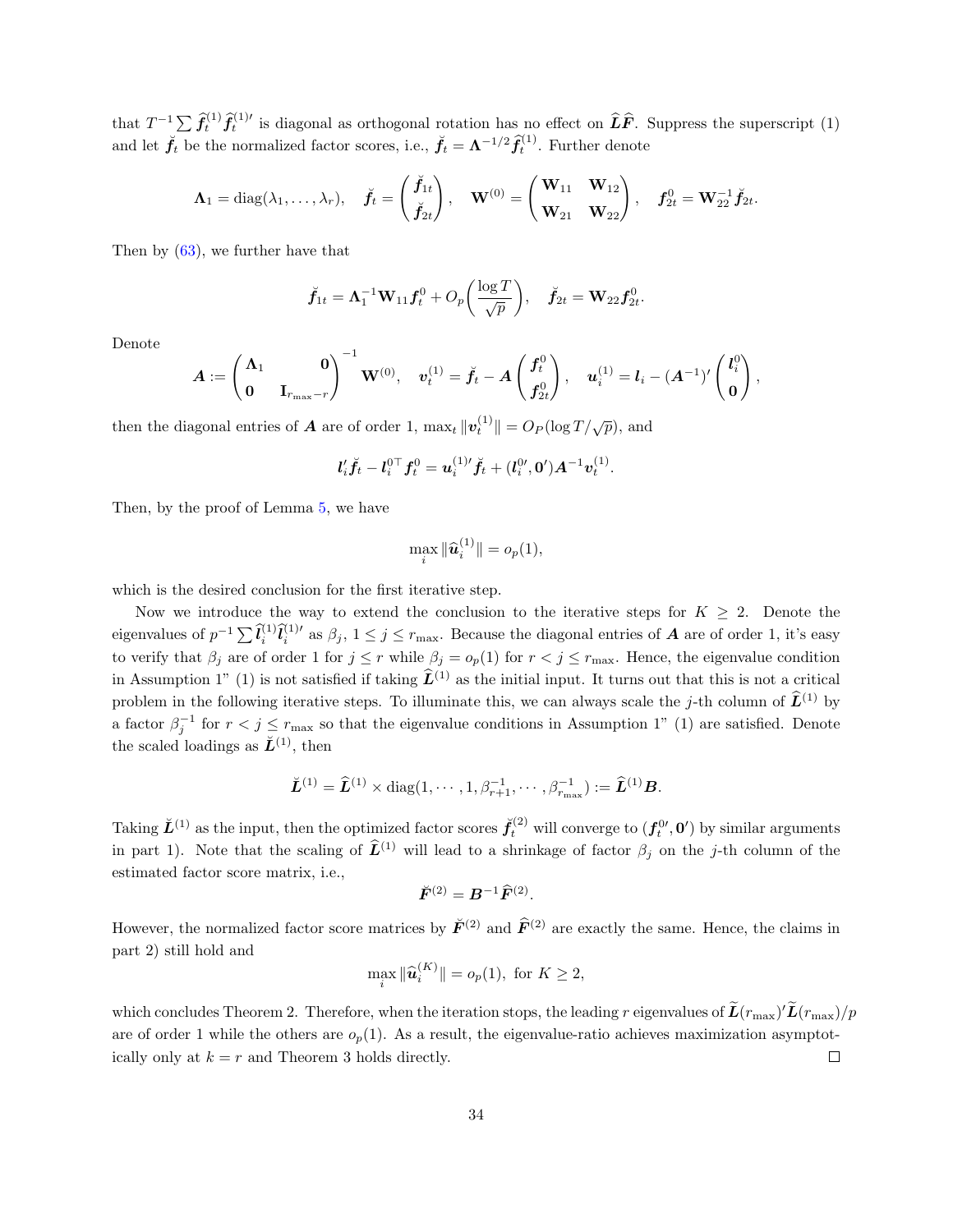that $T^{-1}\sum \widehat{\boldsymbol{f}}_t^{(1)}\widehat{\boldsymbol{f}}_t^{(1)\prime}$ is diagonal as orthogonal rotation has no effect on $\widehat{\boldsymbol{L}}\widehat{\boldsymbol{F}}$. Suppress the superscript (1) and let $\breve{\boldsymbol{f}}_t$ be the normalized factor scores, i.e., $\breve{\boldsymbol{f}}_t = \boldsymbol{\Lambda}^{-1/2}\widehat{\boldsymbol{f}}_t^{(1)}$. Further denote

$$\boldsymbol{\Lambda}_1 = \mathrm{diag}(\lambda_1, \ldots, \lambda_r), \quad \breve{\boldsymbol{f}}_t = \begin{pmatrix} \breve{\boldsymbol{f}}_{1t} \\ \breve{\boldsymbol{f}}_{2t} \end{pmatrix}, \quad \mathbf{W}^{(0)} = \begin{pmatrix} \mathbf{W}_{11} & \mathbf{W}_{12} \\ \mathbf{W}_{21} & \mathbf{W}_{22} \end{pmatrix}, \quad \boldsymbol{f}_{2t}^0 = \mathbf{W}_{22}^{-1}\breve{\boldsymbol{f}}_{2t}.$$

Then by (63), we further have that

$$\breve{\boldsymbol{f}}_{1t} = \boldsymbol{\Lambda}_1^{-1}\mathbf{W}_{11}\boldsymbol{f}_t^0 + O_p\left(\frac{\log T}{\sqrt{p}}\right), \quad \breve{\boldsymbol{f}}_{2t} = \mathbf{W}_{22}\boldsymbol{f}_{2t}^0.$$

Denote

$$\boldsymbol{A} := \begin{pmatrix} \boldsymbol{\Lambda}_1 & \mathbf{0} \\ \mathbf{0} & \mathbf{I}_{r_{\max}-r} \end{pmatrix}^{-1}\mathbf{W}^{(0)}, \quad \boldsymbol{v}_t^{(1)} = \breve{\boldsymbol{f}}_t - \boldsymbol{A}\begin{pmatrix} \boldsymbol{f}_t^0 \\ \boldsymbol{f}_{2t}^0 \end{pmatrix}, \quad \boldsymbol{u}_i^{(1)} = \boldsymbol{l}_i - (\boldsymbol{A}^{-1})'\begin{pmatrix} \boldsymbol{l}_i^0 \\ \mathbf{0} \end{pmatrix},$$

then the diagonal entries of $\boldsymbol{A}$ are of order 1, $\max_t \|\boldsymbol{v}_t^{(1)}\| = O_P(\log T/\sqrt{p})$, and

$$\boldsymbol{l}_i'\breve{\boldsymbol{f}}_t - \boldsymbol{l}_i^{0\top}\boldsymbol{f}_t^0 = \boldsymbol{u}_i^{(1)\prime}\breve{\boldsymbol{f}}_t + (\boldsymbol{l}_i^{0\prime}, \mathbf{0}')\boldsymbol{A}^{-1}\boldsymbol{v}_t^{(1)}.$$

Then, by the proof of Lemma 5, we have

$$\max_i \|\widehat{\boldsymbol{u}}_i^{(1)}\| = o_p(1),$$

which is the desired conclusion for the first iterative step.

Now we introduce the way to extend the conclusion to the iterative steps for $K \geq 2$. Denote the eigenvalues of $p^{-1}\sum \widehat{\boldsymbol{l}}_i^{(1)}\widehat{\boldsymbol{l}}_i^{(1)\prime}$ as $\beta_j$, $1 \leq j \leq r_{\max}$. Because the diagonal entries of $\boldsymbol{A}$ are of order 1, it's easy to verify that $\beta_j$ are of order 1 for $j \leq r$ while $\beta_j = o_p(1)$ for $r < j \leq r_{\max}$. Hence, the eigenvalue condition in Assumption 1" (1) is not satisfied if taking $\widehat{\boldsymbol{L}}^{(1)}$ as the initial input. It turns out that this is not a critical problem in the following iterative steps. To illuminate this, we can always scale the $j$-th column of $\widehat{\boldsymbol{L}}^{(1)}$ by a factor $\beta_j^{-1}$ for $r < j \leq r_{\max}$ so that the eigenvalue conditions in Assumption 1" (1) are satisfied. Denote the scaled loadings as $\breve{\boldsymbol{L}}^{(1)}$, then

$$\breve{\boldsymbol{L}}^{(1)} = \widehat{\boldsymbol{L}}^{(1)} \times \mathrm{diag}(1, \cdots, 1, \beta_{r+1}^{-1}, \cdots, \beta_{r_{\max}}^{-1}) := \widehat{\boldsymbol{L}}^{(1)}\boldsymbol{B}.$$

Taking $\breve{\boldsymbol{L}}^{(1)}$ as the input, then the optimized factor scores $\breve{\boldsymbol{f}}_t^{(2)}$ will converge to $(\boldsymbol{f}_t^{0\prime}, \mathbf{0}')$ by similar arguments in part 1). Note that the scaling of $\widehat{\boldsymbol{L}}^{(1)}$ will lead to a shrinkage of factor $\beta_j$ on the $j$-th column of the estimated factor score matrix, i.e.,

$$\breve{\boldsymbol{F}}^{(2)} = \boldsymbol{B}^{-1}\widehat{\boldsymbol{F}}^{(2)}.$$

However, the normalized factor score matrices by $\breve{\boldsymbol{F}}^{(2)}$ and $\widehat{\boldsymbol{F}}^{(2)}$ are exactly the same. Hence, the claims in part 2) still hold and

$$\max_i \|\widehat{\boldsymbol{u}}_i^{(K)}\| = o_p(1), \text{ for } K \geq 2,$$

which concludes Theorem 2. Therefore, when the iteration stops, the leading $r$ eigenvalues of $\widetilde{\boldsymbol{L}}(r_{\max})'\widetilde{\boldsymbol{L}}(r_{\max})/p$ are of order 1 while the others are $o_p(1)$. As a result, the eigenvalue-ratio achieves maximization asymptotically only at $k = r$ and Theorem 3 holds directly. $\square$